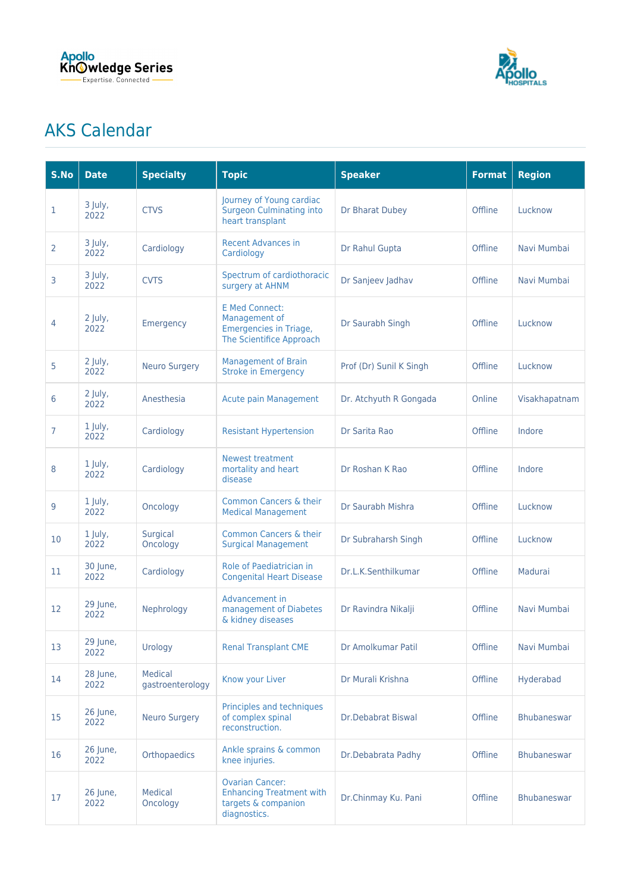Apollo Knowledge Series
Expertise. Connected

Apollo HOSPITALS

# AKS Calendar

| S.No | Date | Specialty | Topic | Speaker | Format | Region |
|---|---|---|---|---|---|---|
| 1 | 3 July, 2022 | CTVS | Journey of Young cardiac Surgeon Culminating into heart transplant | Dr Bharat Dubey | Offline | Lucknow |
| 2 | 3 July, 2022 | Cardiology | Recent Advances in Cardiology | Dr Rahul Gupta | Offline | Navi Mumbai |
| 3 | 3 July, 2022 | CVTS | Spectrum of cardiothoracic surgery at AHNM | Dr Sanjeev Jadhav | Offline | Navi Mumbai |
| 4 | 2 July, 2022 | Emergency | E Med Connect: Management of Emergencies in Triage, The Scientifice Approach | Dr Saurabh Singh | Offline | Lucknow |
| 5 | 2 July, 2022 | Neuro Surgery | Management of Brain Stroke in Emergency | Prof (Dr) Sunil K Singh | Offline | Lucknow |
| 6 | 2 July, 2022 | Anesthesia | Acute pain Management | Dr. Atchyuth R Gongada | Online | Visakhapatnam |
| 7 | 1 July, 2022 | Cardiology | Resistant Hypertension | Dr Sarita Rao | Offline | Indore |
| 8 | 1 July, 2022 | Cardiology | Newest treatment mortality and heart disease | Dr Roshan K Rao | Offline | Indore |
| 9 | 1 July, 2022 | Oncology | Common Cancers & their Medical Management | Dr Saurabh Mishra | Offline | Lucknow |
| 10 | 1 July, 2022 | Surgical Oncology | Common Cancers & their Surgical Management | Dr Subraharsh Singh | Offline | Lucknow |
| 11 | 30 June, 2022 | Cardiology | Role of Paediatrician in Congenital Heart Disease | Dr.L.K.Senthilkumar | Offline | Madurai |
| 12 | 29 June, 2022 | Nephrology | Advancement in management of Diabetes & kidney diseases | Dr Ravindra Nikalji | Offline | Navi Mumbai |
| 13 | 29 June, 2022 | Urology | Renal Transplant CME | Dr Amolkumar Patil | Offline | Navi Mumbai |
| 14 | 28 June, 2022 | Medical gastroenterology | Know your Liver | Dr Murali Krishna | Offline | Hyderabad |
| 15 | 26 June, 2022 | Neuro Surgery | Principles and techniques of complex spinal reconstruction. | Dr.Debabrat Biswal | Offline | Bhubaneswar |
| 16 | 26 June, 2022 | Orthopaedics | Ankle sprains & common knee injuries. | Dr.Debabrata Padhy | Offline | Bhubaneswar |
| 17 | 26 June, 2022 | Medical Oncology | Ovarian Cancer: Enhancing Treatment with targets & companion diagnostics. | Dr.Chinmay Ku. Pani | Offline | Bhubaneswar |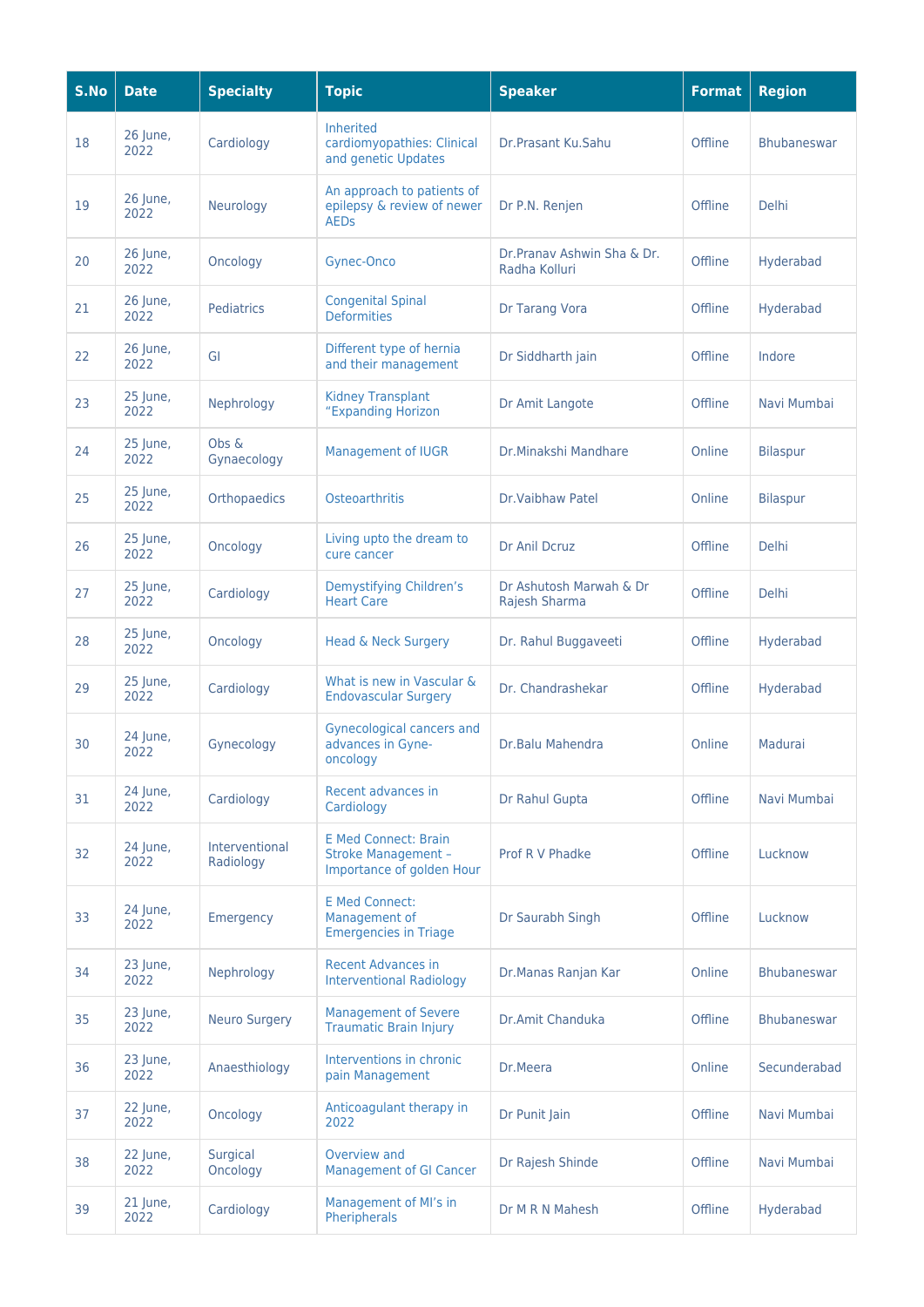| S.No | Date | Specialty | Topic | Speaker | Format | Region |
|---|---|---|---|---|---|---|
| 18 | 26 June, 2022 | Cardiology | Inherited cardiomyopathies: Clinical and genetic Updates | Dr.Prasant Ku.Sahu | Offline | Bhubaneswar |
| 19 | 26 June, 2022 | Neurology | An approach to patients of epilepsy & review of newer AEDs | Dr P.N. Renjen | Offline | Delhi |
| 20 | 26 June, 2022 | Oncology | Gynec-Onco | Dr.Pranav Ashwin Sha & Dr. Radha Kolluri | Offline | Hyderabad |
| 21 | 26 June, 2022 | Pediatrics | Congenital Spinal Deformities | Dr Tarang Vora | Offline | Hyderabad |
| 22 | 26 June, 2022 | GI | Different type of hernia and their management | Dr Siddharth jain | Offline | Indore |
| 23 | 25 June, 2022 | Nephrology | Kidney Transplant "Expanding Horizon | Dr Amit Langote | Offline | Navi Mumbai |
| 24 | 25 June, 2022 | Obs & Gynaecology | Management of IUGR | Dr.Minakshi Mandhare | Online | Bilaspur |
| 25 | 25 June, 2022 | Orthopaedics | Osteoarthritis | Dr.Vaibhaw Patel | Online | Bilaspur |
| 26 | 25 June, 2022 | Oncology | Living upto the dream to cure cancer | Dr Anil Dcruz | Offline | Delhi |
| 27 | 25 June, 2022 | Cardiology | Demystifying Children's Heart Care | Dr Ashutosh Marwah & Dr Rajesh Sharma | Offline | Delhi |
| 28 | 25 June, 2022 | Oncology | Head & Neck Surgery | Dr. Rahul Buggaveeti | Offline | Hyderabad |
| 29 | 25 June, 2022 | Cardiology | What is new in Vascular & Endovascular Surgery | Dr. Chandrashekar | Offline | Hyderabad |
| 30 | 24 June, 2022 | Gynecology | Gynecological cancers and advances in Gyne-oncology | Dr.Balu Mahendra | Online | Madurai |
| 31 | 24 June, 2022 | Cardiology | Recent advances in Cardiology | Dr Rahul Gupta | Offline | Navi Mumbai |
| 32 | 24 June, 2022 | Interventional Radiology | E Med Connect: Brain Stroke Management – Importance of golden Hour | Prof R V Phadke | Offline | Lucknow |
| 33 | 24 June, 2022 | Emergency | E Med Connect: Management of Emergencies in Triage | Dr Saurabh Singh | Offline | Lucknow |
| 34 | 23 June, 2022 | Nephrology | Recent Advances in Interventional Radiology | Dr.Manas Ranjan Kar | Online | Bhubaneswar |
| 35 | 23 June, 2022 | Neuro Surgery | Management of Severe Traumatic Brain Injury | Dr.Amit Chanduka | Offline | Bhubaneswar |
| 36 | 23 June, 2022 | Anaesthiology | Interventions in chronic pain Management | Dr.Meera | Online | Secunderabad |
| 37 | 22 June, 2022 | Oncology | Anticoagulant therapy in 2022 | Dr Punit Jain | Offline | Navi Mumbai |
| 38 | 22 June, 2022 | Surgical Oncology | Overview and Management of GI Cancer | Dr Rajesh Shinde | Offline | Navi Mumbai |
| 39 | 21 June, 2022 | Cardiology | Management of MI's in Pheripherals | Dr M R N Mahesh | Offline | Hyderabad |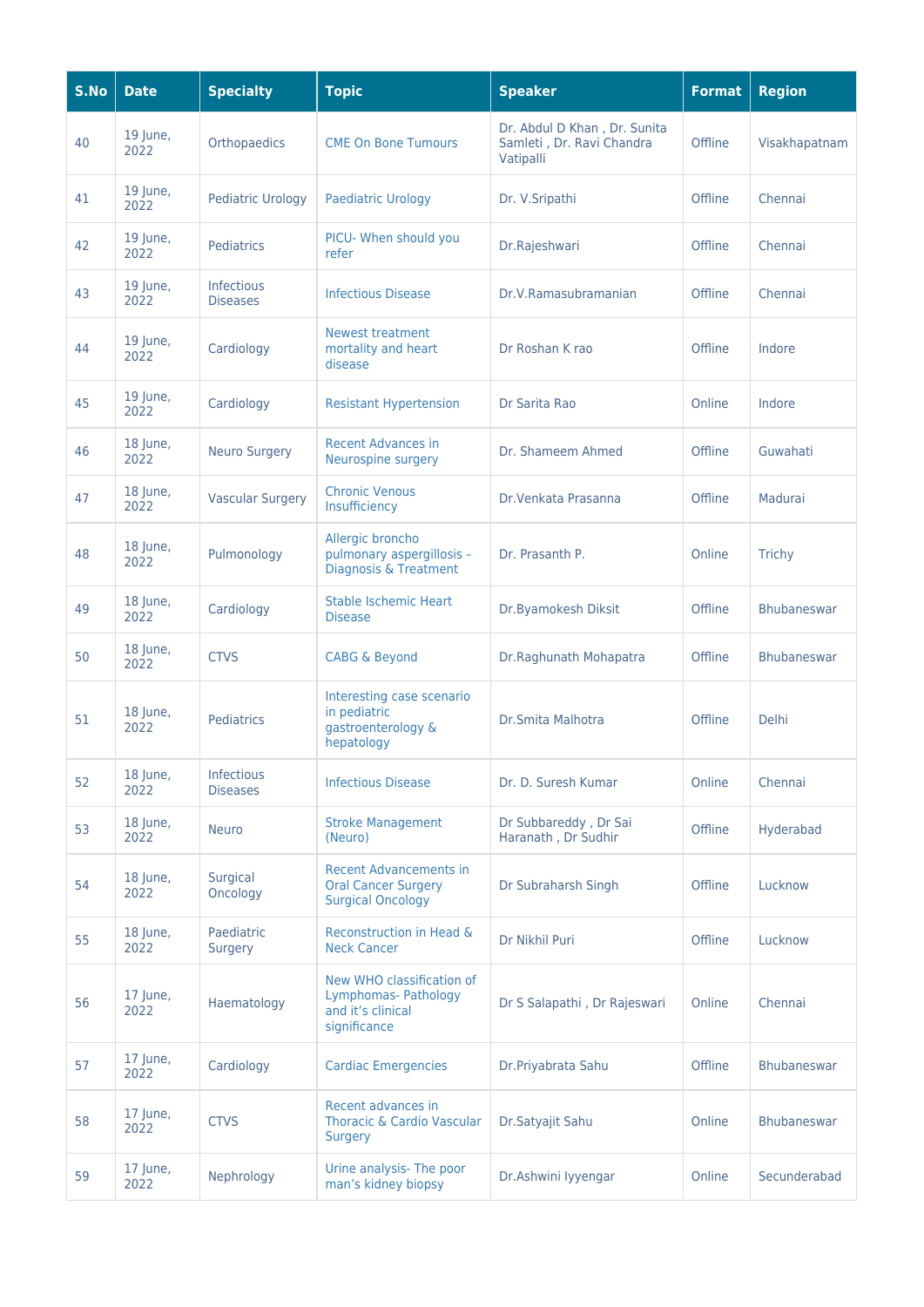| S.No | Date | Specialty | Topic | Speaker | Format | Region |
|---|---|---|---|---|---|---|
| 40 | 19 June, 2022 | Orthopaedics | CME On Bone Tumours | Dr. Abdul D Khan , Dr. Sunita Samleti , Dr. Ravi Chandra Vatipalli | Offline | Visakhapatnam |
| 41 | 19 June, 2022 | Pediatric Urology | Paediatric Urology | Dr. V.Sripathi | Offline | Chennai |
| 42 | 19 June, 2022 | Pediatrics | PICU- When should you refer | Dr.Rajeshwari | Offline | Chennai |
| 43 | 19 June, 2022 | Infectious Diseases | Infectious Disease | Dr.V.Ramasubramanian | Offline | Chennai |
| 44 | 19 June, 2022 | Cardiology | Newest treatment mortality and heart disease | Dr Roshan K rao | Offline | Indore |
| 45 | 19 June, 2022 | Cardiology | Resistant Hypertension | Dr Sarita Rao | Online | Indore |
| 46 | 18 June, 2022 | Neuro Surgery | Recent Advances in Neurospine surgery | Dr. Shameem Ahmed | Offline | Guwahati |
| 47 | 18 June, 2022 | Vascular Surgery | Chronic Venous Insufficiency | Dr.Venkata Prasanna | Offline | Madurai |
| 48 | 18 June, 2022 | Pulmonology | Allergic broncho pulmonary aspergillosis – Diagnosis & Treatment | Dr. Prasanth P. | Online | Trichy |
| 49 | 18 June, 2022 | Cardiology | Stable Ischemic Heart Disease | Dr.Byamokesh Diksit | Offline | Bhubaneswar |
| 50 | 18 June, 2022 | CTVS | CABG & Beyond | Dr.Raghunath Mohapatra | Offline | Bhubaneswar |
| 51 | 18 June, 2022 | Pediatrics | Interesting case scenario in pediatric gastroenterology & hepatology | Dr.Smita Malhotra | Offline | Delhi |
| 52 | 18 June, 2022 | Infectious Diseases | Infectious Disease | Dr. D. Suresh Kumar | Online | Chennai |
| 53 | 18 June, 2022 | Neuro | Stroke Management (Neuro) | Dr Subbareddy , Dr Sai Haranath , Dr Sudhir | Offline | Hyderabad |
| 54 | 18 June, 2022 | Surgical Oncology | Recent Advancements in Oral Cancer Surgery Surgical Oncology | Dr Subraharsh Singh | Offline | Lucknow |
| 55 | 18 June, 2022 | Paediatric Surgery | Reconstruction in Head & Neck Cancer | Dr Nikhil Puri | Offline | Lucknow |
| 56 | 17 June, 2022 | Haematology | New WHO classification of Lymphomas- Pathology and it's clinical significance | Dr S Salapathi , Dr Rajeswari | Online | Chennai |
| 57 | 17 June, 2022 | Cardiology | Cardiac Emergencies | Dr.Priyabrata Sahu | Offline | Bhubaneswar |
| 58 | 17 June, 2022 | CTVS | Recent advances in Thoracic & Cardio Vascular Surgery | Dr.Satyajit Sahu | Online | Bhubaneswar |
| 59 | 17 June, 2022 | Nephrology | Urine analysis- The poor man's kidney biopsy | Dr.Ashwini Iyyengar | Online | Secunderabad |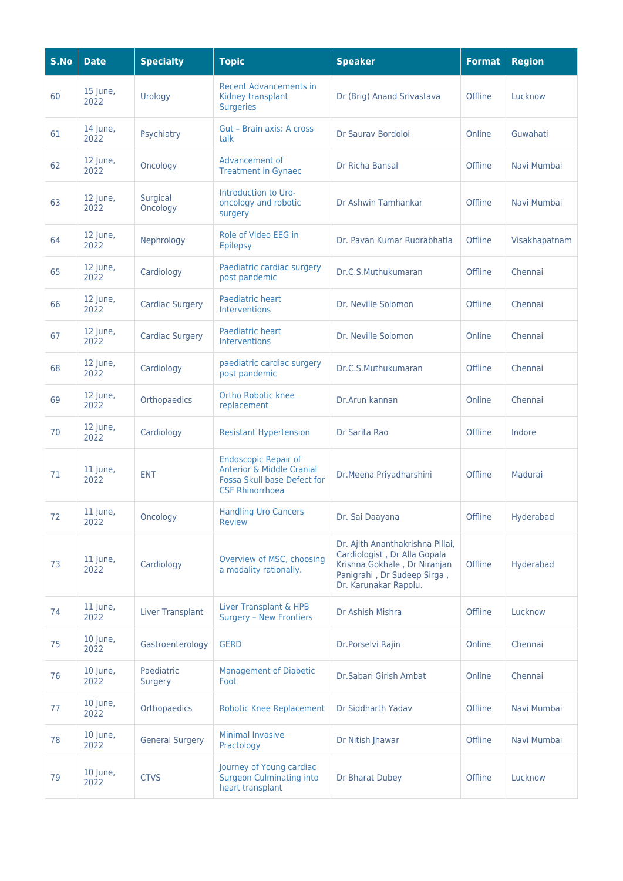| S.No | Date | Specialty | Topic | Speaker | Format | Region |
|---|---|---|---|---|---|---|
| 60 | 15 June, 2022 | Urology | Recent Advancements in Kidney transplant Surgeries | Dr (Brig) Anand Srivastava | Offline | Lucknow |
| 61 | 14 June, 2022 | Psychiatry | Gut – Brain axis: A cross talk | Dr Saurav Bordoloi | Online | Guwahati |
| 62 | 12 June, 2022 | Oncology | Advancement of Treatment in Gynaec | Dr Richa Bansal | Offline | Navi Mumbai |
| 63 | 12 June, 2022 | Surgical Oncology | Introduction to Uro-oncology and robotic surgery | Dr Ashwin Tamhankar | Offline | Navi Mumbai |
| 64 | 12 June, 2022 | Nephrology | Role of Video EEG in Epilepsy | Dr. Pavan Kumar Rudrabhatla | Offline | Visakhapatnam |
| 65 | 12 June, 2022 | Cardiology | Paediatric cardiac surgery post pandemic | Dr.C.S.Muthukumaran | Offline | Chennai |
| 66 | 12 June, 2022 | Cardiac Surgery | Paediatric heart Interventions | Dr. Neville Solomon | Offline | Chennai |
| 67 | 12 June, 2022 | Cardiac Surgery | Paediatric heart Interventions | Dr. Neville Solomon | Online | Chennai |
| 68 | 12 June, 2022 | Cardiology | paediatric cardiac surgery post pandemic | Dr.C.S.Muthukumaran | Offline | Chennai |
| 69 | 12 June, 2022 | Orthopaedics | Ortho Robotic knee replacement | Dr.Arun kannan | Online | Chennai |
| 70 | 12 June, 2022 | Cardiology | Resistant Hypertension | Dr Sarita Rao | Offline | Indore |
| 71 | 11 June, 2022 | ENT | Endoscopic Repair of Anterior & Middle Cranial Fossa Skull base Defect for CSF Rhinorrhoea | Dr.Meena Priyadharshini | Offline | Madurai |
| 72 | 11 June, 2022 | Oncology | Handling Uro Cancers Review | Dr. Sai Daayana | Offline | Hyderabad |
| 73 | 11 June, 2022 | Cardiology | Overview of MSC, choosing a modality rationally. | Dr. Ajith Ananthakrishna Pillai, Cardiologist , Dr Alla Gopala Krishna Gokhale , Dr Niranjan Panigrahi , Dr Sudeep Sirga , Dr. Karunakar Rapolu. | Offline | Hyderabad |
| 74 | 11 June, 2022 | Liver Transplant | Liver Transplant & HPB Surgery – New Frontiers | Dr Ashish Mishra | Offline | Lucknow |
| 75 | 10 June, 2022 | Gastroenterology | GERD | Dr.Porselvi Rajin | Online | Chennai |
| 76 | 10 June, 2022 | Paediatric Surgery | Management of Diabetic Foot | Dr.Sabari Girish Ambat | Online | Chennai |
| 77 | 10 June, 2022 | Orthopaedics | Robotic Knee Replacement | Dr Siddharth Yadav | Offline | Navi Mumbai |
| 78 | 10 June, 2022 | General Surgery | Minimal Invasive Practology | Dr Nitish Jhawar | Offline | Navi Mumbai |
| 79 | 10 June, 2022 | CTVS | Journey of Young cardiac Surgeon Culminating into heart transplant | Dr Bharat Dubey | Offline | Lucknow |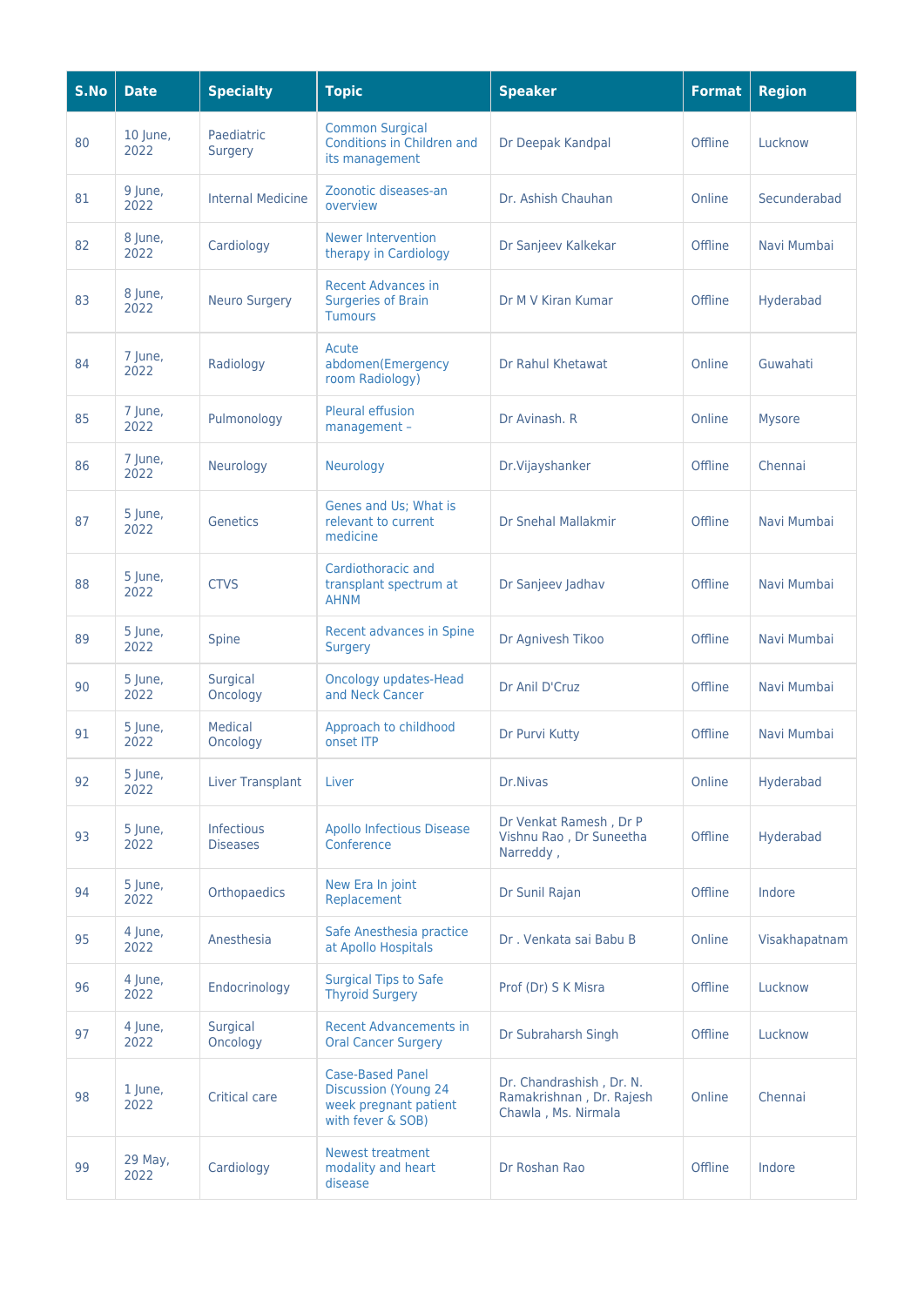| S.No | Date | Specialty | Topic | Speaker | Format | Region |
| --- | --- | --- | --- | --- | --- | --- |
| 80 | 10 June, 2022 | Paediatric Surgery | Common Surgical Conditions in Children and its management | Dr Deepak Kandpal | Offline | Lucknow |
| 81 | 9 June, 2022 | Internal Medicine | Zoonotic diseases-an overview | Dr. Ashish Chauhan | Online | Secunderabad |
| 82 | 8 June, 2022 | Cardiology | Newer Intervention therapy in Cardiology | Dr Sanjeev Kalkekar | Offline | Navi Mumbai |
| 83 | 8 June, 2022 | Neuro Surgery | Recent Advances in Surgeries of Brain Tumours | Dr M V Kiran Kumar | Offline | Hyderabad |
| 84 | 7 June, 2022 | Radiology | Acute abdomen(Emergency room Radiology) | Dr Rahul Khetawat | Online | Guwahati |
| 85 | 7 June, 2022 | Pulmonology | Pleural effusion management – | Dr Avinash. R | Online | Mysore |
| 86 | 7 June, 2022 | Neurology | Neurology | Dr.Vijayshanker | Offline | Chennai |
| 87 | 5 June, 2022 | Genetics | Genes and Us; What is relevant to current medicine | Dr Snehal Mallakmir | Offline | Navi Mumbai |
| 88 | 5 June, 2022 | CTVS | Cardiothoracic and transplant spectrum at AHNM | Dr Sanjeev Jadhav | Offline | Navi Mumbai |
| 89 | 5 June, 2022 | Spine | Recent advances in Spine Surgery | Dr Agnivesh Tikoo | Offline | Navi Mumbai |
| 90 | 5 June, 2022 | Surgical Oncology | Oncology updates-Head and Neck Cancer | Dr Anil D'Cruz | Offline | Navi Mumbai |
| 91 | 5 June, 2022 | Medical Oncology | Approach to childhood onset ITP | Dr Purvi Kutty | Offline | Navi Mumbai |
| 92 | 5 June, 2022 | Liver Transplant | Liver | Dr.Nivas | Online | Hyderabad |
| 93 | 5 June, 2022 | Infectious Diseases | Apollo Infectious Disease Conference | Dr Venkat Ramesh , Dr P Vishnu Rao , Dr Suneetha Narreddy , | Offline | Hyderabad |
| 94 | 5 June, 2022 | Orthopaedics | New Era In joint Replacement | Dr Sunil Rajan | Offline | Indore |
| 95 | 4 June, 2022 | Anesthesia | Safe Anesthesia practice at Apollo Hospitals | Dr . Venkata sai Babu B | Online | Visakhapatnam |
| 96 | 4 June, 2022 | Endocrinology | Surgical Tips to Safe Thyroid Surgery | Prof (Dr) S K Misra | Offline | Lucknow |
| 97 | 4 June, 2022 | Surgical Oncology | Recent Advancements in Oral Cancer Surgery | Dr Subraharsh Singh | Offline | Lucknow |
| 98 | 1 June, 2022 | Critical care | Case-Based Panel Discussion (Young 24 week pregnant patient with fever & SOB) | Dr. Chandrashish , Dr. N. Ramakrishnan , Dr. Rajesh Chawla , Ms. Nirmala | Online | Chennai |
| 99 | 29 May, 2022 | Cardiology | Newest treatment modality and heart disease | Dr Roshan Rao | Offline | Indore |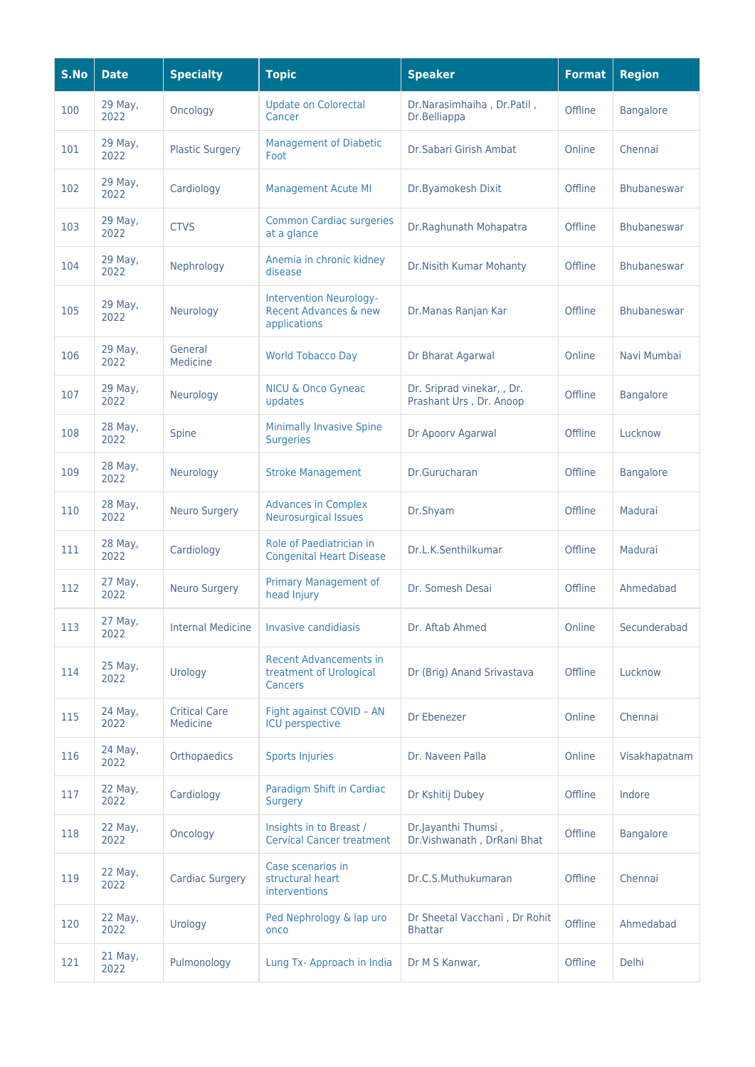| S.No | Date | Specialty | Topic | Speaker | Format | Region |
|---|---|---|---|---|---|---|
| 100 | 29 May, 2022 | Oncology | Update on Colorectal Cancer | Dr.Narasimhaiha , Dr.Patil , Dr.Belliappa | Offline | Bangalore |
| 101 | 29 May, 2022 | Plastic Surgery | Management of Diabetic Foot | Dr.Sabari Girish Ambat | Online | Chennai |
| 102 | 29 May, 2022 | Cardiology | Management Acute MI | Dr.Byamokesh Dixit | Offline | Bhubaneswar |
| 103 | 29 May, 2022 | CTVS | Common Cardiac surgeries at a glance | Dr.Raghunath Mohapatra | Offline | Bhubaneswar |
| 104 | 29 May, 2022 | Nephrology | Anemia in chronic kidney disease | Dr.Nisith Kumar Mohanty | Offline | Bhubaneswar |
| 105 | 29 May, 2022 | Neurology | Intervention Neurology- Recent Advances & new applications | Dr.Manas Ranjan Kar | Offline | Bhubaneswar |
| 106 | 29 May, 2022 | General Medicine | World Tobacco Day | Dr Bharat Agarwal | Online | Navi Mumbai |
| 107 | 29 May, 2022 | Neurology | NICU & Onco Gyneac updates | Dr. Sriprad vinekar, , Dr. Prashant Urs , Dr. Anoop | Offline | Bangalore |
| 108 | 28 May, 2022 | Spine | Minimally Invasive Spine Surgeries | Dr Apoorv Agarwal | Offline | Lucknow |
| 109 | 28 May, 2022 | Neurology | Stroke Management | Dr.Gurucharan | Offline | Bangalore |
| 110 | 28 May, 2022 | Neuro Surgery | Advances in Complex Neurosurgical Issues | Dr.Shyam | Offline | Madurai |
| 111 | 28 May, 2022 | Cardiology | Role of Paediatrician in Congenital Heart Disease | Dr.L.K.Senthilkumar | Offline | Madurai |
| 112 | 27 May, 2022 | Neuro Surgery | Primary Management of head Injury | Dr. Somesh Desai | Offline | Ahmedabad |
| 113 | 27 May, 2022 | Internal Medicine | Invasive candidiasis | Dr. Aftab Ahmed | Online | Secunderabad |
| 114 | 25 May, 2022 | Urology | Recent Advancements in treatment of Urological Cancers | Dr (Brig) Anand Srivastava | Offline | Lucknow |
| 115 | 24 May, 2022 | Critical Care Medicine | Fight against COVID – AN ICU perspective | Dr Ebenezer | Online | Chennai |
| 116 | 24 May, 2022 | Orthopaedics | Sports Injuries | Dr. Naveen Palla | Online | Visakhapatnam |
| 117 | 22 May, 2022 | Cardiology | Paradigm Shift in Cardiac Surgery | Dr Kshitij Dubey | Offline | Indore |
| 118 | 22 May, 2022 | Oncology | Insights in to Breast / Cervical Cancer treatment | Dr.Jayanthi Thumsi , Dr.Vishwanath , DrRani Bhat | Offline | Bangalore |
| 119 | 22 May, 2022 | Cardiac Surgery | Case scenarios in structural heart interventions | Dr.C.S.Muthukumaran | Offline | Chennai |
| 120 | 22 May, 2022 | Urology | Ped Nephrology & lap uro onco | Dr Sheetal Vacchani , Dr Rohit Bhattar | Offline | Ahmedabad |
| 121 | 21 May, 2022 | Pulmonology | Lung Tx- Approach in India | Dr M S Kanwar, | Offline | Delhi |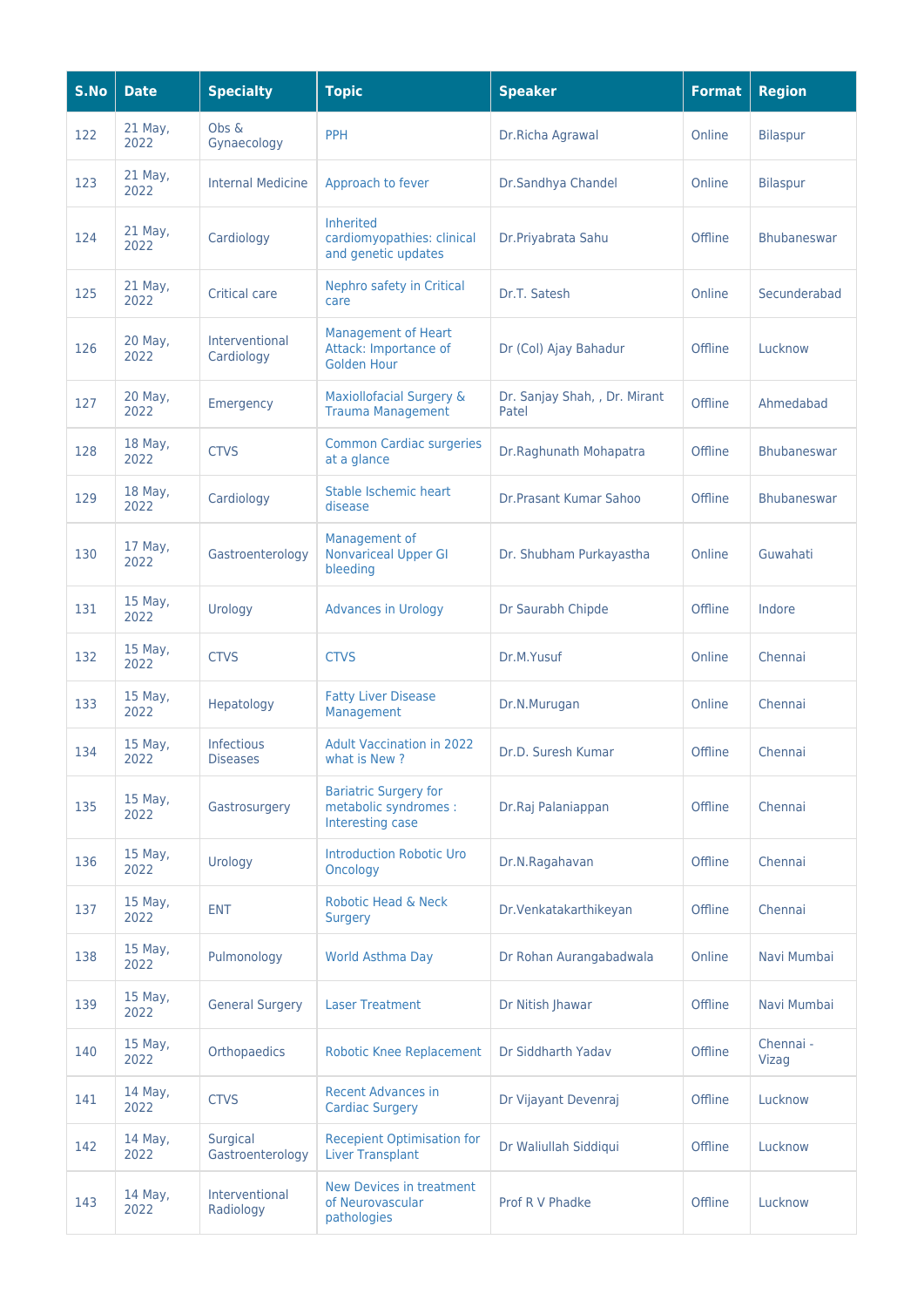| S.No | Date | Specialty | Topic | Speaker | Format | Region |
| --- | --- | --- | --- | --- | --- | --- |
| 122 | 21 May, 2022 | Obs & Gynaecology | PPH | Dr.Richa Agrawal | Online | Bilaspur |
| 123 | 21 May, 2022 | Internal Medicine | Approach to fever | Dr.Sandhya Chandel | Online | Bilaspur |
| 124 | 21 May, 2022 | Cardiology | Inherited cardiomyopathies: clinical and genetic updates | Dr.Priyabrata Sahu | Offline | Bhubaneswar |
| 125 | 21 May, 2022 | Critical care | Nephro safety in Critical care | Dr.T. Satesh | Online | Secunderabad |
| 126 | 20 May, 2022 | Interventional Cardiology | Management of Heart Attack: Importance of Golden Hour | Dr (Col) Ajay Bahadur | Offline | Lucknow |
| 127 | 20 May, 2022 | Emergency | Maxiollofacial Surgery & Trauma Management | Dr. Sanjay Shah, , Dr. Mirant Patel | Offline | Ahmedabad |
| 128 | 18 May, 2022 | CTVS | Common Cardiac surgeries at a glance | Dr.Raghunath Mohapatra | Offline | Bhubaneswar |
| 129 | 18 May, 2022 | Cardiology | Stable Ischemic heart disease | Dr.Prasant Kumar Sahoo | Offline | Bhubaneswar |
| 130 | 17 May, 2022 | Gastroenterology | Management of Nonvariceal Upper GI bleeding | Dr. Shubham Purkayastha | Online | Guwahati |
| 131 | 15 May, 2022 | Urology | Advances in Urology | Dr Saurabh Chipde | Offline | Indore |
| 132 | 15 May, 2022 | CTVS | CTVS | Dr.M.Yusuf | Online | Chennai |
| 133 | 15 May, 2022 | Hepatology | Fatty Liver Disease Management | Dr.N.Murugan | Online | Chennai |
| 134 | 15 May, 2022 | Infectious Diseases | Adult Vaccination in 2022 what is New ? | Dr.D. Suresh Kumar | Offline | Chennai |
| 135 | 15 May, 2022 | Gastrosurgery | Bariatric Surgery for metabolic syndromes : Interesting case | Dr.Raj Palaniappan | Offline | Chennai |
| 136 | 15 May, 2022 | Urology | Introduction Robotic Uro Oncology | Dr.N.Ragahavan | Offline | Chennai |
| 137 | 15 May, 2022 | ENT | Robotic Head & Neck Surgery | Dr.Venkatakarthikeyan | Offline | Chennai |
| 138 | 15 May, 2022 | Pulmonology | World Asthma Day | Dr Rohan Aurangabadwala | Online | Navi Mumbai |
| 139 | 15 May, 2022 | General Surgery | Laser Treatment | Dr Nitish Jhawar | Offline | Navi Mumbai |
| 140 | 15 May, 2022 | Orthopaedics | Robotic Knee Replacement | Dr Siddharth Yadav | Offline | Chennai - Vizag |
| 141 | 14 May, 2022 | CTVS | Recent Advances in Cardiac Surgery | Dr Vijayant Devenraj | Offline | Lucknow |
| 142 | 14 May, 2022 | Surgical Gastroenterology | Recepient Optimisation for Liver Transplant | Dr Waliullah Siddiqui | Offline | Lucknow |
| 143 | 14 May, 2022 | Interventional Radiology | New Devices in treatment of Neurovascular pathologies | Prof R V Phadke | Offline | Lucknow |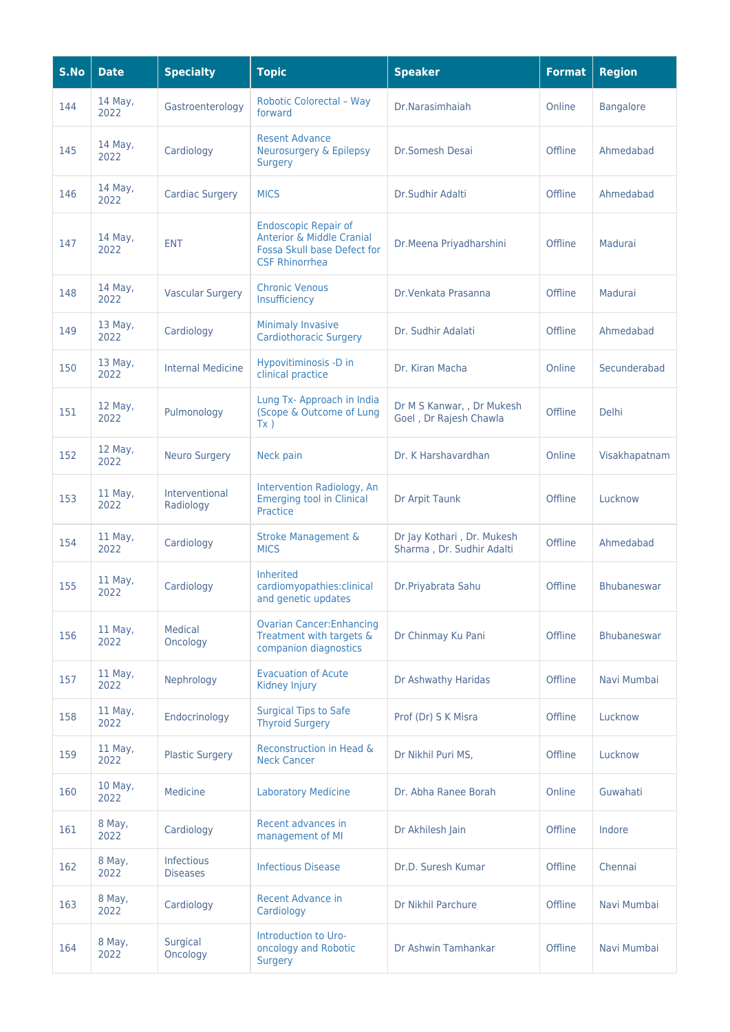| S.No | Date | Specialty | Topic | Speaker | Format | Region |
|---|---|---|---|---|---|---|
| 144 | 14 May, 2022 | Gastroenterology | Robotic Colorectal – Way forward | Dr.Narasimhaiah | Online | Bangalore |
| 145 | 14 May, 2022 | Cardiology | Resent Advance Neurosurgery & Epilepsy Surgery | Dr.Somesh Desai | Offline | Ahmedabad |
| 146 | 14 May, 2022 | Cardiac Surgery | MICS | Dr.Sudhir Adalti | Offline | Ahmedabad |
| 147 | 14 May, 2022 | ENT | Endoscopic Repair of Anterior & Middle Cranial Fossa Skull base Defect for CSF Rhinorrhea | Dr.Meena Priyadharshini | Offline | Madurai |
| 148 | 14 May, 2022 | Vascular Surgery | Chronic Venous Insufficiency | Dr.Venkata Prasanna | Offline | Madurai |
| 149 | 13 May, 2022 | Cardiology | Minimaly Invasive Cardiothoracic Surgery | Dr. Sudhir Adalati | Offline | Ahmedabad |
| 150 | 13 May, 2022 | Internal Medicine | Hypovitiminosis -D in clinical practice | Dr. Kiran Macha | Online | Secunderabad |
| 151 | 12 May, 2022 | Pulmonology | Lung Tx- Approach in India (Scope & Outcome of Lung Tx ) | Dr M S Kanwar, , Dr Mukesh Goel , Dr Rajesh Chawla | Offline | Delhi |
| 152 | 12 May, 2022 | Neuro Surgery | Neck pain | Dr. K Harshavardhan | Online | Visakhapatnam |
| 153 | 11 May, 2022 | Interventional Radiology | Intervention Radiology, An Emerging tool in Clinical Practice | Dr Arpit Taunk | Offline | Lucknow |
| 154 | 11 May, 2022 | Cardiology | Stroke Management & MICS | Dr Jay Kothari , Dr. Mukesh Sharma , Dr. Sudhir Adalti | Offline | Ahmedabad |
| 155 | 11 May, 2022 | Cardiology | Inherited cardiomyopathies:clinical and genetic updates | Dr.Priyabrata Sahu | Offline | Bhubaneswar |
| 156 | 11 May, 2022 | Medical Oncology | Ovarian Cancer:Enhancing Treatment with targets & companion diagnostics | Dr Chinmay Ku Pani | Offline | Bhubaneswar |
| 157 | 11 May, 2022 | Nephrology | Evacuation of Acute Kidney Injury | Dr Ashwathy Haridas | Offline | Navi Mumbai |
| 158 | 11 May, 2022 | Endocrinology | Surgical Tips to Safe Thyroid Surgery | Prof (Dr) S K Misra | Offline | Lucknow |
| 159 | 11 May, 2022 | Plastic Surgery | Reconstruction in Head & Neck Cancer | Dr Nikhil Puri MS, | Offline | Lucknow |
| 160 | 10 May, 2022 | Medicine | Laboratory Medicine | Dr. Abha Ranee Borah | Online | Guwahati |
| 161 | 8 May, 2022 | Cardiology | Recent advances in management of MI | Dr Akhilesh Jain | Offline | Indore |
| 162 | 8 May, 2022 | Infectious Diseases | Infectious Disease | Dr.D. Suresh Kumar | Offline | Chennai |
| 163 | 8 May, 2022 | Cardiology | Recent Advance in Cardiology | Dr Nikhil Parchure | Offline | Navi Mumbai |
| 164 | 8 May, 2022 | Surgical Oncology | Introduction to Uro-oncology and Robotic Surgery | Dr Ashwin Tamhankar | Offline | Navi Mumbai |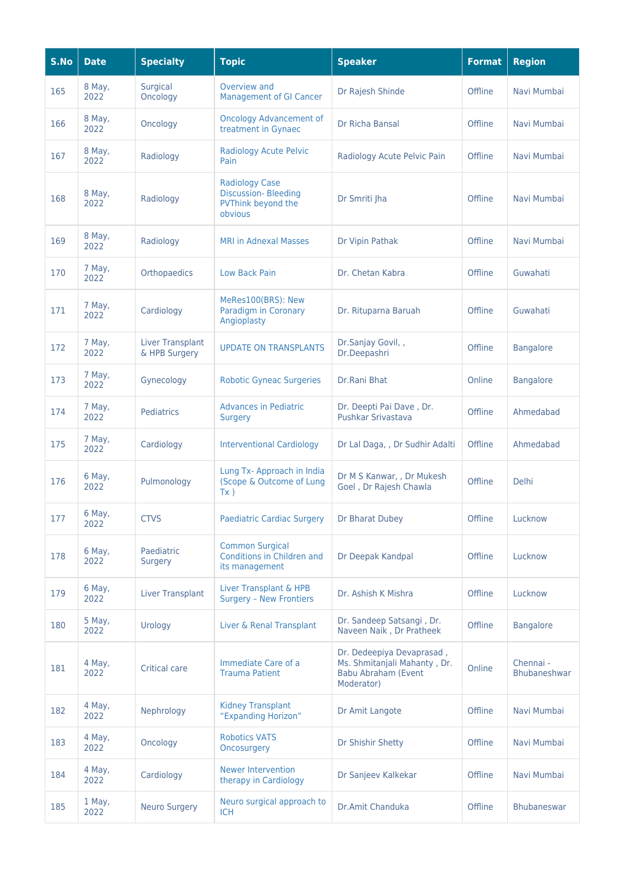| S.No | Date | Specialty | Topic | Speaker | Format | Region |
|---|---|---|---|---|---|---|
| 165 | 8 May, 2022 | Surgical Oncology | Overview and Management of GI Cancer | Dr Rajesh Shinde | Offline | Navi Mumbai |
| 166 | 8 May, 2022 | Oncology | Oncology Advancement of treatment in Gynaec | Dr Richa Bansal | Offline | Navi Mumbai |
| 167 | 8 May, 2022 | Radiology | Radiology Acute Pelvic Pain | Radiology Acute Pelvic Pain | Offline | Navi Mumbai |
| 168 | 8 May, 2022 | Radiology | Radiology Case Discussion- Bleeding PVThink beyond the obvious | Dr Smriti Jha | Offline | Navi Mumbai |
| 169 | 8 May, 2022 | Radiology | MRI in Adnexal Masses | Dr Vipin Pathak | Offline | Navi Mumbai |
| 170 | 7 May, 2022 | Orthopaedics | Low Back Pain | Dr. Chetan Kabra | Offline | Guwahati |
| 171 | 7 May, 2022 | Cardiology | MeRes100(BRS): New Paradigm in Coronary Angioplasty | Dr. Rituparna Baruah | Offline | Guwahati |
| 172 | 7 May, 2022 | Liver Transplant & HPB Surgery | UPDATE ON TRANSPLANTS | Dr.Sanjay Govil, , Dr.Deepashri | Offline | Bangalore |
| 173 | 7 May, 2022 | Gynecology | Robotic Gyneac Surgeries | Dr.Rani Bhat | Online | Bangalore |
| 174 | 7 May, 2022 | Pediatrics | Advances in Pediatric Surgery | Dr. Deepti Pai Dave , Dr. Pushkar Srivastava | Offline | Ahmedabad |
| 175 | 7 May, 2022 | Cardiology | Interventional Cardiology | Dr Lal Daga, , Dr Sudhir Adalti | Offline | Ahmedabad |
| 176 | 6 May, 2022 | Pulmonology | Lung Tx- Approach in India (Scope & Outcome of Lung Tx ) | Dr M S Kanwar, , Dr Mukesh Goel , Dr Rajesh Chawla | Offline | Delhi |
| 177 | 6 May, 2022 | CTVS | Paediatric Cardiac Surgery | Dr Bharat Dubey | Offline | Lucknow |
| 178 | 6 May, 2022 | Paediatric Surgery | Common Surgical Conditions in Children and its management | Dr Deepak Kandpal | Offline | Lucknow |
| 179 | 6 May, 2022 | Liver Transplant | Liver Transplant & HPB Surgery – New Frontiers | Dr. Ashish K Mishra | Offline | Lucknow |
| 180 | 5 May, 2022 | Urology | Liver & Renal Transplant | Dr. Sandeep Satsangi , Dr. Naveen Naik , Dr Pratheek | Offline | Bangalore |
| 181 | 4 May, 2022 | Critical care | Immediate Care of a Trauma Patient | Dr. Dedeepiya Devaprasad , Ms. Shmitanjali Mahanty , Dr. Babu Abraham (Event Moderator) | Online | Chennai - Bhubaneshwar |
| 182 | 4 May, 2022 | Nephrology | Kidney Transplant "Expanding Horizon" | Dr Amit Langote | Offline | Navi Mumbai |
| 183 | 4 May, 2022 | Oncology | Robotics VATS Oncosurgery | Dr Shishir Shetty | Offline | Navi Mumbai |
| 184 | 4 May, 2022 | Cardiology | Newer Intervention therapy in Cardiology | Dr Sanjeev Kalkekar | Offline | Navi Mumbai |
| 185 | 1 May, 2022 | Neuro Surgery | Neuro surgical approach to ICH | Dr.Amit Chanduka | Offline | Bhubaneswar |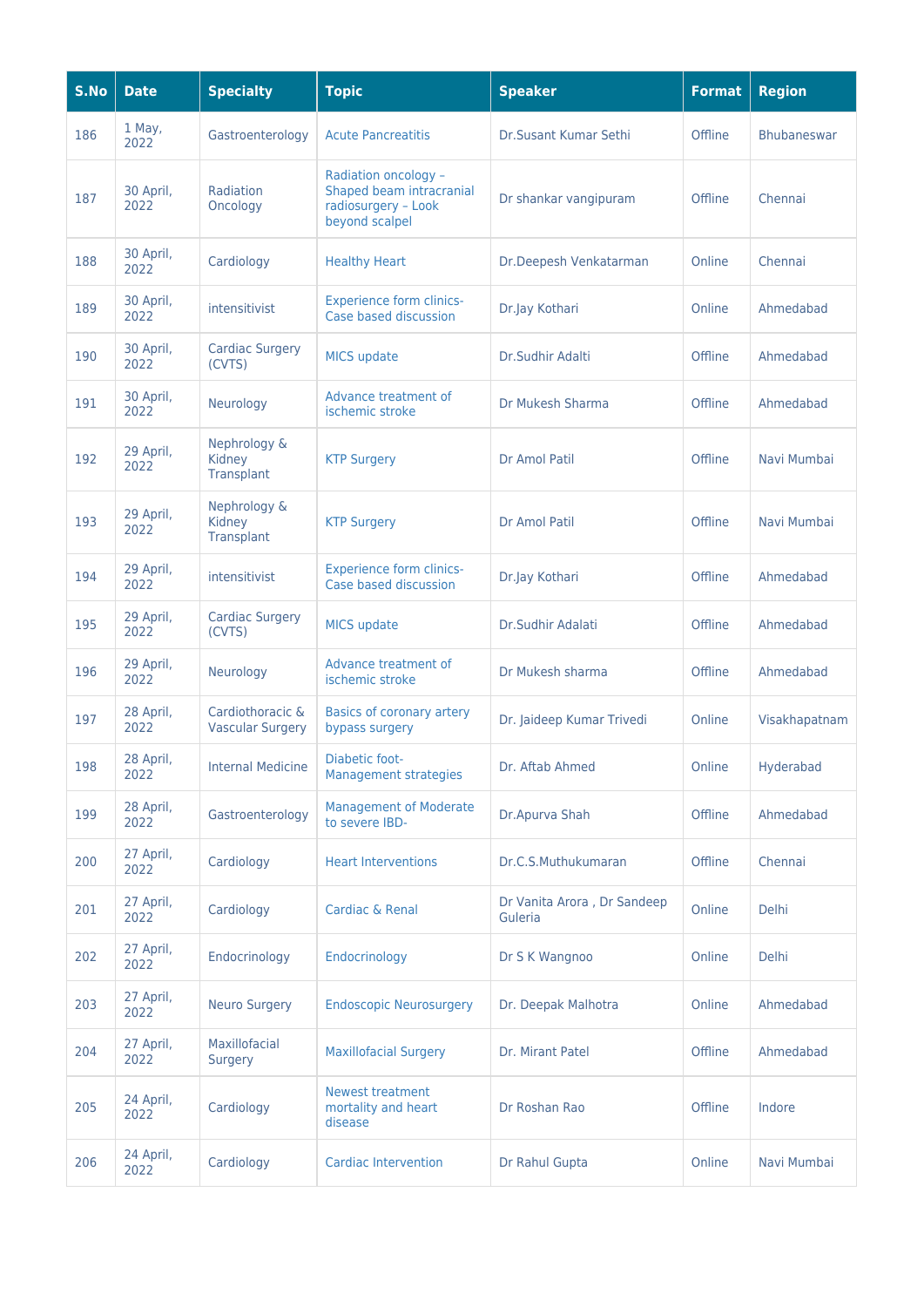| S.No | Date | Specialty | Topic | Speaker | Format | Region |
|---|---|---|---|---|---|---|
| 186 | 1 May, 2022 | Gastroenterology | Acute Pancreatitis | Dr.Susant Kumar Sethi | Offline | Bhubaneswar |
| 187 | 30 April, 2022 | Radiation Oncology | Radiation oncology – Shaped beam intracranial radiosurgery – Look beyond scalpel | Dr shankar vangipuram | Offline | Chennai |
| 188 | 30 April, 2022 | Cardiology | Healthy Heart | Dr.Deepesh Venkatarman | Online | Chennai |
| 189 | 30 April, 2022 | intensitivist | Experience form clinics-Case based discussion | Dr.Jay Kothari | Online | Ahmedabad |
| 190 | 30 April, 2022 | Cardiac Surgery (CVTS) | MICS update | Dr.Sudhir Adalti | Offline | Ahmedabad |
| 191 | 30 April, 2022 | Neurology | Advance treatment of ischemic stroke | Dr Mukesh Sharma | Offline | Ahmedabad |
| 192 | 29 April, 2022 | Nephrology & Kidney Transplant | KTP Surgery | Dr Amol Patil | Offline | Navi Mumbai |
| 193 | 29 April, 2022 | Nephrology & Kidney Transplant | KTP Surgery | Dr Amol Patil | Offline | Navi Mumbai |
| 194 | 29 April, 2022 | intensitivist | Experience form clinics-Case based discussion | Dr.Jay Kothari | Offline | Ahmedabad |
| 195 | 29 April, 2022 | Cardiac Surgery (CVTS) | MICS update | Dr.Sudhir Adalati | Offline | Ahmedabad |
| 196 | 29 April, 2022 | Neurology | Advance treatment of ischemic stroke | Dr Mukesh sharma | Offline | Ahmedabad |
| 197 | 28 April, 2022 | Cardiothoracic & Vascular Surgery | Basics of coronary artery bypass surgery | Dr. Jaideep Kumar Trivedi | Online | Visakhapatnam |
| 198 | 28 April, 2022 | Internal Medicine | Diabetic foot-Management strategies | Dr. Aftab Ahmed | Online | Hyderabad |
| 199 | 28 April, 2022 | Gastroenterology | Management of Moderate to severe IBD- | Dr.Apurva Shah | Offline | Ahmedabad |
| 200 | 27 April, 2022 | Cardiology | Heart Interventions | Dr.C.S.Muthukumaran | Offline | Chennai |
| 201 | 27 April, 2022 | Cardiology | Cardiac & Renal | Dr Vanita Arora , Dr Sandeep Guleria | Online | Delhi |
| 202 | 27 April, 2022 | Endocrinology | Endocrinology | Dr S K Wangnoo | Online | Delhi |
| 203 | 27 April, 2022 | Neuro Surgery | Endoscopic Neurosurgery | Dr. Deepak Malhotra | Online | Ahmedabad |
| 204 | 27 April, 2022 | Maxillofacial Surgery | Maxillofacial Surgery | Dr. Mirant Patel | Offline | Ahmedabad |
| 205 | 24 April, 2022 | Cardiology | Newest treatment mortality and heart disease | Dr Roshan Rao | Offline | Indore |
| 206 | 24 April, 2022 | Cardiology | Cardiac Intervention | Dr Rahul Gupta | Online | Navi Mumbai |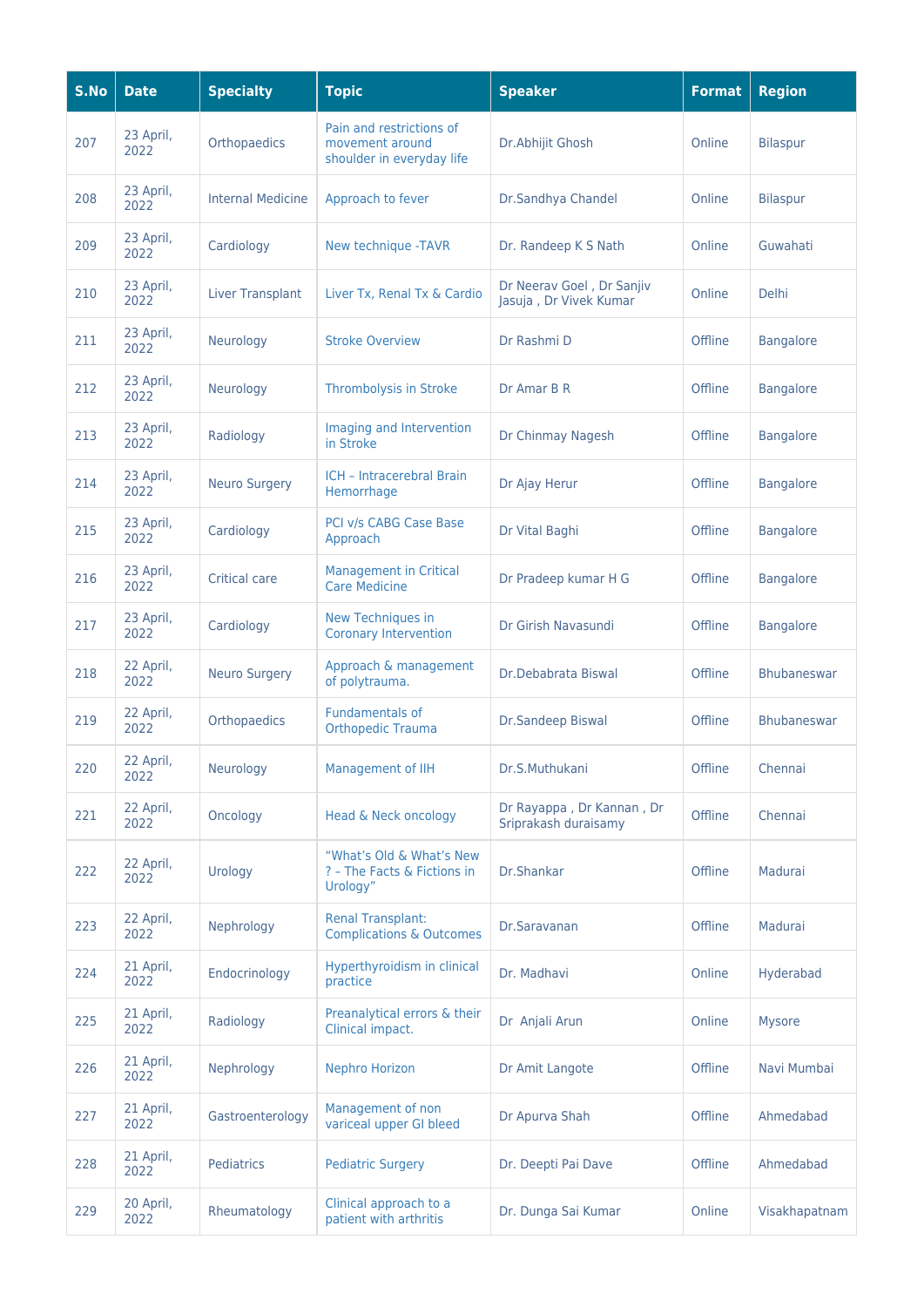| S.No | Date | Specialty | Topic | Speaker | Format | Region |
|---|---|---|---|---|---|---|
| 207 | 23 April, 2022 | Orthopaedics | Pain and restrictions of movement around shoulder in everyday life | Dr.Abhijit Ghosh | Online | Bilaspur |
| 208 | 23 April, 2022 | Internal Medicine | Approach to fever | Dr.Sandhya Chandel | Online | Bilaspur |
| 209 | 23 April, 2022 | Cardiology | New technique -TAVR | Dr. Randeep K S Nath | Online | Guwahati |
| 210 | 23 April, 2022 | Liver Transplant | Liver Tx, Renal Tx & Cardio | Dr Neerav Goel , Dr Sanjiv Jasuja , Dr Vivek Kumar | Online | Delhi |
| 211 | 23 April, 2022 | Neurology | Stroke Overview | Dr Rashmi D | Offline | Bangalore |
| 212 | 23 April, 2022 | Neurology | Thrombolysis in Stroke | Dr Amar B R | Offline | Bangalore |
| 213 | 23 April, 2022 | Radiology | Imaging and Intervention in Stroke | Dr Chinmay Nagesh | Offline | Bangalore |
| 214 | 23 April, 2022 | Neuro Surgery | ICH – Intracerebral Brain Hemorrhage | Dr Ajay Herur | Offline | Bangalore |
| 215 | 23 April, 2022 | Cardiology | PCI v/s CABG Case Base Approach | Dr Vital Baghi | Offline | Bangalore |
| 216 | 23 April, 2022 | Critical care | Management in Critical Care Medicine | Dr Pradeep kumar H G | Offline | Bangalore |
| 217 | 23 April, 2022 | Cardiology | New Techniques in Coronary Intervention | Dr Girish Navasundi | Offline | Bangalore |
| 218 | 22 April, 2022 | Neuro Surgery | Approach & management of polytrauma. | Dr.Debabrata Biswal | Offline | Bhubaneswar |
| 219 | 22 April, 2022 | Orthopaedics | Fundamentals of Orthopedic Trauma | Dr.Sandeep Biswal | Offline | Bhubaneswar |
| 220 | 22 April, 2022 | Neurology | Management of IIH | Dr.S.Muthukani | Offline | Chennai |
| 221 | 22 April, 2022 | Oncology | Head & Neck oncology | Dr Rayappa , Dr Kannan , Dr Sriprakash duraisamy | Offline | Chennai |
| 222 | 22 April, 2022 | Urology | "What's Old & What's New ? – The Facts & Fictions in Urology" | Dr.Shankar | Offline | Madurai |
| 223 | 22 April, 2022 | Nephrology | Renal Transplant: Complications & Outcomes | Dr.Saravanan | Offline | Madurai |
| 224 | 21 April, 2022 | Endocrinology | Hyperthyroidism in clinical practice | Dr. Madhavi | Online | Hyderabad |
| 225 | 21 April, 2022 | Radiology | Preanalytical errors & their Clinical impact. | Dr Anjali Arun | Online | Mysore |
| 226 | 21 April, 2022 | Nephrology | Nephro Horizon | Dr Amit Langote | Offline | Navi Mumbai |
| 227 | 21 April, 2022 | Gastroenterology | Management of non variceal upper GI bleed | Dr Apurva Shah | Offline | Ahmedabad |
| 228 | 21 April, 2022 | Pediatrics | Pediatric Surgery | Dr. Deepti Pai Dave | Offline | Ahmedabad |
| 229 | 20 April, 2022 | Rheumatology | Clinical approach to a patient with arthritis | Dr. Dunga Sai Kumar | Online | Visakhapatnam |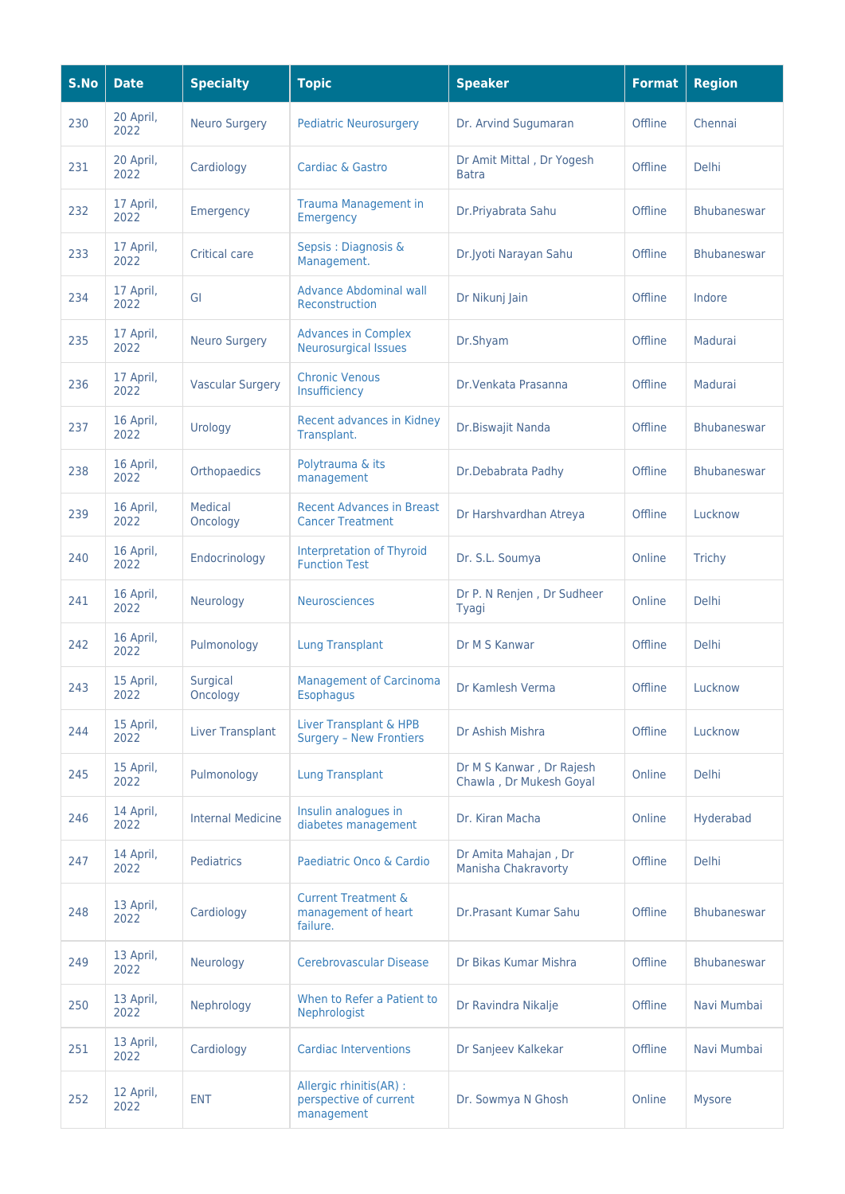| S.No | Date | Specialty | Topic | Speaker | Format | Region |
|---|---|---|---|---|---|---|
| 230 | 20 April, 2022 | Neuro Surgery | Pediatric Neurosurgery | Dr. Arvind Sugumaran | Offline | Chennai |
| 231 | 20 April, 2022 | Cardiology | Cardiac & Gastro | Dr Amit Mittal , Dr Yogesh Batra | Offline | Delhi |
| 232 | 17 April, 2022 | Emergency | Trauma Management in Emergency | Dr.Priyabrata Sahu | Offline | Bhubaneswar |
| 233 | 17 April, 2022 | Critical care | Sepsis : Diagnosis & Management. | Dr.Jyoti Narayan Sahu | Offline | Bhubaneswar |
| 234 | 17 April, 2022 | GI | Advance Abdominal wall Reconstruction | Dr Nikunj Jain | Offline | Indore |
| 235 | 17 April, 2022 | Neuro Surgery | Advances in Complex Neurosurgical Issues | Dr.Shyam | Offline | Madurai |
| 236 | 17 April, 2022 | Vascular Surgery | Chronic Venous Insufficiency | Dr.Venkata Prasanna | Offline | Madurai |
| 237 | 16 April, 2022 | Urology | Recent advances in Kidney Transplant. | Dr.Biswajit Nanda | Offline | Bhubaneswar |
| 238 | 16 April, 2022 | Orthopaedics | Polytrauma & its management | Dr.Debabrata Padhy | Offline | Bhubaneswar |
| 239 | 16 April, 2022 | Medical Oncology | Recent Advances in Breast Cancer Treatment | Dr Harshvardhan Atreya | Offline | Lucknow |
| 240 | 16 April, 2022 | Endocrinology | Interpretation of Thyroid Function Test | Dr. S.L. Soumya | Online | Trichy |
| 241 | 16 April, 2022 | Neurology | Neurosciences | Dr P. N Renjen , Dr Sudheer Tyagi | Online | Delhi |
| 242 | 16 April, 2022 | Pulmonology | Lung Transplant | Dr M S Kanwar | Offline | Delhi |
| 243 | 15 April, 2022 | Surgical Oncology | Management of Carcinoma Esophagus | Dr Kamlesh Verma | Offline | Lucknow |
| 244 | 15 April, 2022 | Liver Transplant | Liver Transplant & HPB Surgery – New Frontiers | Dr Ashish Mishra | Offline | Lucknow |
| 245 | 15 April, 2022 | Pulmonology | Lung Transplant | Dr M S Kanwar , Dr Rajesh Chawla , Dr Mukesh Goyal | Online | Delhi |
| 246 | 14 April, 2022 | Internal Medicine | Insulin analogues in diabetes management | Dr. Kiran Macha | Online | Hyderabad |
| 247 | 14 April, 2022 | Pediatrics | Paediatric Onco & Cardio | Dr Amita Mahajan , Dr Manisha Chakravorty | Offline | Delhi |
| 248 | 13 April, 2022 | Cardiology | Current Treatment & management of heart failure. | Dr.Prasant Kumar Sahu | Offline | Bhubaneswar |
| 249 | 13 April, 2022 | Neurology | Cerebrovascular Disease | Dr Bikas Kumar Mishra | Offline | Bhubaneswar |
| 250 | 13 April, 2022 | Nephrology | When to Refer a Patient to Nephrologist | Dr Ravindra Nikalje | Offline | Navi Mumbai |
| 251 | 13 April, 2022 | Cardiology | Cardiac Interventions | Dr Sanjeev Kalkekar | Offline | Navi Mumbai |
| 252 | 12 April, 2022 | ENT | Allergic rhinitis(AR) : perspective of current management | Dr. Sowmya N Ghosh | Online | Mysore |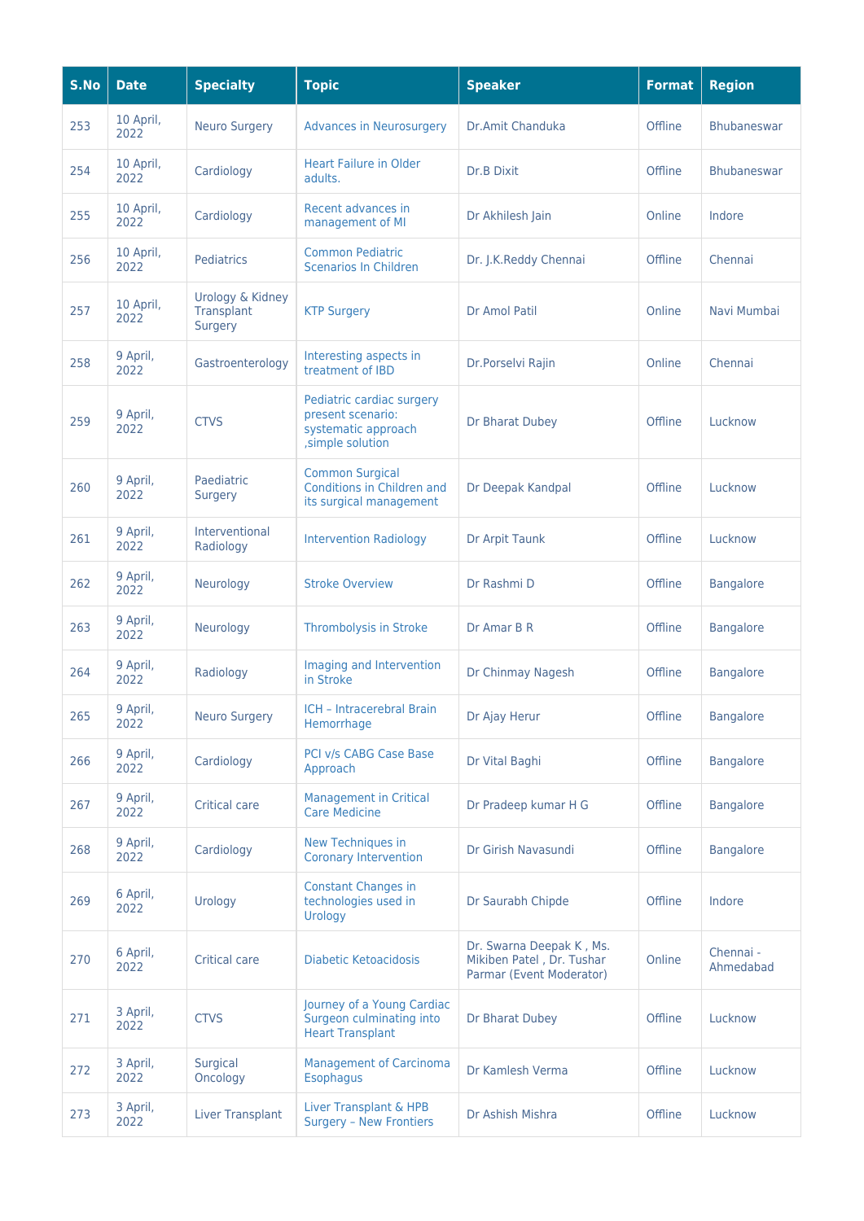| S.No | Date | Specialty | Topic | Speaker | Format | Region |
|---|---|---|---|---|---|---|
| 253 | 10 April, 2022 | Neuro Surgery | Advances in Neurosurgery | Dr.Amit Chanduka | Offline | Bhubaneswar |
| 254 | 10 April, 2022 | Cardiology | Heart Failure in Older adults. | Dr.B Dixit | Offline | Bhubaneswar |
| 255 | 10 April, 2022 | Cardiology | Recent advances in management of MI | Dr Akhilesh Jain | Online | Indore |
| 256 | 10 April, 2022 | Pediatrics | Common Pediatric Scenarios In Children | Dr. J.K.Reddy Chennai | Offline | Chennai |
| 257 | 10 April, 2022 | Urology & Kidney Transplant Surgery | KTP Surgery | Dr Amol Patil | Online | Navi Mumbai |
| 258 | 9 April, 2022 | Gastroenterology | Interesting aspects in treatment of IBD | Dr.Porselvi Rajin | Online | Chennai |
| 259 | 9 April, 2022 | CTVS | Pediatric cardiac surgery present scenario: systematic approach ,simple solution | Dr Bharat Dubey | Offline | Lucknow |
| 260 | 9 April, 2022 | Paediatric Surgery | Common Surgical Conditions in Children and its surgical management | Dr Deepak Kandpal | Offline | Lucknow |
| 261 | 9 April, 2022 | Interventional Radiology | Intervention Radiology | Dr Arpit Taunk | Offline | Lucknow |
| 262 | 9 April, 2022 | Neurology | Stroke Overview | Dr Rashmi D | Offline | Bangalore |
| 263 | 9 April, 2022 | Neurology | Thrombolysis in Stroke | Dr Amar B R | Offline | Bangalore |
| 264 | 9 April, 2022 | Radiology | Imaging and Intervention in Stroke | Dr Chinmay Nagesh | Offline | Bangalore |
| 265 | 9 April, 2022 | Neuro Surgery | ICH – Intracerebral Brain Hemorrhage | Dr Ajay Herur | Offline | Bangalore |
| 266 | 9 April, 2022 | Cardiology | PCI v/s CABG Case Base Approach | Dr Vital Baghi | Offline | Bangalore |
| 267 | 9 April, 2022 | Critical care | Management in Critical Care Medicine | Dr Pradeep kumar H G | Offline | Bangalore |
| 268 | 9 April, 2022 | Cardiology | New Techniques in Coronary Intervention | Dr Girish Navasundi | Offline | Bangalore |
| 269 | 6 April, 2022 | Urology | Constant Changes in technologies used in Urology | Dr Saurabh Chipde | Offline | Indore |
| 270 | 6 April, 2022 | Critical care | Diabetic Ketoacidosis | Dr. Swarna Deepak K , Ms. Mikiben Patel , Dr. Tushar Parmar (Event Moderator) | Online | Chennai - Ahmedabad |
| 271 | 3 April, 2022 | CTVS | Journey of a Young Cardiac Surgeon culminating into Heart Transplant | Dr Bharat Dubey | Offline | Lucknow |
| 272 | 3 April, 2022 | Surgical Oncology | Management of Carcinoma Esophagus | Dr Kamlesh Verma | Offline | Lucknow |
| 273 | 3 April, 2022 | Liver Transplant | Liver Transplant & HPB Surgery – New Frontiers | Dr Ashish Mishra | Offline | Lucknow |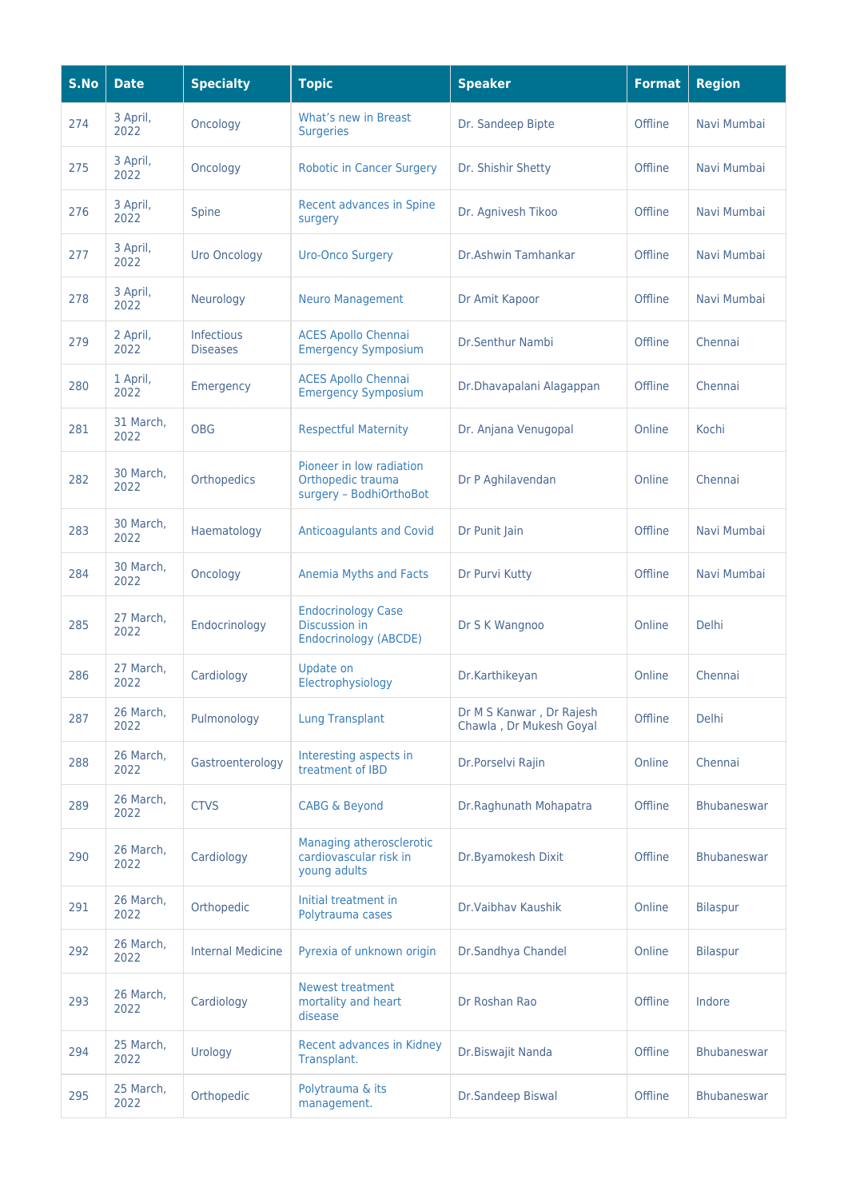| S.No | Date | Specialty | Topic | Speaker | Format | Region |
|---|---|---|---|---|---|---|
| 274 | 3 April, 2022 | Oncology | What's new in Breast Surgeries | Dr. Sandeep Bipte | Offline | Navi Mumbai |
| 275 | 3 April, 2022 | Oncology | Robotic in Cancer Surgery | Dr. Shishir Shetty | Offline | Navi Mumbai |
| 276 | 3 April, 2022 | Spine | Recent advances in Spine surgery | Dr. Agnivesh Tikoo | Offline | Navi Mumbai |
| 277 | 3 April, 2022 | Uro Oncology | Uro-Onco Surgery | Dr.Ashwin Tamhankar | Offline | Navi Mumbai |
| 278 | 3 April, 2022 | Neurology | Neuro Management | Dr Amit Kapoor | Offline | Navi Mumbai |
| 279 | 2 April, 2022 | Infectious Diseases | ACES Apollo Chennai Emergency Symposium | Dr.Senthur Nambi | Offline | Chennai |
| 280 | 1 April, 2022 | Emergency | ACES Apollo Chennai Emergency Symposium | Dr.Dhavapalani Alagappan | Offline | Chennai |
| 281 | 31 March, 2022 | OBG | Respectful Maternity | Dr. Anjana Venugopal | Online | Kochi |
| 282 | 30 March, 2022 | Orthopedics | Pioneer in low radiation Orthopedic trauma surgery – BodhiOrthoBot | Dr P Aghilavendan | Online | Chennai |
| 283 | 30 March, 2022 | Haematology | Anticoagulants and Covid | Dr Punit Jain | Offline | Navi Mumbai |
| 284 | 30 March, 2022 | Oncology | Anemia Myths and Facts | Dr Purvi Kutty | Offline | Navi Mumbai |
| 285 | 27 March, 2022 | Endocrinology | Endocrinology Case Discussion in Endocrinology (ABCDE) | Dr S K Wangnoo | Online | Delhi |
| 286 | 27 March, 2022 | Cardiology | Update on Electrophysiology | Dr.Karthikeyan | Online | Chennai |
| 287 | 26 March, 2022 | Pulmonology | Lung Transplant | Dr M S Kanwar , Dr Rajesh Chawla , Dr Mukesh Goyal | Offline | Delhi |
| 288 | 26 March, 2022 | Gastroenterology | Interesting aspects in treatment of IBD | Dr.Porselvi Rajin | Online | Chennai |
| 289 | 26 March, 2022 | CTVS | CABG & Beyond | Dr.Raghunath Mohapatra | Offline | Bhubaneswar |
| 290 | 26 March, 2022 | Cardiology | Managing atherosclerotic cardiovascular risk in young adults | Dr.Byamokesh Dixit | Offline | Bhubaneswar |
| 291 | 26 March, 2022 | Orthopedic | Initial treatment in Polytrauma cases | Dr.Vaibhav Kaushik | Online | Bilaspur |
| 292 | 26 March, 2022 | Internal Medicine | Pyrexia of unknown origin | Dr.Sandhya Chandel | Online | Bilaspur |
| 293 | 26 March, 2022 | Cardiology | Newest treatment mortality and heart disease | Dr Roshan Rao | Offline | Indore |
| 294 | 25 March, 2022 | Urology | Recent advances in Kidney Transplant. | Dr.Biswajit Nanda | Offline | Bhubaneswar |
| 295 | 25 March, 2022 | Orthopedic | Polytrauma & its management. | Dr.Sandeep Biswal | Offline | Bhubaneswar |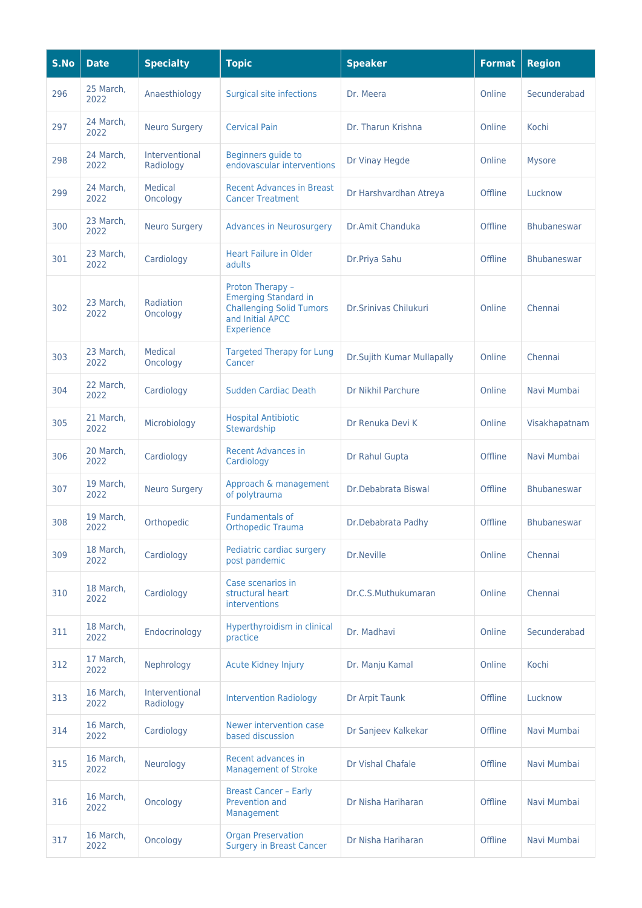| S.No | Date | Specialty | Topic | Speaker | Format | Region |
|---|---|---|---|---|---|---|
| 296 | 25 March, 2022 | Anaesthiology | Surgical site infections | Dr. Meera | Online | Secunderabad |
| 297 | 24 March, 2022 | Neuro Surgery | Cervical Pain | Dr. Tharun Krishna | Online | Kochi |
| 298 | 24 March, 2022 | Interventional Radiology | Beginners guide to endovascular interventions | Dr Vinay Hegde | Online | Mysore |
| 299 | 24 March, 2022 | Medical Oncology | Recent Advances in Breast Cancer Treatment | Dr Harshvardhan Atreya | Offline | Lucknow |
| 300 | 23 March, 2022 | Neuro Surgery | Advances in Neurosurgery | Dr.Amit Chanduka | Offline | Bhubaneswar |
| 301 | 23 March, 2022 | Cardiology | Heart Failure in Older adults | Dr.Priya Sahu | Offline | Bhubaneswar |
| 302 | 23 March, 2022 | Radiation Oncology | Proton Therapy – Emerging Standard in Challenging Solid Tumors and Initial APCC Experience | Dr.Srinivas Chilukuri | Online | Chennai |
| 303 | 23 March, 2022 | Medical Oncology | Targeted Therapy for Lung Cancer | Dr.Sujith Kumar Mullapally | Online | Chennai |
| 304 | 22 March, 2022 | Cardiology | Sudden Cardiac Death | Dr Nikhil Parchure | Online | Navi Mumbai |
| 305 | 21 March, 2022 | Microbiology | Hospital Antibiotic Stewardship | Dr Renuka Devi K | Online | Visakhapatnam |
| 306 | 20 March, 2022 | Cardiology | Recent Advances in Cardiology | Dr Rahul Gupta | Offline | Navi Mumbai |
| 307 | 19 March, 2022 | Neuro Surgery | Approach & management of polytrauma | Dr.Debabrata Biswal | Offline | Bhubaneswar |
| 308 | 19 March, 2022 | Orthopedic | Fundamentals of Orthopedic Trauma | Dr.Debabrata Padhy | Offline | Bhubaneswar |
| 309 | 18 March, 2022 | Cardiology | Pediatric cardiac surgery post pandemic | Dr.Neville | Online | Chennai |
| 310 | 18 March, 2022 | Cardiology | Case scenarios in structural heart interventions | Dr.C.S.Muthukumaran | Online | Chennai |
| 311 | 18 March, 2022 | Endocrinology | Hyperthyroidism in clinical practice | Dr. Madhavi | Online | Secunderabad |
| 312 | 17 March, 2022 | Nephrology | Acute Kidney Injury | Dr. Manju Kamal | Online | Kochi |
| 313 | 16 March, 2022 | Interventional Radiology | Intervention Radiology | Dr Arpit Taunk | Offline | Lucknow |
| 314 | 16 March, 2022 | Cardiology | Newer intervention case based discussion | Dr Sanjeev Kalkekar | Offline | Navi Mumbai |
| 315 | 16 March, 2022 | Neurology | Recent advances in Management of Stroke | Dr Vishal Chafale | Offline | Navi Mumbai |
| 316 | 16 March, 2022 | Oncology | Breast Cancer – Early Prevention and Management | Dr Nisha Hariharan | Offline | Navi Mumbai |
| 317 | 16 March, 2022 | Oncology | Organ Preservation Surgery in Breast Cancer | Dr Nisha Hariharan | Offline | Navi Mumbai |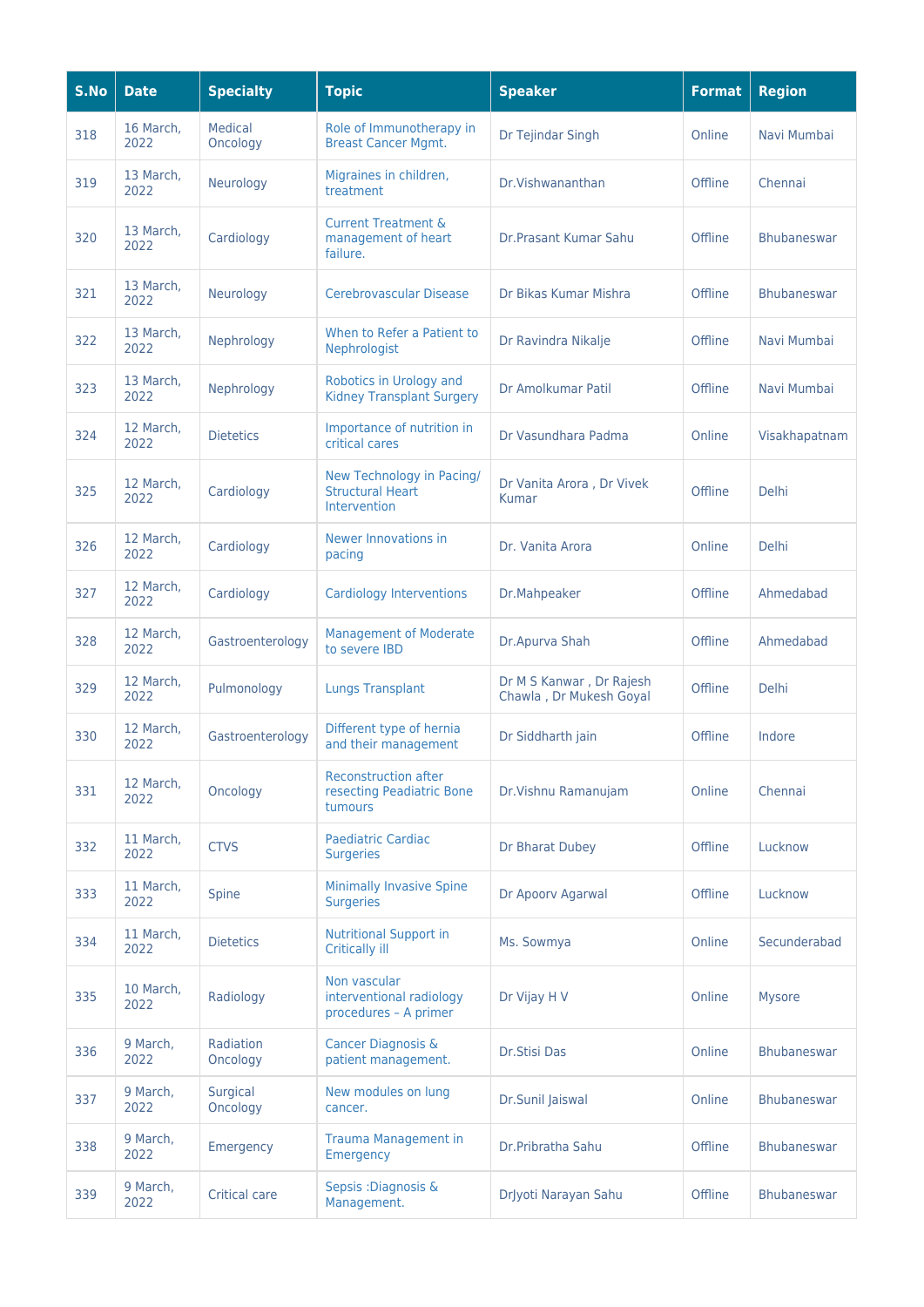| S.No | Date | Specialty | Topic | Speaker | Format | Region |
|---|---|---|---|---|---|---|
| 318 | 16 March, 2022 | Medical Oncology | Role of Immunotherapy in Breast Cancer Mgmt. | Dr Tejindar Singh | Online | Navi Mumbai |
| 319 | 13 March, 2022 | Neurology | Migraines in children, treatment | Dr.Vishwananthan | Offline | Chennai |
| 320 | 13 March, 2022 | Cardiology | Current Treatment & management of heart failure. | Dr.Prasant Kumar Sahu | Offline | Bhubaneswar |
| 321 | 13 March, 2022 | Neurology | Cerebrovascular Disease | Dr Bikas Kumar Mishra | Offline | Bhubaneswar |
| 322 | 13 March, 2022 | Nephrology | When to Refer a Patient to Nephrologist | Dr Ravindra Nikalje | Offline | Navi Mumbai |
| 323 | 13 March, 2022 | Nephrology | Robotics in Urology and Kidney Transplant Surgery | Dr Amolkumar Patil | Offline | Navi Mumbai |
| 324 | 12 March, 2022 | Dietetics | Importance of nutrition in critical cares | Dr Vasundhara Padma | Online | Visakhapatnam |
| 325 | 12 March, 2022 | Cardiology | New Technology in Pacing/ Structural Heart Intervention | Dr Vanita Arora , Dr Vivek Kumar | Offline | Delhi |
| 326 | 12 March, 2022 | Cardiology | Newer Innovations in pacing | Dr. Vanita Arora | Online | Delhi |
| 327 | 12 March, 2022 | Cardiology | Cardiology Interventions | Dr.Mahpeaker | Offline | Ahmedabad |
| 328 | 12 March, 2022 | Gastroenterology | Management of Moderate to severe IBD | Dr.Apurva Shah | Offline | Ahmedabad |
| 329 | 12 March, 2022 | Pulmonology | Lungs Transplant | Dr M S Kanwar , Dr Rajesh Chawla , Dr Mukesh Goyal | Offline | Delhi |
| 330 | 12 March, 2022 | Gastroenterology | Different type of hernia and their management | Dr Siddharth jain | Offline | Indore |
| 331 | 12 March, 2022 | Oncology | Reconstruction after resecting Peadiatric Bone tumours | Dr.Vishnu Ramanujam | Online | Chennai |
| 332 | 11 March, 2022 | CTVS | Paediatric Cardiac Surgeries | Dr Bharat Dubey | Offline | Lucknow |
| 333 | 11 March, 2022 | Spine | Minimally Invasive Spine Surgeries | Dr Apoorv Agarwal | Offline | Lucknow |
| 334 | 11 March, 2022 | Dietetics | Nutritional Support in Critically ill | Ms. Sowmya | Online | Secunderabad |
| 335 | 10 March, 2022 | Radiology | Non vascular interventional radiology procedures – A primer | Dr Vijay H V | Online | Mysore |
| 336 | 9 March, 2022 | Radiation Oncology | Cancer Diagnosis & patient management. | Dr.Stisi Das | Online | Bhubaneswar |
| 337 | 9 March, 2022 | Surgical Oncology | New modules on lung cancer. | Dr.Sunil Jaiswal | Online | Bhubaneswar |
| 338 | 9 March, 2022 | Emergency | Trauma Management in Emergency | Dr.Pribratha Sahu | Offline | Bhubaneswar |
| 339 | 9 March, 2022 | Critical care | Sepsis :Diagnosis & Management. | DrJyoti Narayan Sahu | Offline | Bhubaneswar |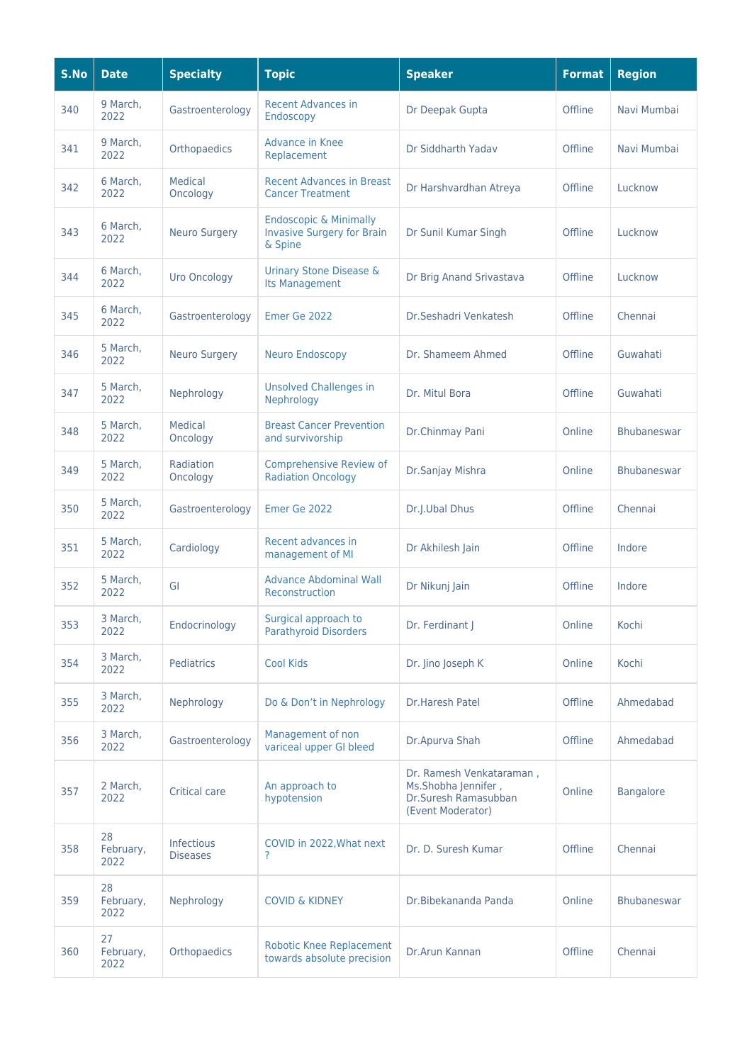| S.No | Date | Specialty | Topic | Speaker | Format | Region |
|---|---|---|---|---|---|---|
| 340 | 9 March, 2022 | Gastroenterology | Recent Advances in Endoscopy | Dr Deepak Gupta | Offline | Navi Mumbai |
| 341 | 9 March, 2022 | Orthopaedics | Advance in Knee Replacement | Dr Siddharth Yadav | Offline | Navi Mumbai |
| 342 | 6 March, 2022 | Medical Oncology | Recent Advances in Breast Cancer Treatment | Dr Harshvardhan Atreya | Offline | Lucknow |
| 343 | 6 March, 2022 | Neuro Surgery | Endoscopic & Minimally Invasive Surgery for Brain & Spine | Dr Sunil Kumar Singh | Offline | Lucknow |
| 344 | 6 March, 2022 | Uro Oncology | Urinary Stone Disease & Its Management | Dr Brig Anand Srivastava | Offline | Lucknow |
| 345 | 6 March, 2022 | Gastroenterology | Emer Ge 2022 | Dr.Seshadri Venkatesh | Offline | Chennai |
| 346 | 5 March, 2022 | Neuro Surgery | Neuro Endoscopy | Dr. Shameem Ahmed | Offline | Guwahati |
| 347 | 5 March, 2022 | Nephrology | Unsolved Challenges in Nephrology | Dr. Mitul Bora | Offline | Guwahati |
| 348 | 5 March, 2022 | Medical Oncology | Breast Cancer Prevention and survivorship | Dr.Chinmay Pani | Online | Bhubaneswar |
| 349 | 5 March, 2022 | Radiation Oncology | Comprehensive Review of Radiation Oncology | Dr.Sanjay Mishra | Online | Bhubaneswar |
| 350 | 5 March, 2022 | Gastroenterology | Emer Ge 2022 | Dr.J.Ubal Dhus | Offline | Chennai |
| 351 | 5 March, 2022 | Cardiology | Recent advances in management of MI | Dr Akhilesh Jain | Offline | Indore |
| 352 | 5 March, 2022 | GI | Advance Abdominal Wall Reconstruction | Dr Nikunj Jain | Offline | Indore |
| 353 | 3 March, 2022 | Endocrinology | Surgical approach to Parathyroid Disorders | Dr. Ferdinant J | Online | Kochi |
| 354 | 3 March, 2022 | Pediatrics | Cool Kids | Dr. Jino Joseph K | Online | Kochi |
| 355 | 3 March, 2022 | Nephrology | Do & Don't in Nephrology | Dr.Haresh Patel | Offline | Ahmedabad |
| 356 | 3 March, 2022 | Gastroenterology | Management of non variceal upper GI bleed | Dr.Apurva Shah | Offline | Ahmedabad |
| 357 | 2 March, 2022 | Critical care | An approach to hypotension | Dr. Ramesh Venkataraman , Ms.Shobha Jennifer , Dr.Suresh Ramasubban (Event Moderator) | Online | Bangalore |
| 358 | 28 February, 2022 | Infectious Diseases | COVID in 2022,What next ? | Dr. D. Suresh Kumar | Offline | Chennai |
| 359 | 28 February, 2022 | Nephrology | COVID & KIDNEY | Dr.Bibekananda Panda | Online | Bhubaneswar |
| 360 | 27 February, 2022 | Orthopaedics | Robotic Knee Replacement towards absolute precision | Dr.Arun Kannan | Offline | Chennai |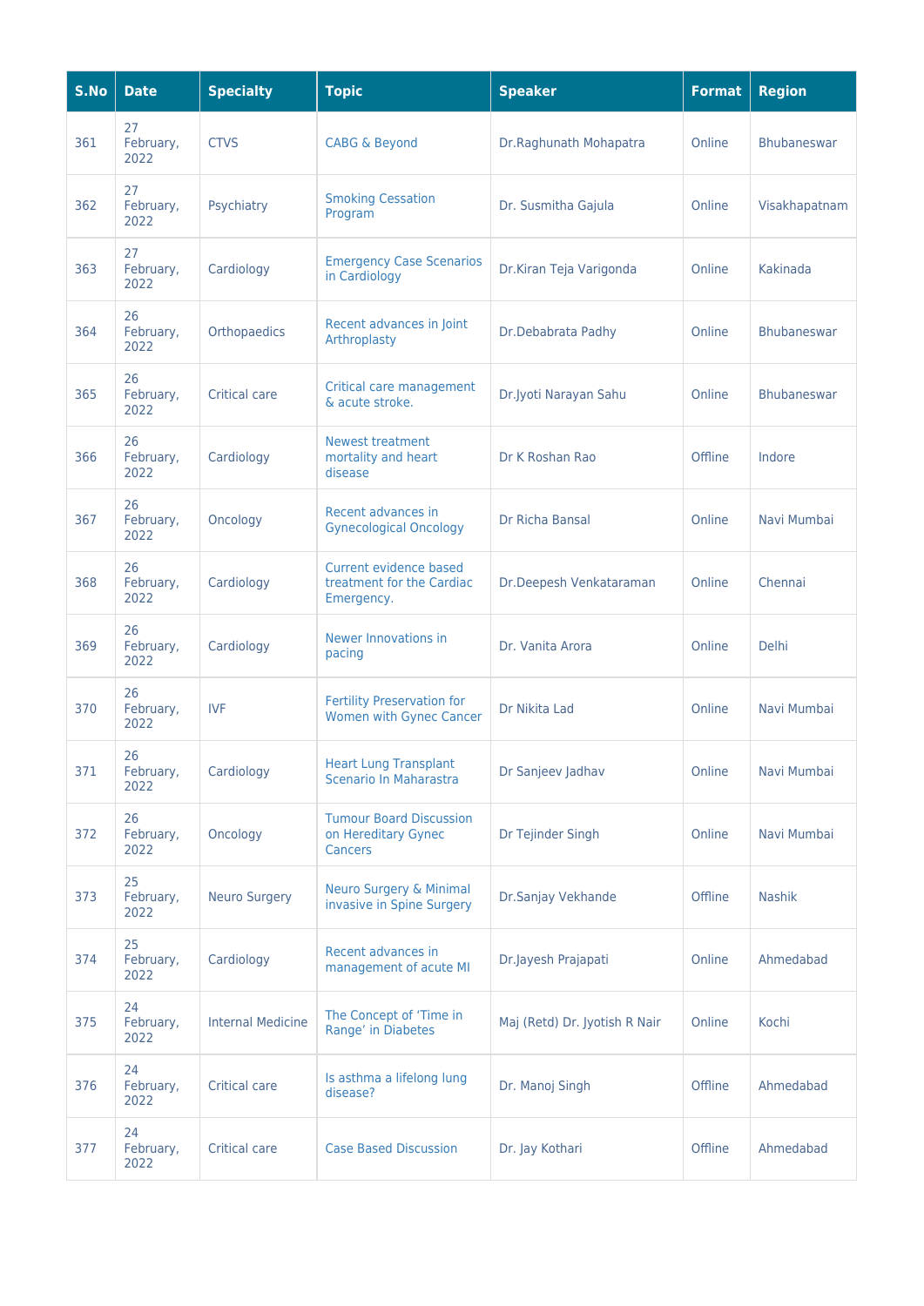| S.No | Date | Specialty | Topic | Speaker | Format | Region |
|---|---|---|---|---|---|---|
| 361 | 27 February, 2022 | CTVS | CABG & Beyond | Dr.Raghunath Mohapatra | Online | Bhubaneswar |
| 362 | 27 February, 2022 | Psychiatry | Smoking Cessation Program | Dr. Susmitha Gajula | Online | Visakhapatnam |
| 363 | 27 February, 2022 | Cardiology | Emergency Case Scenarios in Cardiology | Dr.Kiran Teja Varigonda | Online | Kakinada |
| 364 | 26 February, 2022 | Orthopaedics | Recent advances in Joint Arthroplasty | Dr.Debabrata Padhy | Online | Bhubaneswar |
| 365 | 26 February, 2022 | Critical care | Critical care management & acute stroke. | Dr.Jyoti Narayan Sahu | Online | Bhubaneswar |
| 366 | 26 February, 2022 | Cardiology | Newest treatment mortality and heart disease | Dr K Roshan Rao | Offline | Indore |
| 367 | 26 February, 2022 | Oncology | Recent advances in Gynecological Oncology | Dr Richa Bansal | Online | Navi Mumbai |
| 368 | 26 February, 2022 | Cardiology | Current evidence based treatment for the Cardiac Emergency. | Dr.Deepesh Venkataraman | Online | Chennai |
| 369 | 26 February, 2022 | Cardiology | Newer Innovations in pacing | Dr. Vanita Arora | Online | Delhi |
| 370 | 26 February, 2022 | IVF | Fertility Preservation for Women with Gynec Cancer | Dr Nikita Lad | Online | Navi Mumbai |
| 371 | 26 February, 2022 | Cardiology | Heart Lung Transplant Scenario In Maharastra | Dr Sanjeev Jadhav | Online | Navi Mumbai |
| 372 | 26 February, 2022 | Oncology | Tumour Board Discussion on Hereditary Gynec Cancers | Dr Tejinder Singh | Online | Navi Mumbai |
| 373 | 25 February, 2022 | Neuro Surgery | Neuro Surgery & Minimal invasive in Spine Surgery | Dr.Sanjay Vekhande | Offline | Nashik |
| 374 | 25 February, 2022 | Cardiology | Recent advances in management of acute MI | Dr.Jayesh Prajapati | Online | Ahmedabad |
| 375 | 24 February, 2022 | Internal Medicine | The Concept of 'Time in Range' in Diabetes | Maj (Retd) Dr. Jyotish R Nair | Online | Kochi |
| 376 | 24 February, 2022 | Critical care | Is asthma a lifelong lung disease? | Dr. Manoj Singh | Offline | Ahmedabad |
| 377 | 24 February, 2022 | Critical care | Case Based Discussion | Dr. Jay Kothari | Offline | Ahmedabad |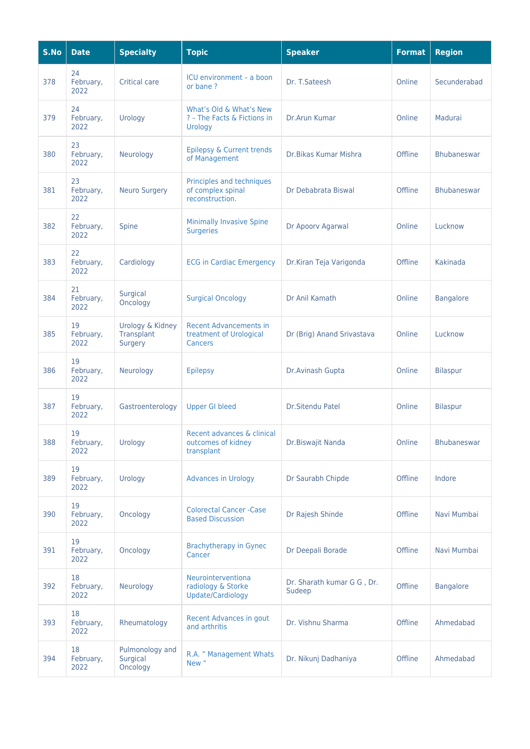| S.No | Date | Specialty | Topic | Speaker | Format | Region |
|---|---|---|---|---|---|---|
| 378 | 24 February, 2022 | Critical care | ICU environment – a boon or bane ? | Dr. T.Sateesh | Online | Secunderabad |
| 379 | 24 February, 2022 | Urology | What's Old & What's New ? – The Facts & Fictions in Urology | Dr.Arun Kumar | Online | Madurai |
| 380 | 23 February, 2022 | Neurology | Epilepsy & Current trends of Management | Dr.Bikas Kumar Mishra | Offline | Bhubaneswar |
| 381 | 23 February, 2022 | Neuro Surgery | Principles and techniques of complex spinal reconstruction. | Dr Debabrata Biswal | Offline | Bhubaneswar |
| 382 | 22 February, 2022 | Spine | Minimally Invasive Spine Surgeries | Dr Apoorv Agarwal | Online | Lucknow |
| 383 | 22 February, 2022 | Cardiology | ECG in Cardiac Emergency | Dr.Kiran Teja Varigonda | Offline | Kakinada |
| 384 | 21 February, 2022 | Surgical Oncology | Surgical Oncology | Dr Anil Kamath | Online | Bangalore |
| 385 | 19 February, 2022 | Urology & Kidney Transplant Surgery | Recent Advancements in treatment of Urological Cancers | Dr (Brig) Anand Srivastava | Online | Lucknow |
| 386 | 19 February, 2022 | Neurology | Epilepsy | Dr.Avinash Gupta | Online | Bilaspur |
| 387 | 19 February, 2022 | Gastroenterology | Upper GI bleed | Dr.Sitendu Patel | Online | Bilaspur |
| 388 | 19 February, 2022 | Urology | Recent advances & clinical outcomes of kidney transplant | Dr.Biswajit Nanda | Online | Bhubaneswar |
| 389 | 19 February, 2022 | Urology | Advances in Urology | Dr Saurabh Chipde | Offline | Indore |
| 390 | 19 February, 2022 | Oncology | Colorectal Cancer -Case Based Discussion | Dr Rajesh Shinde | Offline | Navi Mumbai |
| 391 | 19 February, 2022 | Oncology | Brachytherapy in Gynec Cancer | Dr Deepali Borade | Offline | Navi Mumbai |
| 392 | 18 February, 2022 | Neurology | Neurointerventiona radiology & Storke Update/Cardiology | Dr. Sharath kumar G G , Dr. Sudeep | Offline | Bangalore |
| 393 | 18 February, 2022 | Rheumatology | Recent Advances in gout and arthritis | Dr. Vishnu Sharma | Offline | Ahmedabad |
| 394 | 18 February, 2022 | Pulmonology and Surgical Oncology | R.A. " Management Whats New " | Dr. Nikunj Dadhaniya | Offline | Ahmedabad |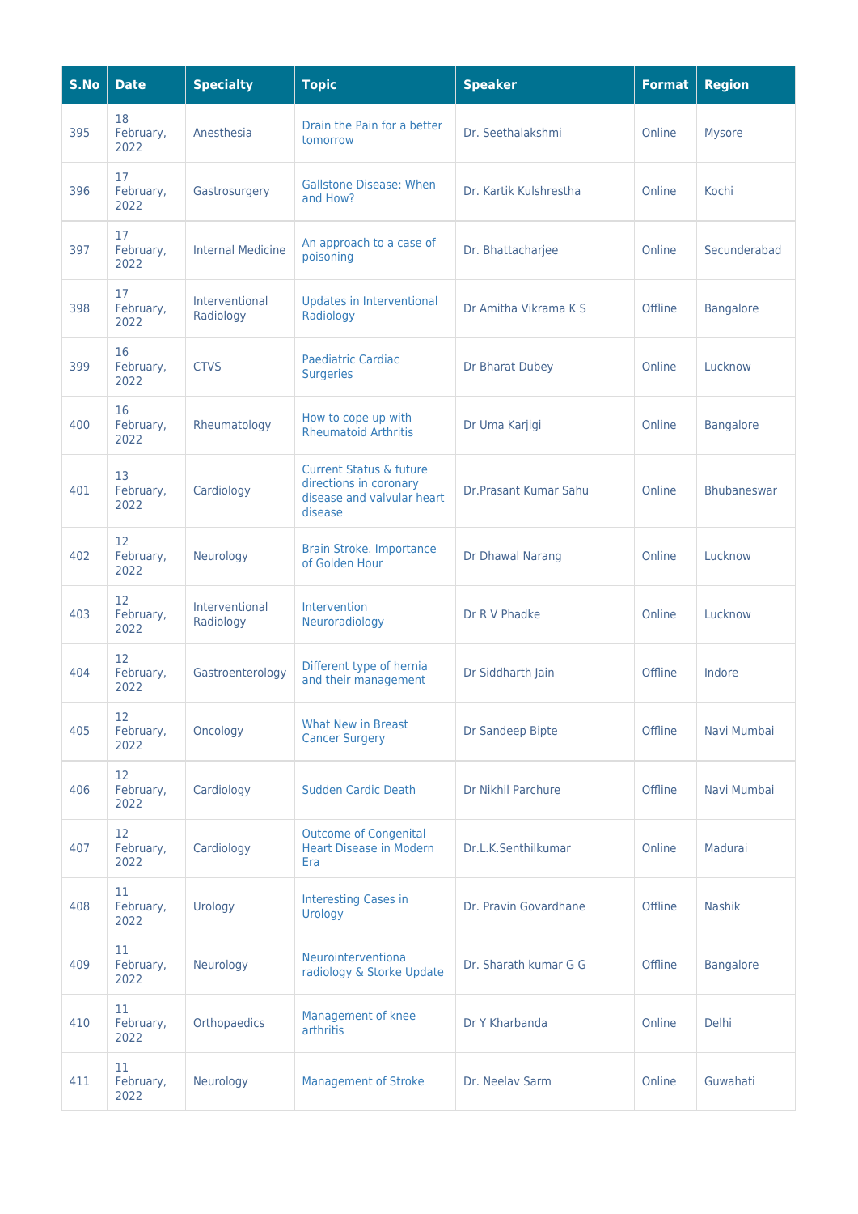| S.No | Date | Specialty | Topic | Speaker | Format | Region |
|---|---|---|---|---|---|---|
| 395 | 18 February, 2022 | Anesthesia | Drain the Pain for a better tomorrow | Dr. Seethalakshmi | Online | Mysore |
| 396 | 17 February, 2022 | Gastrosurgery | Gallstone Disease: When and How? | Dr. Kartik Kulshrestha | Online | Kochi |
| 397 | 17 February, 2022 | Internal Medicine | An approach to a case of poisoning | Dr. Bhattacharjee | Online | Secunderabad |
| 398 | 17 February, 2022 | Interventional Radiology | Updates in Interventional Radiology | Dr Amitha Vikrama K S | Offline | Bangalore |
| 399 | 16 February, 2022 | CTVS | Paediatric Cardiac Surgeries | Dr Bharat Dubey | Online | Lucknow |
| 400 | 16 February, 2022 | Rheumatology | How to cope up with Rheumatoid Arthritis | Dr Uma Karjigi | Online | Bangalore |
| 401 | 13 February, 2022 | Cardiology | Current Status & future directions in coronary disease and valvular heart disease | Dr.Prasant Kumar Sahu | Online | Bhubaneswar |
| 402 | 12 February, 2022 | Neurology | Brain Stroke. Importance of Golden Hour | Dr Dhawal Narang | Online | Lucknow |
| 403 | 12 February, 2022 | Interventional Radiology | Intervention Neuroradiology | Dr R V Phadke | Online | Lucknow |
| 404 | 12 February, 2022 | Gastroenterology | Different type of hernia and their management | Dr Siddharth Jain | Offline | Indore |
| 405 | 12 February, 2022 | Oncology | What New in Breast Cancer Surgery | Dr Sandeep Bipte | Offline | Navi Mumbai |
| 406 | 12 February, 2022 | Cardiology | Sudden Cardic Death | Dr Nikhil Parchure | Offline | Navi Mumbai |
| 407 | 12 February, 2022 | Cardiology | Outcome of Congenital Heart Disease in Modern Era | Dr.L.K.Senthilkumar | Online | Madurai |
| 408 | 11 February, 2022 | Urology | Interesting Cases in Urology | Dr. Pravin Govardhane | Offline | Nashik |
| 409 | 11 February, 2022 | Neurology | Neurointerventiona radiology & Storke Update | Dr. Sharath kumar G G | Offline | Bangalore |
| 410 | 11 February, 2022 | Orthopaedics | Management of knee arthritis | Dr Y Kharbanda | Online | Delhi |
| 411 | 11 February, 2022 | Neurology | Management of Stroke | Dr. Neelav Sarm | Online | Guwahati |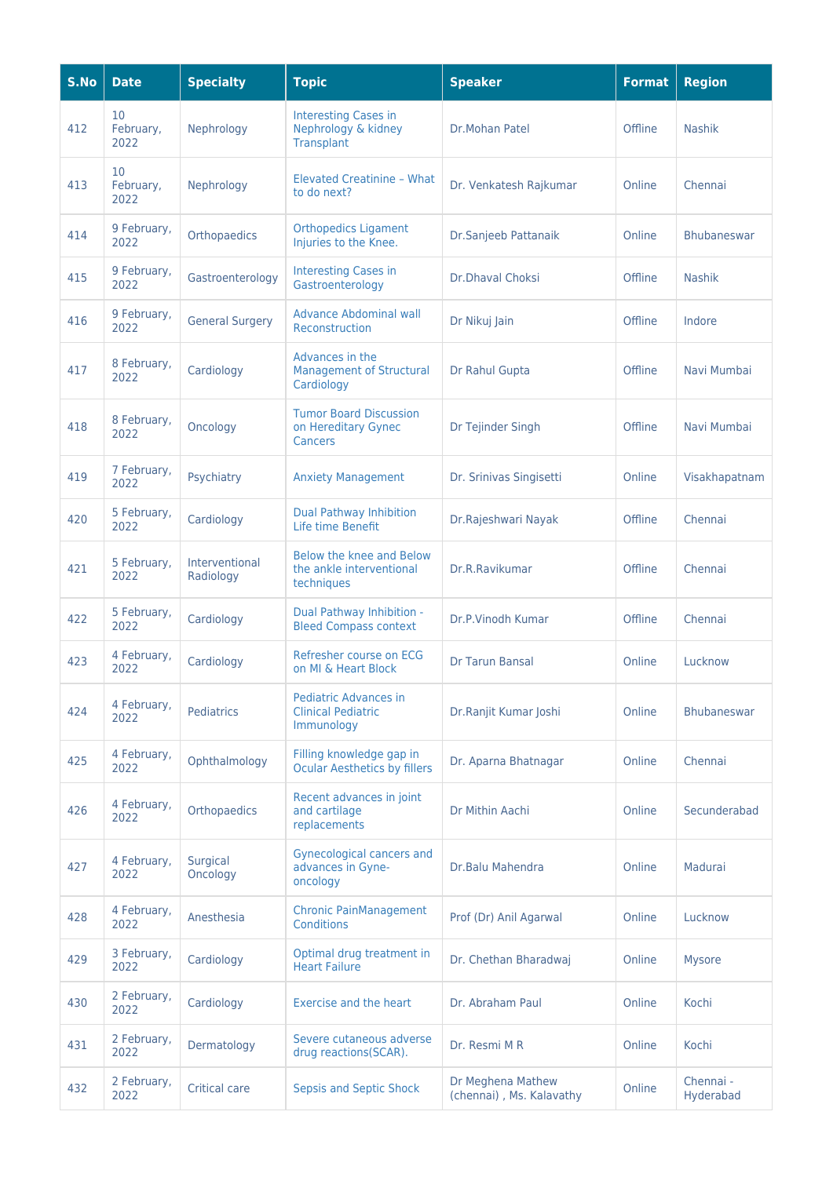| S.No | Date | Specialty | Topic | Speaker | Format | Region |
|---|---|---|---|---|---|---|
| 412 | 10 February, 2022 | Nephrology | Interesting Cases in Nephrology & kidney Transplant | Dr.Mohan Patel | Offline | Nashik |
| 413 | 10 February, 2022 | Nephrology | Elevated Creatinine – What to do next? | Dr. Venkatesh Rajkumar | Online | Chennai |
| 414 | 9 February, 2022 | Orthopaedics | Orthopedics Ligament Injuries to the Knee. | Dr.Sanjeeb Pattanaik | Online | Bhubaneswar |
| 415 | 9 February, 2022 | Gastroenterology | Interesting Cases in Gastroenterology | Dr.Dhaval Choksi | Offline | Nashik |
| 416 | 9 February, 2022 | General Surgery | Advance Abdominal wall Reconstruction | Dr Nikuj Jain | Offline | Indore |
| 417 | 8 February, 2022 | Cardiology | Advances in the Management of Structural Cardiology | Dr Rahul Gupta | Offline | Navi Mumbai |
| 418 | 8 February, 2022 | Oncology | Tumor Board Discussion on Hereditary Gynec Cancers | Dr Tejinder Singh | Offline | Navi Mumbai |
| 419 | 7 February, 2022 | Psychiatry | Anxiety Management | Dr. Srinivas Singisetti | Online | Visakhapatnam |
| 420 | 5 February, 2022 | Cardiology | Dual Pathway Inhibition Life time Benefit | Dr.Rajeshwari Nayak | Offline | Chennai |
| 421 | 5 February, 2022 | Interventional Radiology | Below the knee and Below the ankle interventional techniques | Dr.R.Ravikumar | Offline | Chennai |
| 422 | 5 February, 2022 | Cardiology | Dual Pathway Inhibition - Bleed Compass context | Dr.P.Vinodh Kumar | Offline | Chennai |
| 423 | 4 February, 2022 | Cardiology | Refresher course on ECG on MI & Heart Block | Dr Tarun Bansal | Online | Lucknow |
| 424 | 4 February, 2022 | Pediatrics | Pediatric Advances in Clinical Pediatric Immunology | Dr.Ranjit Kumar Joshi | Online | Bhubaneswar |
| 425 | 4 February, 2022 | Ophthalmology | Filling knowledge gap in Ocular Aesthetics by fillers | Dr. Aparna Bhatnagar | Online | Chennai |
| 426 | 4 February, 2022 | Orthopaedics | Recent advances in joint and cartilage replacements | Dr Mithin Aachi | Online | Secunderabad |
| 427 | 4 February, 2022 | Surgical Oncology | Gynecological cancers and advances in Gyne-oncology | Dr.Balu Mahendra | Online | Madurai |
| 428 | 4 February, 2022 | Anesthesia | Chronic PainManagement Conditions | Prof (Dr) Anil Agarwal | Online | Lucknow |
| 429 | 3 February, 2022 | Cardiology | Optimal drug treatment in Heart Failure | Dr. Chethan Bharadwaj | Online | Mysore |
| 430 | 2 February, 2022 | Cardiology | Exercise and the heart | Dr. Abraham Paul | Online | Kochi |
| 431 | 2 February, 2022 | Dermatology | Severe cutaneous adverse drug reactions(SCAR). | Dr. Resmi M R | Online | Kochi |
| 432 | 2 February, 2022 | Critical care | Sepsis and Septic Shock | Dr Meghena Mathew (chennai) , Ms. Kalavathy | Online | Chennai - Hyderabad |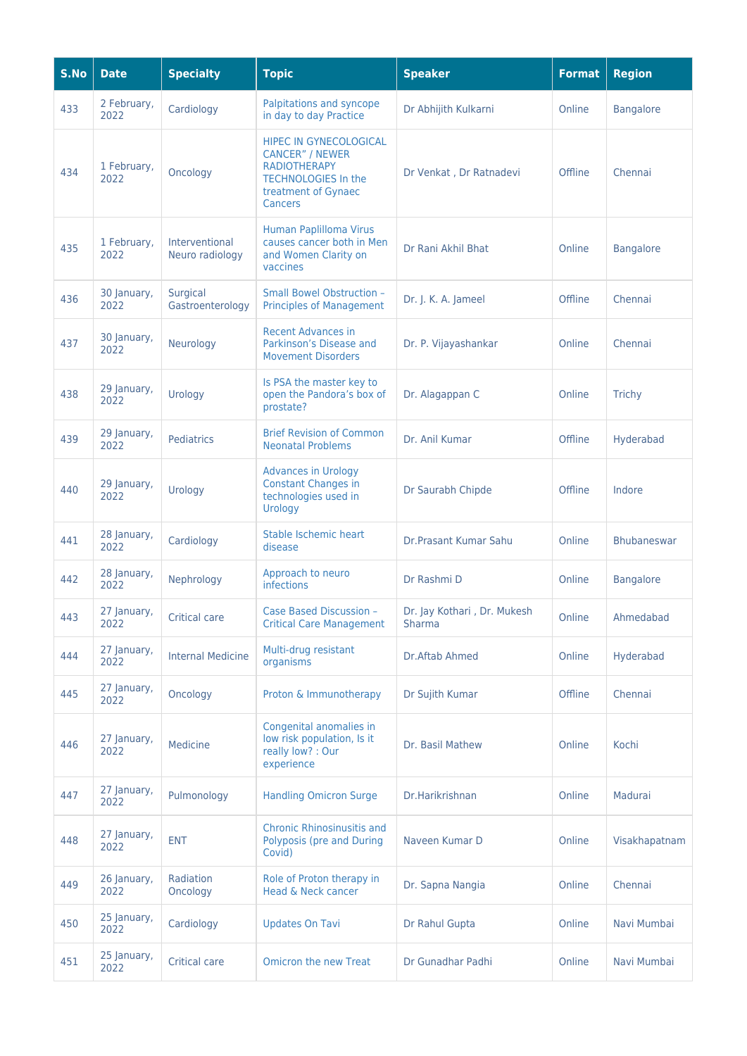| S.No | Date | Specialty | Topic | Speaker | Format | Region |
|---|---|---|---|---|---|---|
| 433 | 2 February, 2022 | Cardiology | Palpitations and syncope in day to day Practice | Dr Abhijith Kulkarni | Online | Bangalore |
| 434 | 1 February, 2022 | Oncology | HIPEC IN GYNECOLOGICAL CANCER" / NEWER RADIOTHERAPY TECHNOLOGIES In the treatment of Gynaec Cancers | Dr Venkat , Dr Ratnadevi | Offline | Chennai |
| 435 | 1 February, 2022 | Interventional Neuro radiology | Human Paplilloma Virus causes cancer both in Men and Women Clarity on vaccines | Dr Rani Akhil Bhat | Online | Bangalore |
| 436 | 30 January, 2022 | Surgical Gastroenterology | Small Bowel Obstruction – Principles of Management | Dr. J. K. A. Jameel | Offline | Chennai |
| 437 | 30 January, 2022 | Neurology | Recent Advances in Parkinson's Disease and Movement Disorders | Dr. P. Vijayashankar | Online | Chennai |
| 438 | 29 January, 2022 | Urology | Is PSA the master key to open the Pandora's box of prostate? | Dr. Alagappan C | Online | Trichy |
| 439 | 29 January, 2022 | Pediatrics | Brief Revision of Common Neonatal Problems | Dr. Anil Kumar | Offline | Hyderabad |
| 440 | 29 January, 2022 | Urology | Advances in Urology Constant Changes in technologies used in Urology | Dr Saurabh Chipde | Offline | Indore |
| 441 | 28 January, 2022 | Cardiology | Stable Ischemic heart disease | Dr.Prasant Kumar Sahu | Online | Bhubaneswar |
| 442 | 28 January, 2022 | Nephrology | Approach to neuro infections | Dr Rashmi D | Online | Bangalore |
| 443 | 27 January, 2022 | Critical care | Case Based Discussion – Critical Care Management | Dr. Jay Kothari , Dr. Mukesh Sharma | Online | Ahmedabad |
| 444 | 27 January, 2022 | Internal Medicine | Multi-drug resistant organisms | Dr.Aftab Ahmed | Online | Hyderabad |
| 445 | 27 January, 2022 | Oncology | Proton & Immunotherapy | Dr Sujith Kumar | Offline | Chennai |
| 446 | 27 January, 2022 | Medicine | Congenital anomalies in low risk population, Is it really low? : Our experience | Dr. Basil Mathew | Online | Kochi |
| 447 | 27 January, 2022 | Pulmonology | Handling Omicron Surge | Dr.Harikrishnan | Online | Madurai |
| 448 | 27 January, 2022 | ENT | Chronic Rhinosinusitis and Polyposis (pre and During Covid) | Naveen Kumar D | Online | Visakhapatnam |
| 449 | 26 January, 2022 | Radiation Oncology | Role of Proton therapy in Head & Neck cancer | Dr. Sapna Nangia | Online | Chennai |
| 450 | 25 January, 2022 | Cardiology | Updates On Tavi | Dr Rahul Gupta | Online | Navi Mumbai |
| 451 | 25 January, 2022 | Critical care | Omicron the new Treat | Dr Gunadhar Padhi | Online | Navi Mumbai |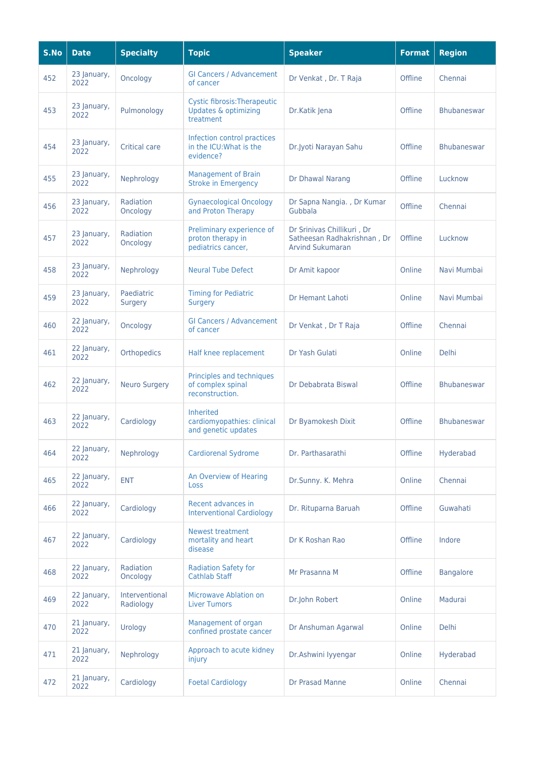| S.No | Date | Specialty | Topic | Speaker | Format | Region |
|---|---|---|---|---|---|---|
| 452 | 23 January, 2022 | Oncology | GI Cancers / Advancement of cancer | Dr Venkat , Dr. T Raja | Offline | Chennai |
| 453 | 23 January, 2022 | Pulmonology | Cystic fibrosis:Therapeutic Updates & optimizing treatment | Dr.Katik Jena | Offline | Bhubaneswar |
| 454 | 23 January, 2022 | Critical care | Infection control practices in the ICU:What is the evidence? | Dr.Jyoti Narayan Sahu | Offline | Bhubaneswar |
| 455 | 23 January, 2022 | Nephrology | Management of Brain Stroke in Emergency | Dr Dhawal Narang | Offline | Lucknow |
| 456 | 23 January, 2022 | Radiation Oncology | Gynaecological Oncology and Proton Therapy | Dr Sapna Nangia. , Dr Kumar Gubbala | Offline | Chennai |
| 457 | 23 January, 2022 | Radiation Oncology | Preliminary experience of proton therapy in pediatrics cancer, | Dr Srinivas Chillikuri , Dr Satheesan Radhakrishnan , Dr Arvind Sukumaran | Offline | Lucknow |
| 458 | 23 January, 2022 | Nephrology | Neural Tube Defect | Dr Amit kapoor | Online | Navi Mumbai |
| 459 | 23 January, 2022 | Paediatric Surgery | Timing for Pediatric Surgery | Dr Hemant Lahoti | Online | Navi Mumbai |
| 460 | 22 January, 2022 | Oncology | GI Cancers / Advancement of cancer | Dr Venkat , Dr T Raja | Offline | Chennai |
| 461 | 22 January, 2022 | Orthopedics | Half knee replacement | Dr Yash Gulati | Online | Delhi |
| 462 | 22 January, 2022 | Neuro Surgery | Principles and techniques of complex spinal reconstruction. | Dr Debabrata Biswal | Offline | Bhubaneswar |
| 463 | 22 January, 2022 | Cardiology | Inherited cardiomyopathies: clinical and genetic updates | Dr Byamokesh Dixit | Offline | Bhubaneswar |
| 464 | 22 January, 2022 | Nephrology | Cardiorenal Sydrome | Dr. Parthasarathi | Offline | Hyderabad |
| 465 | 22 January, 2022 | ENT | An Overview of Hearing Loss | Dr.Sunny. K. Mehra | Online | Chennai |
| 466 | 22 January, 2022 | Cardiology | Recent advances in Interventional Cardiology | Dr. Rituparna Baruah | Offline | Guwahati |
| 467 | 22 January, 2022 | Cardiology | Newest treatment mortality and heart disease | Dr K Roshan Rao | Offline | Indore |
| 468 | 22 January, 2022 | Radiation Oncology | Radiation Safety for Cathlab Staff | Mr Prasanna M | Offline | Bangalore |
| 469 | 22 January, 2022 | Interventional Radiology | Microwave Ablation on Liver Tumors | Dr.John Robert | Online | Madurai |
| 470 | 21 January, 2022 | Urology | Management of organ confined prostate cancer | Dr Anshuman Agarwal | Online | Delhi |
| 471 | 21 January, 2022 | Nephrology | Approach to acute kidney injury | Dr.Ashwini Iyyengar | Online | Hyderabad |
| 472 | 21 January, 2022 | Cardiology | Foetal Cardiology | Dr Prasad Manne | Online | Chennai |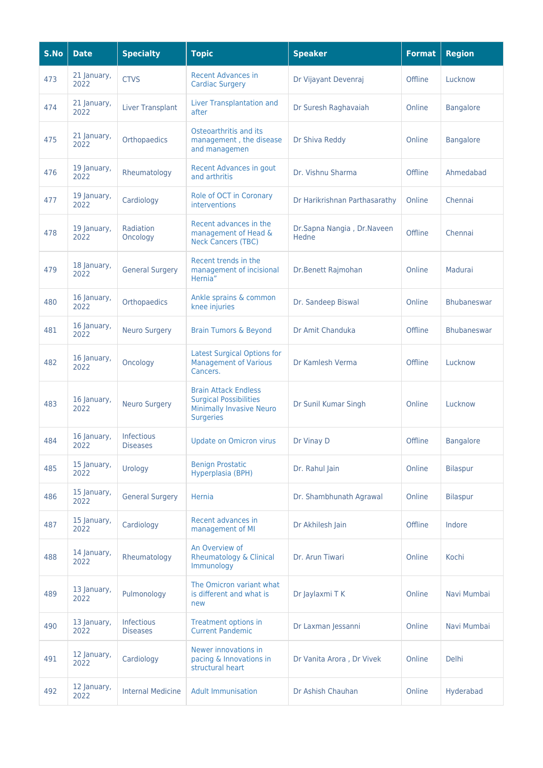| S.No | Date | Specialty | Topic | Speaker | Format | Region |
| --- | --- | --- | --- | --- | --- | --- |
| 473 | 21 January, 2022 | CTVS | Recent Advances in Cardiac Surgery | Dr Vijayant Devenraj | Offline | Lucknow |
| 474 | 21 January, 2022 | Liver Transplant | Liver Transplantation and after | Dr Suresh Raghavaiah | Online | Bangalore |
| 475 | 21 January, 2022 | Orthopaedics | Osteoarthritis and its management , the disease and managemen | Dr Shiva Reddy | Online | Bangalore |
| 476 | 19 January, 2022 | Rheumatology | Recent Advances in gout and arthritis | Dr. Vishnu Sharma | Offline | Ahmedabad |
| 477 | 19 January, 2022 | Cardiology | Role of OCT in Coronary interventions | Dr Harikrishnan Parthasarathy | Online | Chennai |
| 478 | 19 January, 2022 | Radiation Oncology | Recent advances in the management of Head & Neck Cancers (TBC) | Dr.Sapna Nangia , Dr.Naveen Hedne | Offline | Chennai |
| 479 | 18 January, 2022 | General Surgery | Recent trends in the management of incisional Hernia” | Dr.Benett Rajmohan | Online | Madurai |
| 480 | 16 January, 2022 | Orthopaedics | Ankle sprains & common knee injuries | Dr. Sandeep Biswal | Online | Bhubaneswar |
| 481 | 16 January, 2022 | Neuro Surgery | Brain Tumors & Beyond | Dr Amit Chanduka | Offline | Bhubaneswar |
| 482 | 16 January, 2022 | Oncology | Latest Surgical Options for Management of Various Cancers. | Dr Kamlesh Verma | Offline | Lucknow |
| 483 | 16 January, 2022 | Neuro Surgery | Brain Attack Endless Surgical Possibilities Minimally Invasive Neuro Surgeries | Dr Sunil Kumar Singh | Online | Lucknow |
| 484 | 16 January, 2022 | Infectious Diseases | Update on Omicron virus | Dr Vinay D | Offline | Bangalore |
| 485 | 15 January, 2022 | Urology | Benign Prostatic Hyperplasia (BPH) | Dr. Rahul Jain | Online | Bilaspur |
| 486 | 15 January, 2022 | General Surgery | Hernia | Dr. Shambhunath Agrawal | Online | Bilaspur |
| 487 | 15 January, 2022 | Cardiology | Recent advances in management of MI | Dr Akhilesh Jain | Offline | Indore |
| 488 | 14 January, 2022 | Rheumatology | An Overview of Rheumatology & Clinical Immunology | Dr. Arun Tiwari | Online | Kochi |
| 489 | 13 January, 2022 | Pulmonology | The Omicron variant what is different and what is new | Dr Jaylaxmi T K | Online | Navi Mumbai |
| 490 | 13 January, 2022 | Infectious Diseases | Treatment options in Current Pandemic | Dr Laxman Jessanni | Online | Navi Mumbai |
| 491 | 12 January, 2022 | Cardiology | Newer innovations in pacing & Innovations in structural heart | Dr Vanita Arora , Dr Vivek | Online | Delhi |
| 492 | 12 January, 2022 | Internal Medicine | Adult Immunisation | Dr Ashish Chauhan | Online | Hyderabad |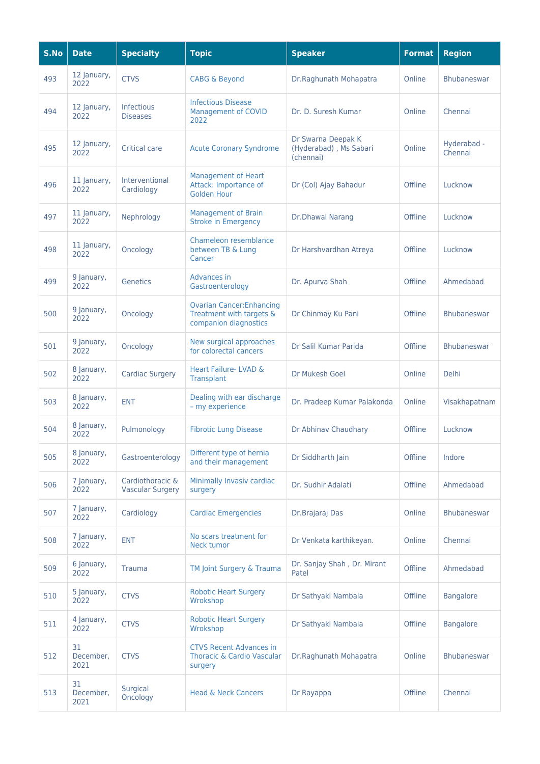| S.No | Date | Specialty | Topic | Speaker | Format | Region |
|---|---|---|---|---|---|---|
| 493 | 12 January, 2022 | CTVS | CABG & Beyond | Dr.Raghunath Mohapatra | Online | Bhubaneswar |
| 494 | 12 January, 2022 | Infectious Diseases | Infectious Disease Management of COVID 2022 | Dr. D. Suresh Kumar | Online | Chennai |
| 495 | 12 January, 2022 | Critical care | Acute Coronary Syndrome | Dr Swarna Deepak K (Hyderabad) , Ms Sabari (chennai) | Online | Hyderabad - Chennai |
| 496 | 11 January, 2022 | Interventional Cardiology | Management of Heart Attack: Importance of Golden Hour | Dr (Col) Ajay Bahadur | Offline | Lucknow |
| 497 | 11 January, 2022 | Nephrology | Management of Brain Stroke in Emergency | Dr.Dhawal Narang | Offline | Lucknow |
| 498 | 11 January, 2022 | Oncology | Chameleon resemblance between TB & Lung Cancer | Dr Harshvardhan Atreya | Offline | Lucknow |
| 499 | 9 January, 2022 | Genetics | Advances in Gastroenterology | Dr. Apurva Shah | Offline | Ahmedabad |
| 500 | 9 January, 2022 | Oncology | Ovarian Cancer:Enhancing Treatment with targets & companion diagnostics | Dr Chinmay Ku Pani | Offline | Bhubaneswar |
| 501 | 9 January, 2022 | Oncology | New surgical approaches for colorectal cancers | Dr Salil Kumar Parida | Offline | Bhubaneswar |
| 502 | 8 January, 2022 | Cardiac Surgery | Heart Failure- LVAD & Transplant | Dr Mukesh Goel | Online | Delhi |
| 503 | 8 January, 2022 | ENT | Dealing with ear discharge – my experience | Dr. Pradeep Kumar Palakonda | Online | Visakhapatnam |
| 504 | 8 January, 2022 | Pulmonology | Fibrotic Lung Disease | Dr Abhinav Chaudhary | Offline | Lucknow |
| 505 | 8 January, 2022 | Gastroenterology | Different type of hernia and their management | Dr Siddharth Jain | Offline | Indore |
| 506 | 7 January, 2022 | Cardiothoracic & Vascular Surgery | Minimally Invasiv cardiac surgery | Dr. Sudhir Adalati | Offline | Ahmedabad |
| 507 | 7 January, 2022 | Cardiology | Cardiac Emergencies | Dr.Brajaraj Das | Online | Bhubaneswar |
| 508 | 7 January, 2022 | ENT | No scars treatment for Neck tumor | Dr Venkata karthikeyan. | Online | Chennai |
| 509 | 6 January, 2022 | Trauma | TM Joint Surgery & Trauma | Dr. Sanjay Shah , Dr. Mirant Patel | Offline | Ahmedabad |
| 510 | 5 January, 2022 | CTVS | Robotic Heart Surgery Wrokshop | Dr Sathyaki Nambala | Offline | Bangalore |
| 511 | 4 January, 2022 | CTVS | Robotic Heart Surgery Wrokshop | Dr Sathyaki Nambala | Offline | Bangalore |
| 512 | 31 December, 2021 | CTVS | CTVS Recent Advances in Thoracic & Cardio Vascular surgery | Dr.Raghunath Mohapatra | Online | Bhubaneswar |
| 513 | 31 December, 2021 | Surgical Oncology | Head & Neck Cancers | Dr Rayappa | Offline | Chennai |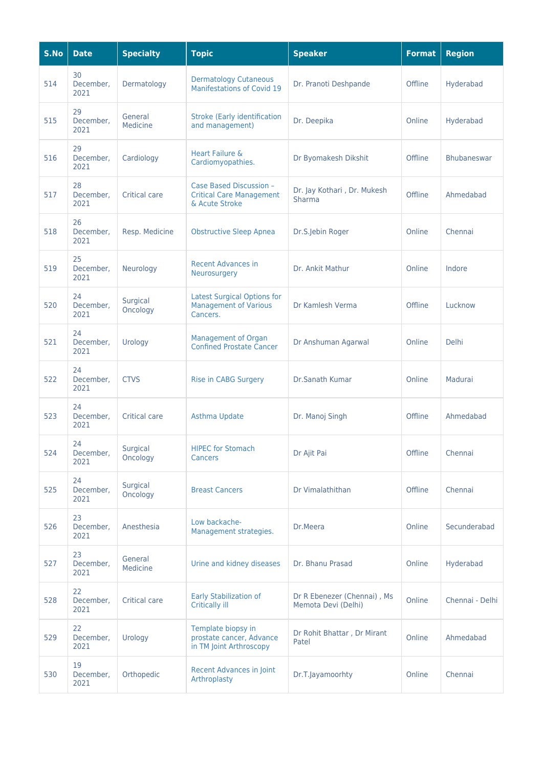| S.No | Date | Specialty | Topic | Speaker | Format | Region |
|---|---|---|---|---|---|---|
| 514 | 30 December, 2021 | Dermatology | Dermatology Cutaneous Manifestations of Covid 19 | Dr. Pranoti Deshpande | Offline | Hyderabad |
| 515 | 29 December, 2021 | General Medicine | Stroke (Early identification and management) | Dr. Deepika | Online | Hyderabad |
| 516 | 29 December, 2021 | Cardiology | Heart Failure & Cardiomyopathies. | Dr Byomakesh Dikshit | Offline | Bhubaneswar |
| 517 | 28 December, 2021 | Critical care | Case Based Discussion – Critical Care Management & Acute Stroke | Dr. Jay Kothari , Dr. Mukesh Sharma | Offline | Ahmedabad |
| 518 | 26 December, 2021 | Resp. Medicine | Obstructive Sleep Apnea | Dr.S.Jebin Roger | Online | Chennai |
| 519 | 25 December, 2021 | Neurology | Recent Advances in Neurosurgery | Dr. Ankit Mathur | Online | Indore |
| 520 | 24 December, 2021 | Surgical Oncology | Latest Surgical Options for Management of Various Cancers. | Dr Kamlesh Verma | Offline | Lucknow |
| 521 | 24 December, 2021 | Urology | Management of Organ Confined Prostate Cancer | Dr Anshuman Agarwal | Online | Delhi |
| 522 | 24 December, 2021 | CTVS | Rise in CABG Surgery | Dr.Sanath Kumar | Online | Madurai |
| 523 | 24 December, 2021 | Critical care | Asthma Update | Dr. Manoj Singh | Offline | Ahmedabad |
| 524 | 24 December, 2021 | Surgical Oncology | HIPEC for Stomach Cancers | Dr Ajit Pai | Offline | Chennai |
| 525 | 24 December, 2021 | Surgical Oncology | Breast Cancers | Dr Vimalathithan | Offline | Chennai |
| 526 | 23 December, 2021 | Anesthesia | Low backache- Management strategies. | Dr.Meera | Online | Secunderabad |
| 527 | 23 December, 2021 | General Medicine | Urine and kidney diseases | Dr. Bhanu Prasad | Online | Hyderabad |
| 528 | 22 December, 2021 | Critical care | Early Stabilization of Critically ill | Dr R Ebenezer (Chennai) , Ms Memota Devi (Delhi) | Online | Chennai - Delhi |
| 529 | 22 December, 2021 | Urology | Template biopsy in prostate cancer, Advance in TM Joint Arthroscopy | Dr Rohit Bhattar , Dr Mirant Patel | Online | Ahmedabad |
| 530 | 19 December, 2021 | Orthopedic | Recent Advances in Joint Arthroplasty | Dr.T.Jayamoorhty | Online | Chennai |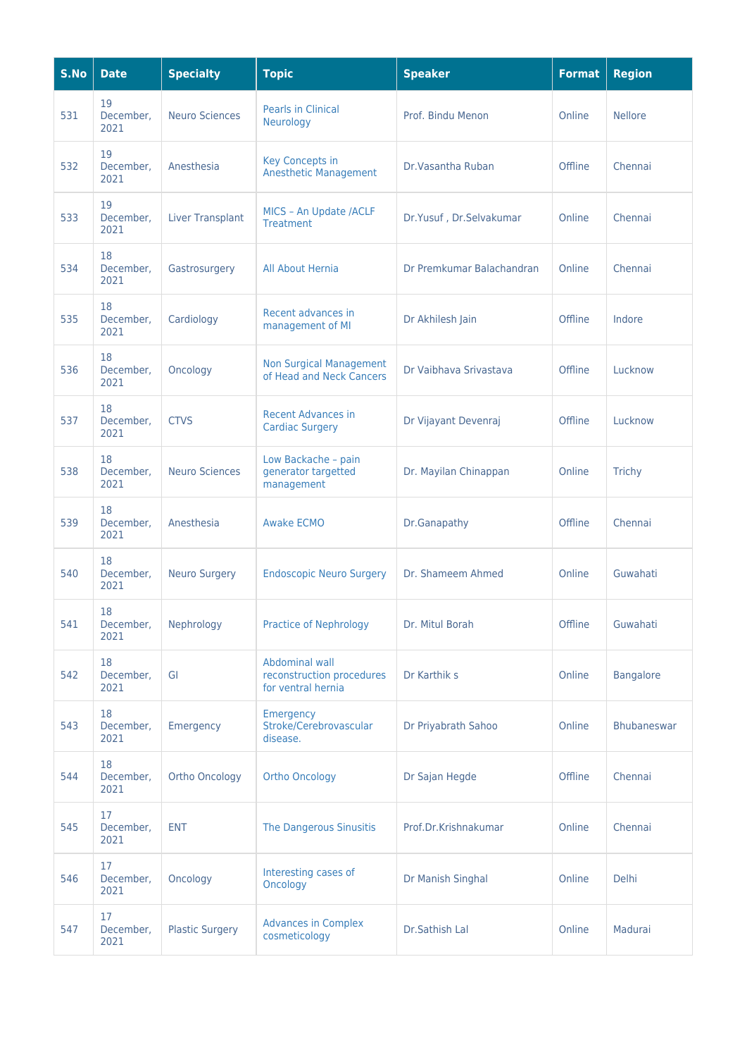| S.No | Date | Specialty | Topic | Speaker | Format | Region |
|---|---|---|---|---|---|---|
| 531 | 19 December, 2021 | Neuro Sciences | Pearls in Clinical Neurology | Prof. Bindu Menon | Online | Nellore |
| 532 | 19 December, 2021 | Anesthesia | Key Concepts in Anesthetic Management | Dr.Vasantha Ruban | Offline | Chennai |
| 533 | 19 December, 2021 | Liver Transplant | MICS – An Update /ACLF Treatment | Dr.Yusuf , Dr.Selvakumar | Online | Chennai |
| 534 | 18 December, 2021 | Gastrosurgery | All About Hernia | Dr Premkumar Balachandran | Online | Chennai |
| 535 | 18 December, 2021 | Cardiology | Recent advances in management of MI | Dr Akhilesh Jain | Offline | Indore |
| 536 | 18 December, 2021 | Oncology | Non Surgical Management of Head and Neck Cancers | Dr Vaibhava Srivastava | Offline | Lucknow |
| 537 | 18 December, 2021 | CTVS | Recent Advances in Cardiac Surgery | Dr Vijayant Devenraj | Offline | Lucknow |
| 538 | 18 December, 2021 | Neuro Sciences | Low Backache – pain generator targetted management | Dr. Mayilan Chinappan | Online | Trichy |
| 539 | 18 December, 2021 | Anesthesia | Awake ECMO | Dr.Ganapathy | Offline | Chennai |
| 540 | 18 December, 2021 | Neuro Surgery | Endoscopic Neuro Surgery | Dr. Shameem Ahmed | Online | Guwahati |
| 541 | 18 December, 2021 | Nephrology | Practice of Nephrology | Dr. Mitul Borah | Offline | Guwahati |
| 542 | 18 December, 2021 | GI | Abdominal wall reconstruction procedures for ventral hernia | Dr Karthik s | Online | Bangalore |
| 543 | 18 December, 2021 | Emergency | Emergency Stroke/Cerebrovascular disease. | Dr Priyabrath Sahoo | Online | Bhubaneswar |
| 544 | 18 December, 2021 | Ortho Oncology | Ortho Oncology | Dr Sajan Hegde | Offline | Chennai |
| 545 | 17 December, 2021 | ENT | The Dangerous Sinusitis | Prof.Dr.Krishnakumar | Online | Chennai |
| 546 | 17 December, 2021 | Oncology | Interesting cases of Oncology | Dr Manish Singhal | Online | Delhi |
| 547 | 17 December, 2021 | Plastic Surgery | Advances in Complex cosmeticology | Dr.Sathish Lal | Online | Madurai |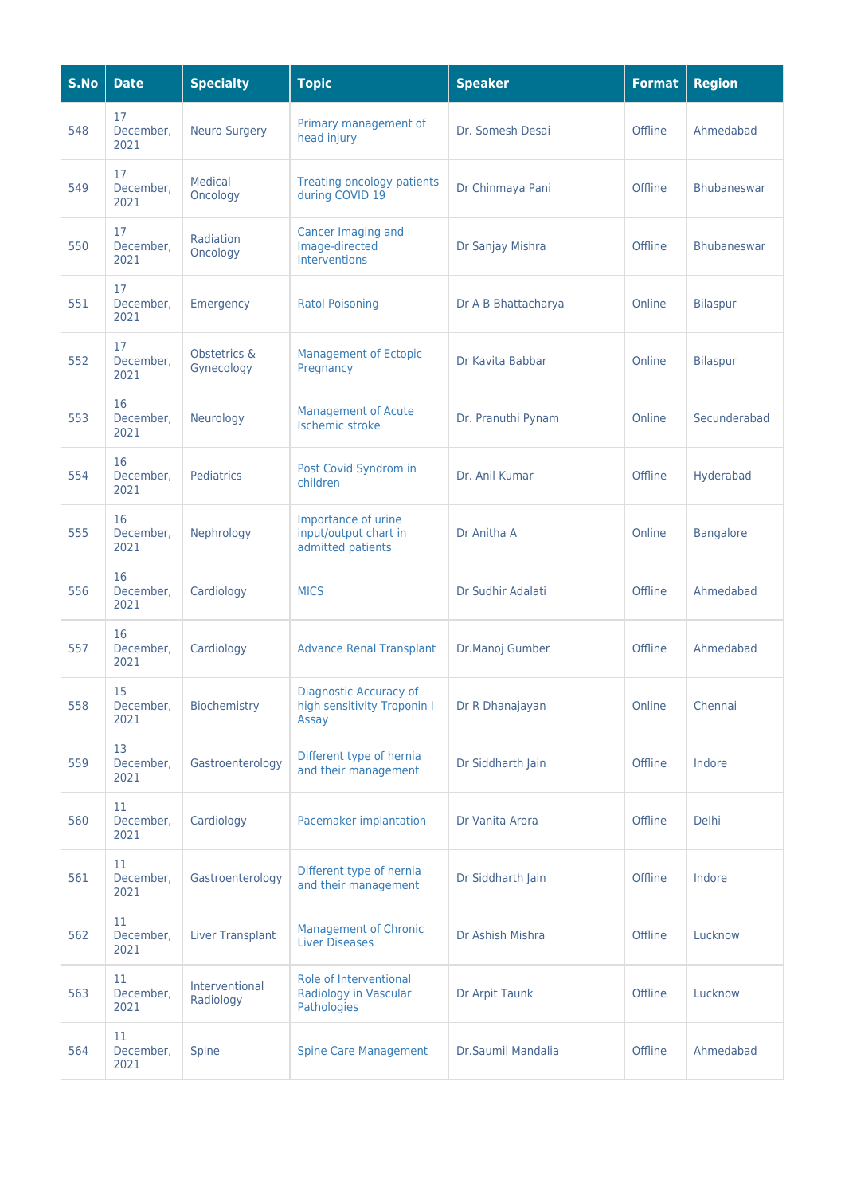| S.No | Date | Specialty | Topic | Speaker | Format | Region |
|---|---|---|---|---|---|---|
| 548 | 17 December, 2021 | Neuro Surgery | Primary management of head injury | Dr. Somesh Desai | Offline | Ahmedabad |
| 549 | 17 December, 2021 | Medical Oncology | Treating oncology patients during COVID 19 | Dr Chinmaya Pani | Offline | Bhubaneswar |
| 550 | 17 December, 2021 | Radiation Oncology | Cancer Imaging and Image-directed Interventions | Dr Sanjay Mishra | Offline | Bhubaneswar |
| 551 | 17 December, 2021 | Emergency | Ratol Poisoning | Dr A B Bhattacharya | Online | Bilaspur |
| 552 | 17 December, 2021 | Obstetrics & Gynecology | Management of Ectopic Pregnancy | Dr Kavita Babbar | Online | Bilaspur |
| 553 | 16 December, 2021 | Neurology | Management of Acute Ischemic stroke | Dr. Pranuthi Pynam | Online | Secunderabad |
| 554 | 16 December, 2021 | Pediatrics | Post Covid Syndrom in children | Dr. Anil Kumar | Offline | Hyderabad |
| 555 | 16 December, 2021 | Nephrology | Importance of urine input/output chart in admitted patients | Dr Anitha A | Online | Bangalore |
| 556 | 16 December, 2021 | Cardiology | MICS | Dr Sudhir Adalati | Offline | Ahmedabad |
| 557 | 16 December, 2021 | Cardiology | Advance Renal Transplant | Dr.Manoj Gumber | Offline | Ahmedabad |
| 558 | 15 December, 2021 | Biochemistry | Diagnostic Accuracy of high sensitivity Troponin I Assay | Dr R Dhanajayan | Online | Chennai |
| 559 | 13 December, 2021 | Gastroenterology | Different type of hernia and their management | Dr Siddharth Jain | Offline | Indore |
| 560 | 11 December, 2021 | Cardiology | Pacemaker implantation | Dr Vanita Arora | Offline | Delhi |
| 561 | 11 December, 2021 | Gastroenterology | Different type of hernia and their management | Dr Siddharth Jain | Offline | Indore |
| 562 | 11 December, 2021 | Liver Transplant | Management of Chronic Liver Diseases | Dr Ashish Mishra | Offline | Lucknow |
| 563 | 11 December, 2021 | Interventional Radiology | Role of Interventional Radiology in Vascular Pathologies | Dr Arpit Taunk | Offline | Lucknow |
| 564 | 11 December, 2021 | Spine | Spine Care Management | Dr.Saumil Mandalia | Offline | Ahmedabad |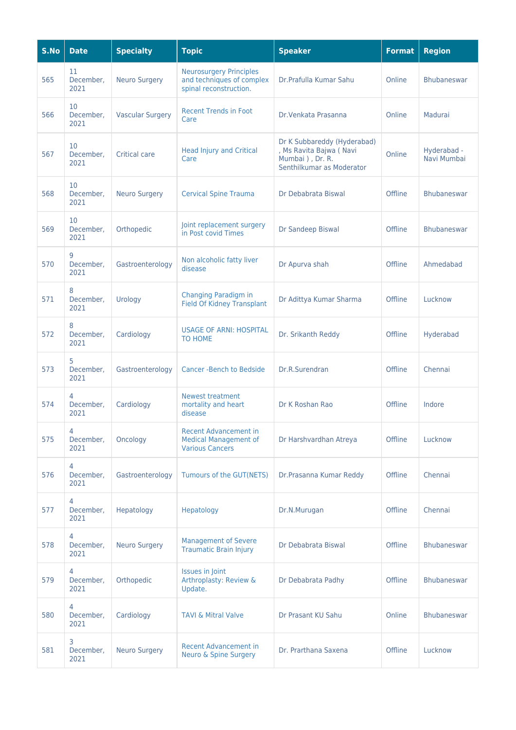| S.No | Date | Specialty | Topic | Speaker | Format | Region |
|---|---|---|---|---|---|---|
| 565 | 11 December, 2021 | Neuro Surgery | Neurosurgery Principles and techniques of complex spinal reconstruction. | Dr.Prafulla Kumar Sahu | Online | Bhubaneswar |
| 566 | 10 December, 2021 | Vascular Surgery | Recent Trends in Foot Care | Dr.Venkata Prasanna | Online | Madurai |
| 567 | 10 December, 2021 | Critical care | Head Injury and Critical Care | Dr K Subbareddy (Hyderabad) , Ms Ravita Bajwa ( Navi Mumbai ) , Dr. R. Senthilkumar as Moderator | Online | Hyderabad - Navi Mumbai |
| 568 | 10 December, 2021 | Neuro Surgery | Cervical Spine Trauma | Dr Debabrata Biswal | Offline | Bhubaneswar |
| 569 | 10 December, 2021 | Orthopedic | Joint replacement surgery in Post covid Times | Dr Sandeep Biswal | Offline | Bhubaneswar |
| 570 | 9 December, 2021 | Gastroenterology | Non alcoholic fatty liver disease | Dr Apurva shah | Offline | Ahmedabad |
| 571 | 8 December, 2021 | Urology | Changing Paradigm in Field Of Kidney Transplant | Dr Adittya Kumar Sharma | Offline | Lucknow |
| 572 | 8 December, 2021 | Cardiology | USAGE OF ARNI: HOSPITAL TO HOME | Dr. Srikanth Reddy | Offline | Hyderabad |
| 573 | 5 December, 2021 | Gastroenterology | Cancer -Bench to Bedside | Dr.R.Surendran | Offline | Chennai |
| 574 | 4 December, 2021 | Cardiology | Newest treatment mortality and heart disease | Dr K Roshan Rao | Offline | Indore |
| 575 | 4 December, 2021 | Oncology | Recent Advancement in Medical Management of Various Cancers | Dr Harshvardhan Atreya | Offline | Lucknow |
| 576 | 4 December, 2021 | Gastroenterology | Tumours of the GUT(NETS) | Dr.Prasanna Kumar Reddy | Offline | Chennai |
| 577 | 4 December, 2021 | Hepatology | Hepatology | Dr.N.Murugan | Offline | Chennai |
| 578 | 4 December, 2021 | Neuro Surgery | Management of Severe Traumatic Brain Injury | Dr Debabrata Biswal | Offline | Bhubaneswar |
| 579 | 4 December, 2021 | Orthopedic | Issues in Joint Arthroplasty: Review & Update. | Dr Debabrata Padhy | Offline | Bhubaneswar |
| 580 | 4 December, 2021 | Cardiology | TAVI & Mitral Valve | Dr Prasant KU Sahu | Online | Bhubaneswar |
| 581 | 3 December, 2021 | Neuro Surgery | Recent Advancement in Neuro & Spine Surgery | Dr. Prarthana Saxena | Offline | Lucknow |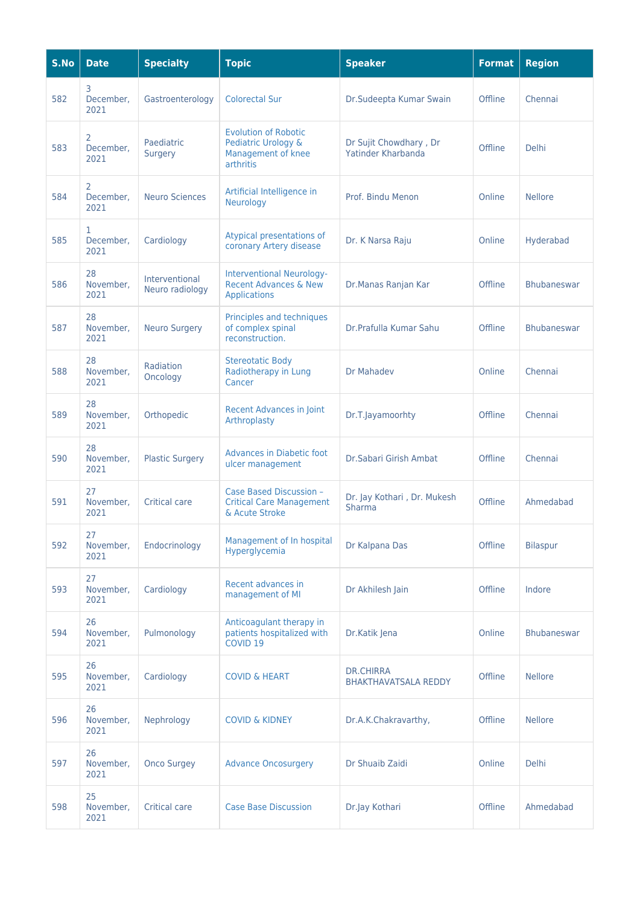| S.No | Date | Specialty | Topic | Speaker | Format | Region |
|---|---|---|---|---|---|---|
| 582 | 3 December, 2021 | Gastroenterology | Colorectal Sur | Dr.Sudeepta Kumar Swain | Offline | Chennai |
| 583 | 2 December, 2021 | Paediatric Surgery | Evolution of Robotic Pediatric Urology & Management of knee arthritis | Dr Sujit Chowdhary , Dr Yatinder Kharbanda | Offline | Delhi |
| 584 | 2 December, 2021 | Neuro Sciences | Artificial Intelligence in Neurology | Prof. Bindu Menon | Online | Nellore |
| 585 | 1 December, 2021 | Cardiology | Atypical presentations of coronary Artery disease | Dr. K Narsa Raju | Online | Hyderabad |
| 586 | 28 November, 2021 | Interventional Neuro radiology | Interventional Neurology- Recent Advances & New Applications | Dr.Manas Ranjan Kar | Offline | Bhubaneswar |
| 587 | 28 November, 2021 | Neuro Surgery | Principles and techniques of complex spinal reconstruction. | Dr.Prafulla Kumar Sahu | Offline | Bhubaneswar |
| 588 | 28 November, 2021 | Radiation Oncology | Stereotatic Body Radiotherapy in Lung Cancer | Dr Mahadev | Online | Chennai |
| 589 | 28 November, 2021 | Orthopedic | Recent Advances in Joint Arthroplasty | Dr.T.Jayamoorhty | Offline | Chennai |
| 590 | 28 November, 2021 | Plastic Surgery | Advances in Diabetic foot ulcer management | Dr.Sabari Girish Ambat | Offline | Chennai |
| 591 | 27 November, 2021 | Critical care | Case Based Discussion – Critical Care Management & Acute Stroke | Dr. Jay Kothari , Dr. Mukesh Sharma | Offline | Ahmedabad |
| 592 | 27 November, 2021 | Endocrinology | Management of In hospital Hyperglycemia | Dr Kalpana Das | Offline | Bilaspur |
| 593 | 27 November, 2021 | Cardiology | Recent advances in management of MI | Dr Akhilesh Jain | Offline | Indore |
| 594 | 26 November, 2021 | Pulmonology | Anticoagulant therapy in patients hospitalized with COVID 19 | Dr.Katik Jena | Online | Bhubaneswar |
| 595 | 26 November, 2021 | Cardiology | COVID & HEART | DR.CHIRRA BHAKTHAVATSALA REDDY | Offline | Nellore |
| 596 | 26 November, 2021 | Nephrology | COVID & KIDNEY | Dr.A.K.Chakravarthy, | Offline | Nellore |
| 597 | 26 November, 2021 | Onco Surgey | Advance Oncosurgery | Dr Shuaib Zaidi | Online | Delhi |
| 598 | 25 November, 2021 | Critical care | Case Base Discussion | Dr.Jay Kothari | Offline | Ahmedabad |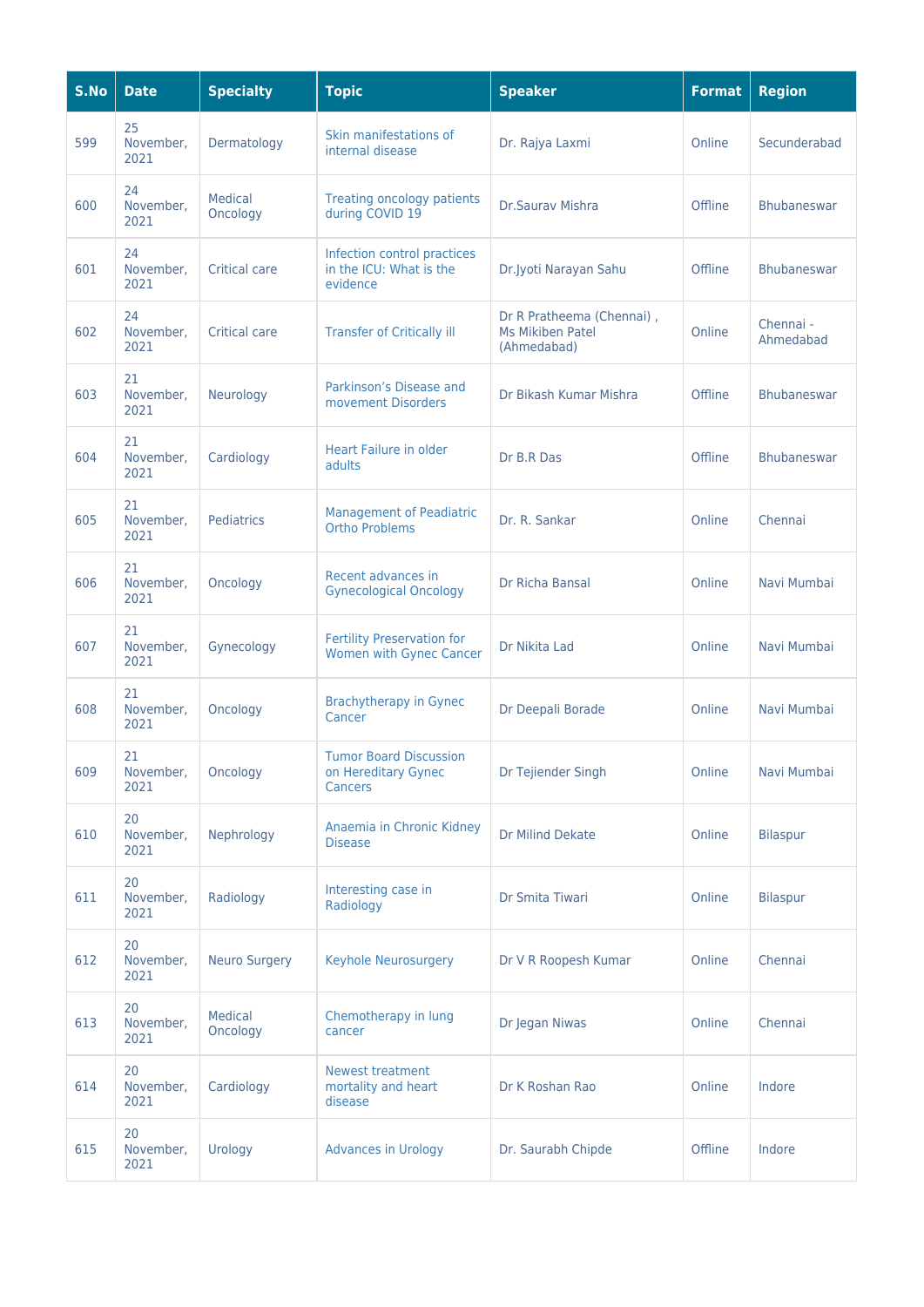| S.No | Date | Specialty | Topic | Speaker | Format | Region |
|---|---|---|---|---|---|---|
| 599 | 25 November, 2021 | Dermatology | Skin manifestations of internal disease | Dr. Rajya Laxmi | Online | Secunderabad |
| 600 | 24 November, 2021 | Medical Oncology | Treating oncology patients during COVID 19 | Dr.Saurav Mishra | Offline | Bhubaneswar |
| 601 | 24 November, 2021 | Critical care | Infection control practices in the ICU: What is the evidence | Dr.Jyoti Narayan Sahu | Offline | Bhubaneswar |
| 602 | 24 November, 2021 | Critical care | Transfer of Critically ill | Dr R Pratheema (Chennai) , Ms Mikiben Patel (Ahmedabad) | Online | Chennai - Ahmedabad |
| 603 | 21 November, 2021 | Neurology | Parkinson's Disease and movement Disorders | Dr Bikash Kumar Mishra | Offline | Bhubaneswar |
| 604 | 21 November, 2021 | Cardiology | Heart Failure in older adults | Dr B.R Das | Offline | Bhubaneswar |
| 605 | 21 November, 2021 | Pediatrics | Management of Peadiatric Ortho Problems | Dr. R. Sankar | Online | Chennai |
| 606 | 21 November, 2021 | Oncology | Recent advances in Gynecological Oncology | Dr Richa Bansal | Online | Navi Mumbai |
| 607 | 21 November, 2021 | Gynecology | Fertility Preservation for Women with Gynec Cancer | Dr Nikita Lad | Online | Navi Mumbai |
| 608 | 21 November, 2021 | Oncology | Brachytherapy in Gynec Cancer | Dr Deepali Borade | Online | Navi Mumbai |
| 609 | 21 November, 2021 | Oncology | Tumor Board Discussion on Hereditary Gynec Cancers | Dr Tejiender Singh | Online | Navi Mumbai |
| 610 | 20 November, 2021 | Nephrology | Anaemia in Chronic Kidney Disease | Dr Milind Dekate | Online | Bilaspur |
| 611 | 20 November, 2021 | Radiology | Interesting case in Radiology | Dr Smita Tiwari | Online | Bilaspur |
| 612 | 20 November, 2021 | Neuro Surgery | Keyhole Neurosurgery | Dr V R Roopesh Kumar | Online | Chennai |
| 613 | 20 November, 2021 | Medical Oncology | Chemotherapy in lung cancer | Dr Jegan Niwas | Online | Chennai |
| 614 | 20 November, 2021 | Cardiology | Newest treatment mortality and heart disease | Dr K Roshan Rao | Online | Indore |
| 615 | 20 November, 2021 | Urology | Advances in Urology | Dr. Saurabh Chipde | Offline | Indore |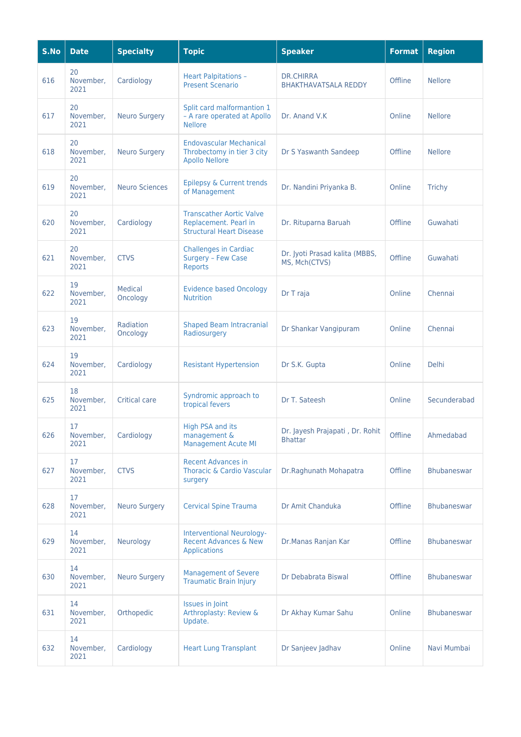| S.No | Date | Specialty | Topic | Speaker | Format | Region |
|---|---|---|---|---|---|---|
| 616 | 20 November, 2021 | Cardiology | Heart Palpitations – Present Scenario | DR.CHIRRA BHAKTHAVATSALA REDDY | Offline | Nellore |
| 617 | 20 November, 2021 | Neuro Surgery | Split card malformation 1 – A rare operated at Apollo Nellore | Dr. Anand V.K | Online | Nellore |
| 618 | 20 November, 2021 | Neuro Surgery | Endovascular Mechanical Throbectomy in tier 3 city Apollo Nellore | Dr S Yaswanth Sandeep | Offline | Nellore |
| 619 | 20 November, 2021 | Neuro Sciences | Epilepsy & Current trends of Management | Dr. Nandini Priyanka B. | Online | Trichy |
| 620 | 20 November, 2021 | Cardiology | Transcather Aortic Valve Replacement. Pearl in Structural Heart Disease | Dr. Rituparna Baruah | Offline | Guwahati |
| 621 | 20 November, 2021 | CTVS | Challenges in Cardiac Surgery – Few Case Reports | Dr. Jyoti Prasad kalita (MBBS, MS, Mch(CTVS) | Offline | Guwahati |
| 622 | 19 November, 2021 | Medical Oncology | Evidence based Oncology Nutrition | Dr T raja | Online | Chennai |
| 623 | 19 November, 2021 | Radiation Oncology | Shaped Beam Intracranial Radiosurgery | Dr Shankar Vangipuram | Online | Chennai |
| 624 | 19 November, 2021 | Cardiology | Resistant Hypertension | Dr S.K. Gupta | Online | Delhi |
| 625 | 18 November, 2021 | Critical care | Syndromic approach to tropical fevers | Dr T. Sateesh | Online | Secunderabad |
| 626 | 17 November, 2021 | Cardiology | High PSA and its management & Management Acute MI | Dr. Jayesh Prajapati , Dr. Rohit Bhattar | Offline | Ahmedabad |
| 627 | 17 November, 2021 | CTVS | Recent Advances in Thoracic & Cardio Vascular surgery | Dr.Raghunath Mohapatra | Offline | Bhubaneswar |
| 628 | 17 November, 2021 | Neuro Surgery | Cervical Spine Trauma | Dr Amit Chanduka | Offline | Bhubaneswar |
| 629 | 14 November, 2021 | Neurology | Interventional Neurology-Recent Advances & New Applications | Dr.Manas Ranjan Kar | Offline | Bhubaneswar |
| 630 | 14 November, 2021 | Neuro Surgery | Management of Severe Traumatic Brain Injury | Dr Debabrata Biswal | Offline | Bhubaneswar |
| 631 | 14 November, 2021 | Orthopedic | Issues in Joint Arthroplasty: Review & Update. | Dr Akhay Kumar Sahu | Online | Bhubaneswar |
| 632 | 14 November, 2021 | Cardiology | Heart Lung Transplant | Dr Sanjeev Jadhav | Online | Navi Mumbai |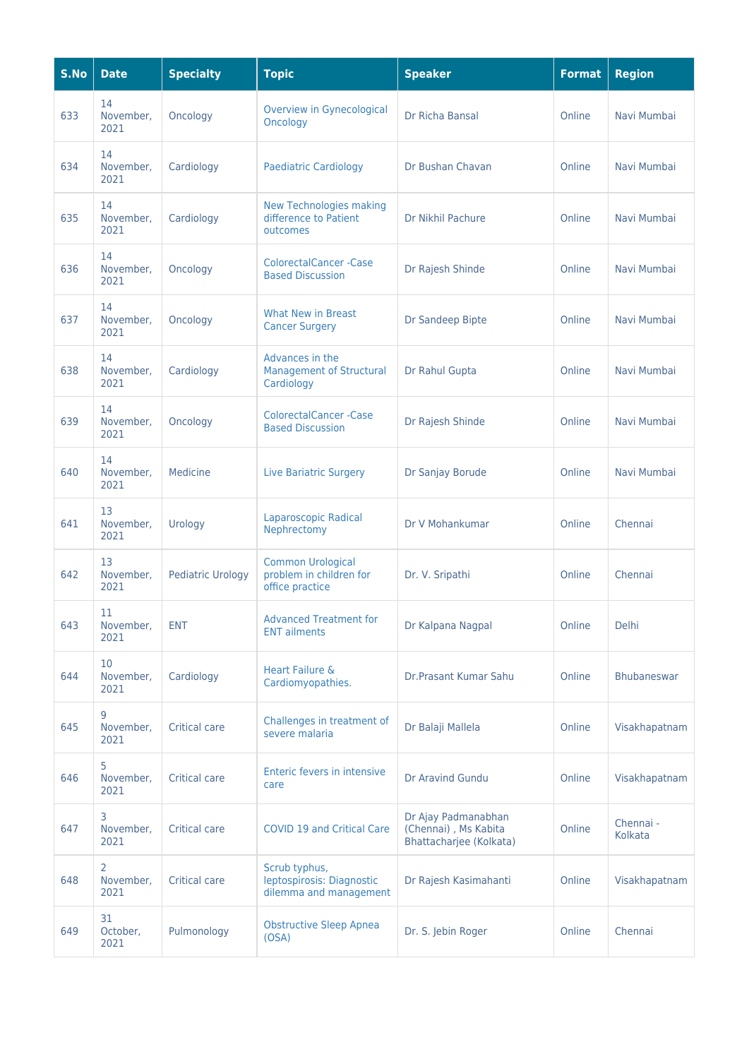| S.No | Date | Specialty | Topic | Speaker | Format | Region |
|---|---|---|---|---|---|---|
| 633 | 14 November, 2021 | Oncology | Overview in Gynecological Oncology | Dr Richa Bansal | Online | Navi Mumbai |
| 634 | 14 November, 2021 | Cardiology | Paediatric Cardiology | Dr Bushan Chavan | Online | Navi Mumbai |
| 635 | 14 November, 2021 | Cardiology | New Technologies making difference to Patient outcomes | Dr Nikhil Pachure | Online | Navi Mumbai |
| 636 | 14 November, 2021 | Oncology | ColorectalCancer -Case Based Discussion | Dr Rajesh Shinde | Online | Navi Mumbai |
| 637 | 14 November, 2021 | Oncology | What New in Breast Cancer Surgery | Dr Sandeep Bipte | Online | Navi Mumbai |
| 638 | 14 November, 2021 | Cardiology | Advances in the Management of Structural Cardiology | Dr Rahul Gupta | Online | Navi Mumbai |
| 639 | 14 November, 2021 | Oncology | ColorectalCancer -Case Based Discussion | Dr Rajesh Shinde | Online | Navi Mumbai |
| 640 | 14 November, 2021 | Medicine | Live Bariatric Surgery | Dr Sanjay Borude | Online | Navi Mumbai |
| 641 | 13 November, 2021 | Urology | Laparoscopic Radical Nephrectomy | Dr V Mohankumar | Online | Chennai |
| 642 | 13 November, 2021 | Pediatric Urology | Common Urological problem in children for office practice | Dr. V. Sripathi | Online | Chennai |
| 643 | 11 November, 2021 | ENT | Advanced Treatment for ENT ailments | Dr Kalpana Nagpal | Online | Delhi |
| 644 | 10 November, 2021 | Cardiology | Heart Failure & Cardiomyopathies. | Dr.Prasant Kumar Sahu | Online | Bhubaneswar |
| 645 | 9 November, 2021 | Critical care | Challenges in treatment of severe malaria | Dr Balaji Mallela | Online | Visakhapatnam |
| 646 | 5 November, 2021 | Critical care | Enteric fevers in intensive care | Dr Aravind Gundu | Online | Visakhapatnam |
| 647 | 3 November, 2021 | Critical care | COVID 19 and Critical Care | Dr Ajay Padmanabhan (Chennai) , Ms Kabita Bhattacharjee (Kolkata) | Online | Chennai - Kolkata |
| 648 | 2 November, 2021 | Critical care | Scrub typhus, leptospirosis: Diagnostic dilemma and management | Dr Rajesh Kasimahanti | Online | Visakhapatnam |
| 649 | 31 October, 2021 | Pulmonology | Obstructive Sleep Apnea (OSA) | Dr. S. Jebin Roger | Online | Chennai |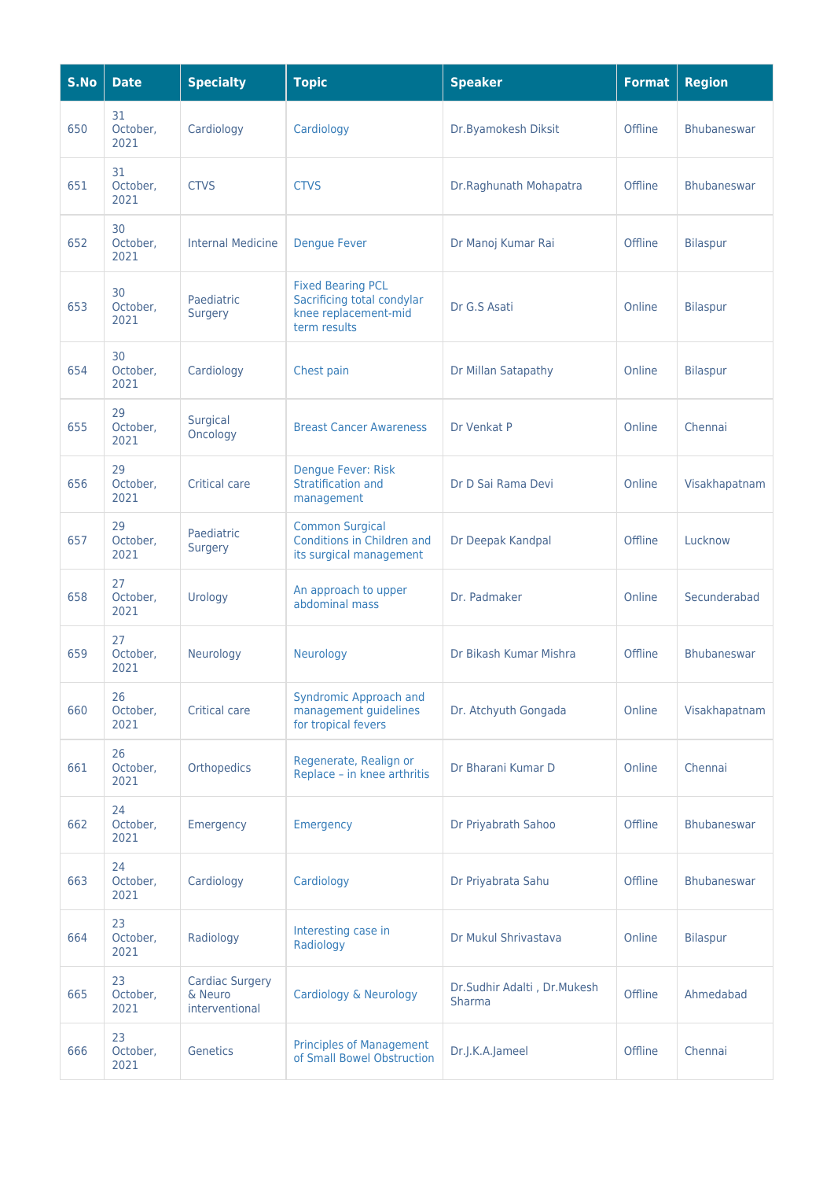| S.No | Date | Specialty | Topic | Speaker | Format | Region |
|---|---|---|---|---|---|---|
| 650 | 31 October, 2021 | Cardiology | Cardiology | Dr.Byamokesh Diksit | Offline | Bhubaneswar |
| 651 | 31 October, 2021 | CTVS | CTVS | Dr.Raghunath Mohapatra | Offline | Bhubaneswar |
| 652 | 30 October, 2021 | Internal Medicine | Dengue Fever | Dr Manoj Kumar Rai | Offline | Bilaspur |
| 653 | 30 October, 2021 | Paediatric Surgery | Fixed Bearing PCL Sacrificing total condylar knee replacement-mid term results | Dr G.S Asati | Online | Bilaspur |
| 654 | 30 October, 2021 | Cardiology | Chest pain | Dr Millan Satapathy | Online | Bilaspur |
| 655 | 29 October, 2021 | Surgical Oncology | Breast Cancer Awareness | Dr Venkat P | Online | Chennai |
| 656 | 29 October, 2021 | Critical care | Dengue Fever: Risk Stratification and management | Dr D Sai Rama Devi | Online | Visakhapatnam |
| 657 | 29 October, 2021 | Paediatric Surgery | Common Surgical Conditions in Children and its surgical management | Dr Deepak Kandpal | Offline | Lucknow |
| 658 | 27 October, 2021 | Urology | An approach to upper abdominal mass | Dr. Padmaker | Online | Secunderabad |
| 659 | 27 October, 2021 | Neurology | Neurology | Dr Bikash Kumar Mishra | Offline | Bhubaneswar |
| 660 | 26 October, 2021 | Critical care | Syndromic Approach and management guidelines for tropical fevers | Dr. Atchyuth Gongada | Online | Visakhapatnam |
| 661 | 26 October, 2021 | Orthopedics | Regenerate, Realign or Replace – in knee arthritis | Dr Bharani Kumar D | Online | Chennai |
| 662 | 24 October, 2021 | Emergency | Emergency | Dr Priyabrath Sahoo | Offline | Bhubaneswar |
| 663 | 24 October, 2021 | Cardiology | Cardiology | Dr Priyabrata Sahu | Offline | Bhubaneswar |
| 664 | 23 October, 2021 | Radiology | Interesting case in Radiology | Dr Mukul Shrivastava | Online | Bilaspur |
| 665 | 23 October, 2021 | Cardiac Surgery & Neuro interventional | Cardiology & Neurology | Dr.Sudhir Adalti , Dr.Mukesh Sharma | Offline | Ahmedabad |
| 666 | 23 October, 2021 | Genetics | Principles of Management of Small Bowel Obstruction | Dr.J.K.A.Jameel | Offline | Chennai |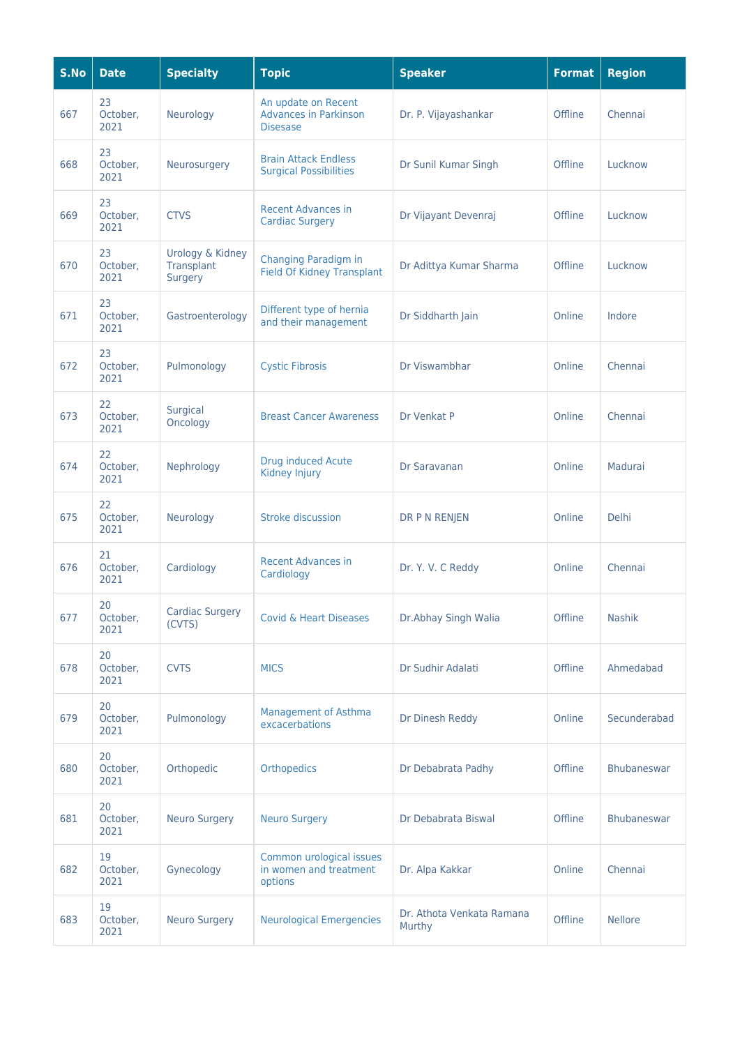| S.No | Date | Specialty | Topic | Speaker | Format | Region |
|---|---|---|---|---|---|---|
| 667 | 23 October, 2021 | Neurology | An update on Recent Advances in Parkinson Disesase | Dr. P. Vijayashankar | Offline | Chennai |
| 668 | 23 October, 2021 | Neurosurgery | Brain Attack Endless Surgical Possibilities | Dr Sunil Kumar Singh | Offline | Lucknow |
| 669 | 23 October, 2021 | CTVS | Recent Advances in Cardiac Surgery | Dr Vijayant Devenraj | Offline | Lucknow |
| 670 | 23 October, 2021 | Urology & Kidney Transplant Surgery | Changing Paradigm in Field Of Kidney Transplant | Dr Adittya Kumar Sharma | Offline | Lucknow |
| 671 | 23 October, 2021 | Gastroenterology | Different type of hernia and their management | Dr Siddharth Jain | Online | Indore |
| 672 | 23 October, 2021 | Pulmonology | Cystic Fibrosis | Dr Viswambhar | Online | Chennai |
| 673 | 22 October, 2021 | Surgical Oncology | Breast Cancer Awareness | Dr Venkat P | Online | Chennai |
| 674 | 22 October, 2021 | Nephrology | Drug induced Acute Kidney Injury | Dr Saravanan | Online | Madurai |
| 675 | 22 October, 2021 | Neurology | Stroke discussion | DR P N RENJEN | Online | Delhi |
| 676 | 21 October, 2021 | Cardiology | Recent Advances in Cardiology | Dr. Y. V. C Reddy | Online | Chennai |
| 677 | 20 October, 2021 | Cardiac Surgery (CVTS) | Covid & Heart Diseases | Dr.Abhay Singh Walia | Offline | Nashik |
| 678 | 20 October, 2021 | CVTS | MICS | Dr Sudhir Adalati | Offline | Ahmedabad |
| 679 | 20 October, 2021 | Pulmonology | Management of Asthma excacerbations | Dr Dinesh Reddy | Online | Secunderabad |
| 680 | 20 October, 2021 | Orthopedic | Orthopedics | Dr Debabrata Padhy | Offline | Bhubaneswar |
| 681 | 20 October, 2021 | Neuro Surgery | Neuro Surgery | Dr Debabrata Biswal | Offline | Bhubaneswar |
| 682 | 19 October, 2021 | Gynecology | Common urological issues in women and treatment options | Dr. Alpa Kakkar | Online | Chennai |
| 683 | 19 October, 2021 | Neuro Surgery | Neurological Emergencies | Dr. Athota Venkata Ramana Murthy | Offline | Nellore |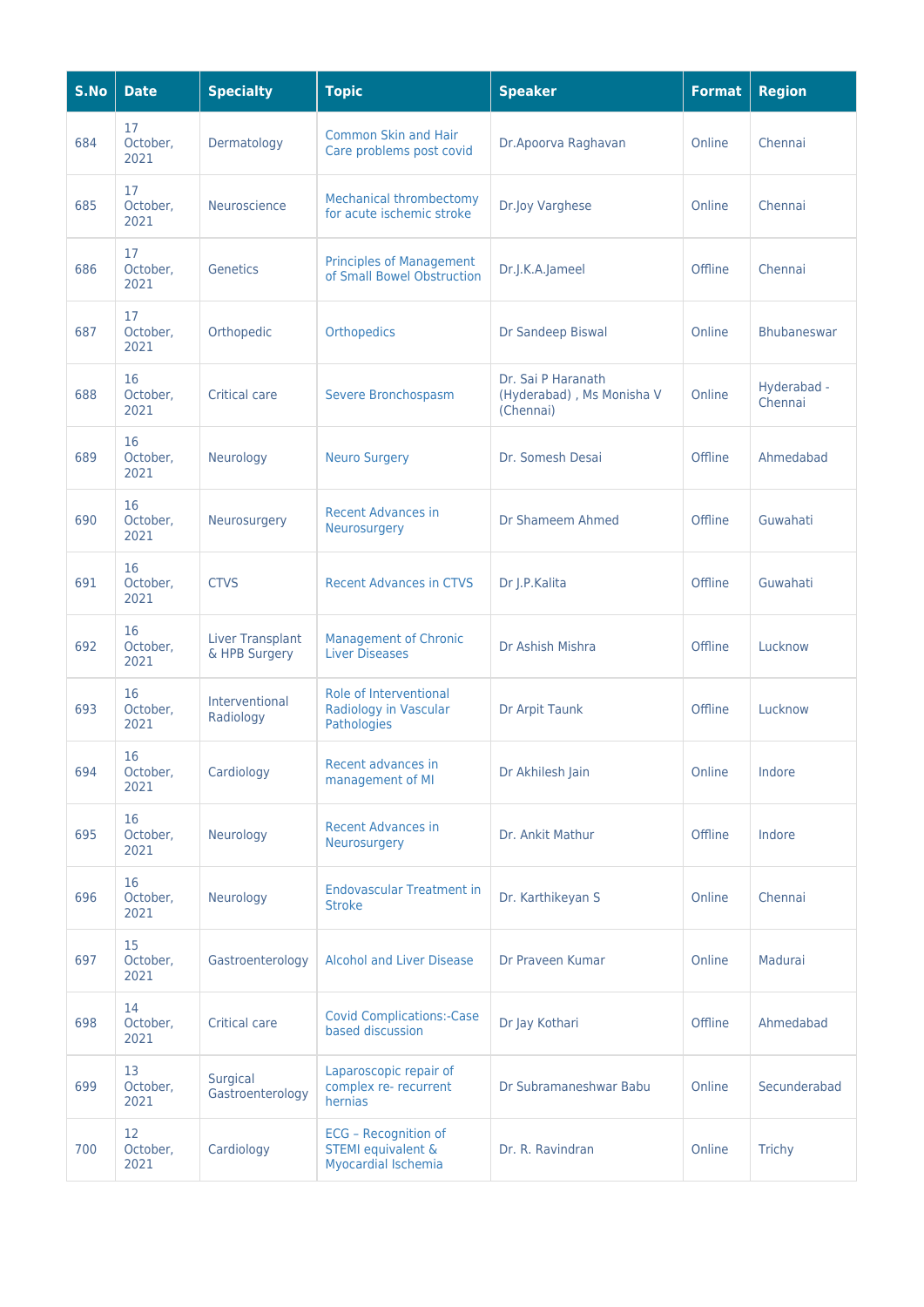| S.No | Date | Specialty | Topic | Speaker | Format | Region |
|---|---|---|---|---|---|---|
| 684 | 17 October, 2021 | Dermatology | Common Skin and Hair Care problems post covid | Dr.Apoorva Raghavan | Online | Chennai |
| 685 | 17 October, 2021 | Neuroscience | Mechanical thrombectomy for acute ischemic stroke | Dr.Joy Varghese | Online | Chennai |
| 686 | 17 October, 2021 | Genetics | Principles of Management of Small Bowel Obstruction | Dr.J.K.A.Jameel | Offline | Chennai |
| 687 | 17 October, 2021 | Orthopedic | Orthopedics | Dr Sandeep Biswal | Online | Bhubaneswar |
| 688 | 16 October, 2021 | Critical care | Severe Bronchospasm | Dr. Sai P Haranath (Hyderabad) , Ms Monisha V (Chennai) | Online | Hyderabad - Chennai |
| 689 | 16 October, 2021 | Neurology | Neuro Surgery | Dr. Somesh Desai | Offline | Ahmedabad |
| 690 | 16 October, 2021 | Neurosurgery | Recent Advances in Neurosurgery | Dr Shameem Ahmed | Offline | Guwahati |
| 691 | 16 October, 2021 | CTVS | Recent Advances in CTVS | Dr J.P.Kalita | Offline | Guwahati |
| 692 | 16 October, 2021 | Liver Transplant & HPB Surgery | Management of Chronic Liver Diseases | Dr Ashish Mishra | Offline | Lucknow |
| 693 | 16 October, 2021 | Interventional Radiology | Role of Interventional Radiology in Vascular Pathologies | Dr Arpit Taunk | Offline | Lucknow |
| 694 | 16 October, 2021 | Cardiology | Recent advances in management of MI | Dr Akhilesh Jain | Online | Indore |
| 695 | 16 October, 2021 | Neurology | Recent Advances in Neurosurgery | Dr. Ankit Mathur | Offline | Indore |
| 696 | 16 October, 2021 | Neurology | Endovascular Treatment in Stroke | Dr. Karthikeyan S | Online | Chennai |
| 697 | 15 October, 2021 | Gastroenterology | Alcohol and Liver Disease | Dr Praveen Kumar | Online | Madurai |
| 698 | 14 October, 2021 | Critical care | Covid Complications:-Case based discussion | Dr Jay Kothari | Offline | Ahmedabad |
| 699 | 13 October, 2021 | Surgical Gastroenterology | Laparoscopic repair of complex re- recurrent hernias | Dr Subramaneshwar Babu | Online | Secunderabad |
| 700 | 12 October, 2021 | Cardiology | ECG – Recognition of STEMI equivalent & Myocardial Ischemia | Dr. R. Ravindran | Online | Trichy |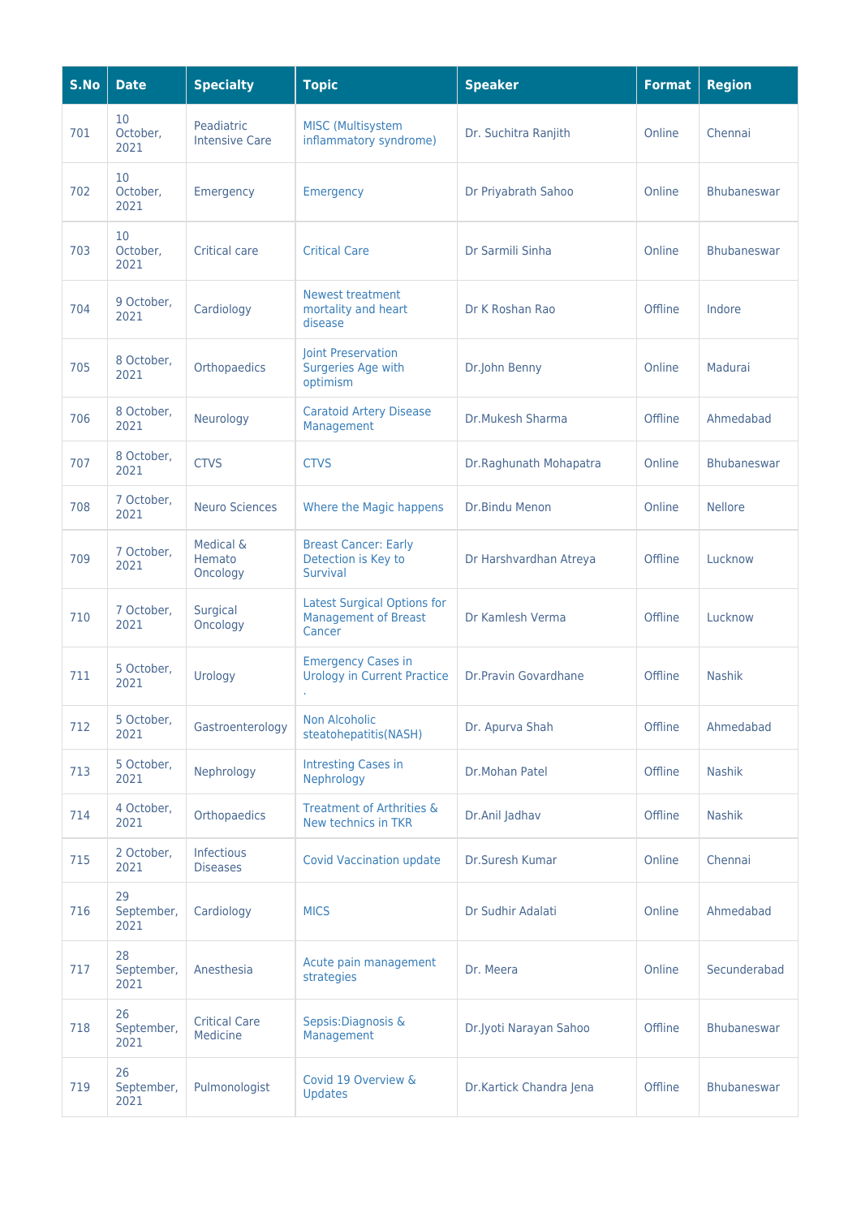| S.No | Date | Specialty | Topic | Speaker | Format | Region |
|---|---|---|---|---|---|---|
| 701 | 10 October, 2021 | Peadiatric Intensive Care | MISC (Multisystem inflammatory syndrome) | Dr. Suchitra Ranjith | Online | Chennai |
| 702 | 10 October, 2021 | Emergency | Emergency | Dr Priyabrath Sahoo | Online | Bhubaneswar |
| 703 | 10 October, 2021 | Critical care | Critical Care | Dr Sarmili Sinha | Online | Bhubaneswar |
| 704 | 9 October, 2021 | Cardiology | Newest treatment mortality and heart disease | Dr K Roshan Rao | Offline | Indore |
| 705 | 8 October, 2021 | Orthopaedics | Joint Preservation Surgeries Age with optimism | Dr.John Benny | Online | Madurai |
| 706 | 8 October, 2021 | Neurology | Caratoid Artery Disease Management | Dr.Mukesh Sharma | Offline | Ahmedabad |
| 707 | 8 October, 2021 | CTVS | CTVS | Dr.Raghunath Mohapatra | Online | Bhubaneswar |
| 708 | 7 October, 2021 | Neuro Sciences | Where the Magic happens | Dr.Bindu Menon | Online | Nellore |
| 709 | 7 October, 2021 | Medical & Hemato Oncology | Breast Cancer: Early Detection is Key to Survival | Dr Harshvardhan Atreya | Offline | Lucknow |
| 710 | 7 October, 2021 | Surgical Oncology | Latest Surgical Options for Management of Breast Cancer | Dr Kamlesh Verma | Offline | Lucknow |
| 711 | 5 October, 2021 | Urology | Emergency Cases in Urology in Current Practice . | Dr.Pravin Govardhane | Offline | Nashik |
| 712 | 5 October, 2021 | Gastroenterology | Non Alcoholic steatohepatitis(NASH) | Dr. Apurva Shah | Offline | Ahmedabad |
| 713 | 5 October, 2021 | Nephrology | Intresting Cases in Nephrology | Dr.Mohan Patel | Offline | Nashik |
| 714 | 4 October, 2021 | Orthopaedics | Treatment of Arthrities & New technics in TKR | Dr.Anil Jadhav | Offline | Nashik |
| 715 | 2 October, 2021 | Infectious Diseases | Covid Vaccination update | Dr.Suresh Kumar | Online | Chennai |
| 716 | 29 September, 2021 | Cardiology | MICS | Dr Sudhir Adalati | Online | Ahmedabad |
| 717 | 28 September, 2021 | Anesthesia | Acute pain management strategies | Dr. Meera | Online | Secunderabad |
| 718 | 26 September, 2021 | Critical Care Medicine | Sepsis:Diagnosis & Management | Dr.Jyoti Narayan Sahoo | Offline | Bhubaneswar |
| 719 | 26 September, 2021 | Pulmonologist | Covid 19 Overview & Updates | Dr.Kartick Chandra Jena | Offline | Bhubaneswar |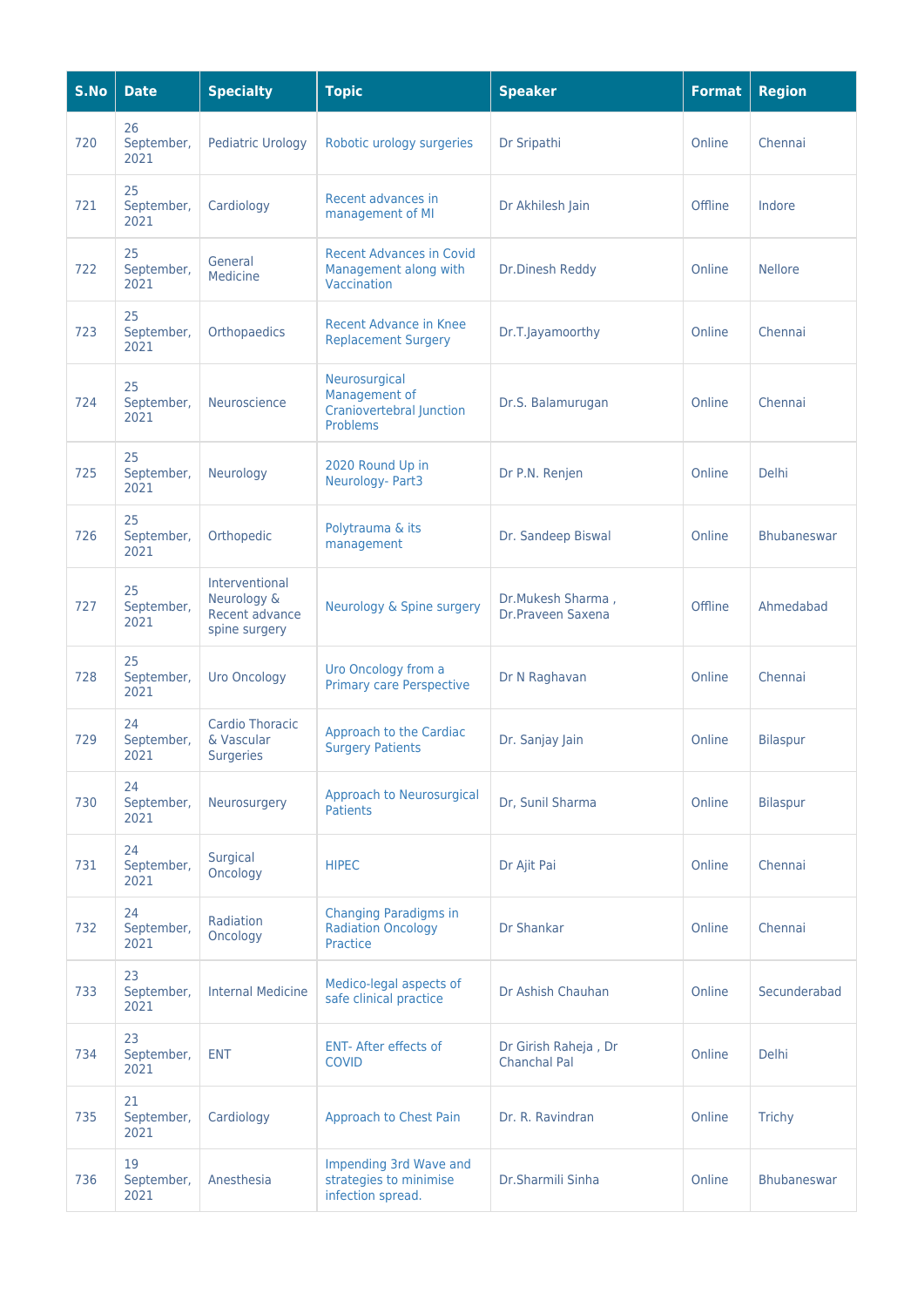| S.No | Date | Specialty | Topic | Speaker | Format | Region |
|---|---|---|---|---|---|---|
| 720 | 26 September, 2021 | Pediatric Urology | Robotic urology surgeries | Dr Sripathi | Online | Chennai |
| 721 | 25 September, 2021 | Cardiology | Recent advances in management of MI | Dr Akhilesh Jain | Offline | Indore |
| 722 | 25 September, 2021 | General Medicine | Recent Advances in Covid Management along with Vaccination | Dr.Dinesh Reddy | Online | Nellore |
| 723 | 25 September, 2021 | Orthopaedics | Recent Advance in Knee Replacement Surgery | Dr.T.Jayamoorthy | Online | Chennai |
| 724 | 25 September, 2021 | Neuroscience | Neurosurgical Management of Craniovertebral Junction Problems | Dr.S. Balamurugan | Online | Chennai |
| 725 | 25 September, 2021 | Neurology | 2020 Round Up in Neurology- Part3 | Dr P.N. Renjen | Online | Delhi |
| 726 | 25 September, 2021 | Orthopedic | Polytrauma & its management | Dr. Sandeep Biswal | Online | Bhubaneswar |
| 727 | 25 September, 2021 | Interventional Neurology & Recent advance spine surgery | Neurology & Spine surgery | Dr.Mukesh Sharma , Dr.Praveen Saxena | Offline | Ahmedabad |
| 728 | 25 September, 2021 | Uro Oncology | Uro Oncology from a Primary care Perspective | Dr N Raghavan | Online | Chennai |
| 729 | 24 September, 2021 | Cardio Thoracic & Vascular Surgeries | Approach to the Cardiac Surgery Patients | Dr. Sanjay Jain | Online | Bilaspur |
| 730 | 24 September, 2021 | Neurosurgery | Approach to Neurosurgical Patients | Dr, Sunil Sharma | Online | Bilaspur |
| 731 | 24 September, 2021 | Surgical Oncology | HIPEC | Dr Ajit Pai | Online | Chennai |
| 732 | 24 September, 2021 | Radiation Oncology | Changing Paradigms in Radiation Oncology Practice | Dr Shankar | Online | Chennai |
| 733 | 23 September, 2021 | Internal Medicine | Medico-legal aspects of safe clinical practice | Dr Ashish Chauhan | Online | Secunderabad |
| 734 | 23 September, 2021 | ENT | ENT- After effects of COVID | Dr Girish Raheja , Dr Chanchal Pal | Online | Delhi |
| 735 | 21 September, 2021 | Cardiology | Approach to Chest Pain | Dr. R. Ravindran | Online | Trichy |
| 736 | 19 September, 2021 | Anesthesia | Impending 3rd Wave and strategies to minimise infection spread. | Dr.Sharmili Sinha | Online | Bhubaneswar |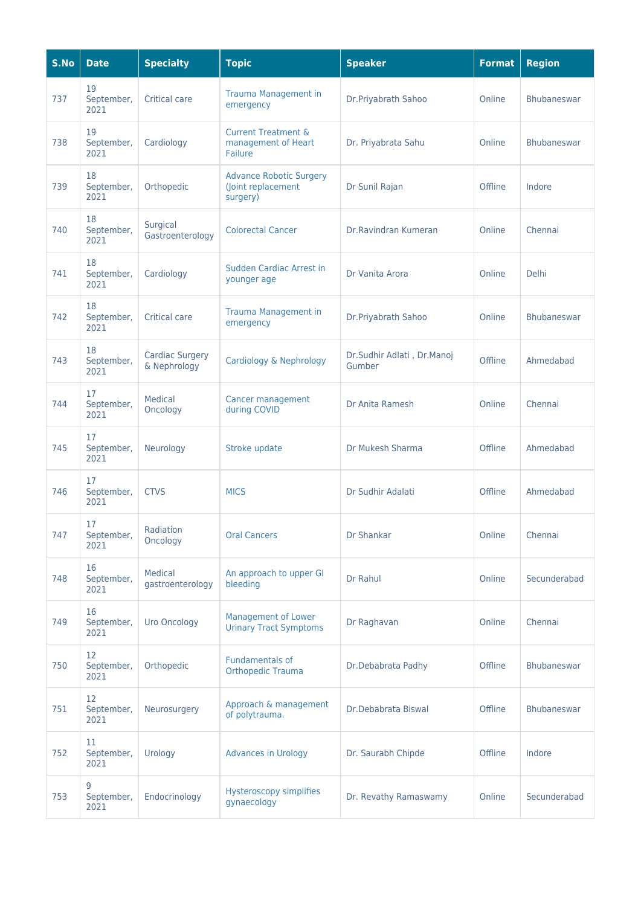| S.No | Date | Specialty | Topic | Speaker | Format | Region |
|---|---|---|---|---|---|---|
| 737 | 19 September, 2021 | Critical care | Trauma Management in emergency | Dr.Priyabrath Sahoo | Online | Bhubaneswar |
| 738 | 19 September, 2021 | Cardiology | Current Treatment & management of Heart Failure | Dr. Priyabrata Sahu | Online | Bhubaneswar |
| 739 | 18 September, 2021 | Orthopedic | Advance Robotic Surgery (Joint replacement surgery) | Dr Sunil Rajan | Offline | Indore |
| 740 | 18 September, 2021 | Surgical Gastroenterology | Colorectal Cancer | Dr.Ravindran Kumeran | Online | Chennai |
| 741 | 18 September, 2021 | Cardiology | Sudden Cardiac Arrest in younger age | Dr Vanita Arora | Online | Delhi |
| 742 | 18 September, 2021 | Critical care | Trauma Management in emergency | Dr.Priyabrath Sahoo | Online | Bhubaneswar |
| 743 | 18 September, 2021 | Cardiac Surgery & Nephrology | Cardiology & Nephrology | Dr.Sudhir Adlati , Dr.Manoj Gumber | Offline | Ahmedabad |
| 744 | 17 September, 2021 | Medical Oncology | Cancer management during COVID | Dr Anita Ramesh | Online | Chennai |
| 745 | 17 September, 2021 | Neurology | Stroke update | Dr Mukesh Sharma | Offline | Ahmedabad |
| 746 | 17 September, 2021 | CTVS | MICS | Dr Sudhir Adalati | Offline | Ahmedabad |
| 747 | 17 September, 2021 | Radiation Oncology | Oral Cancers | Dr Shankar | Online | Chennai |
| 748 | 16 September, 2021 | Medical gastroenterology | An approach to upper GI bleeding | Dr Rahul | Online | Secunderabad |
| 749 | 16 September, 2021 | Uro Oncology | Management of Lower Urinary Tract Symptoms | Dr Raghavan | Online | Chennai |
| 750 | 12 September, 2021 | Orthopedic | Fundamentals of Orthopedic Trauma | Dr.Debabrata Padhy | Offline | Bhubaneswar |
| 751 | 12 September, 2021 | Neurosurgery | Approach & management of polytrauma. | Dr.Debabrata Biswal | Offline | Bhubaneswar |
| 752 | 11 September, 2021 | Urology | Advances in Urology | Dr. Saurabh Chipde | Offline | Indore |
| 753 | 9 September, 2021 | Endocrinology | Hysteroscopy simplifies gynaecology | Dr. Revathy Ramaswamy | Online | Secunderabad |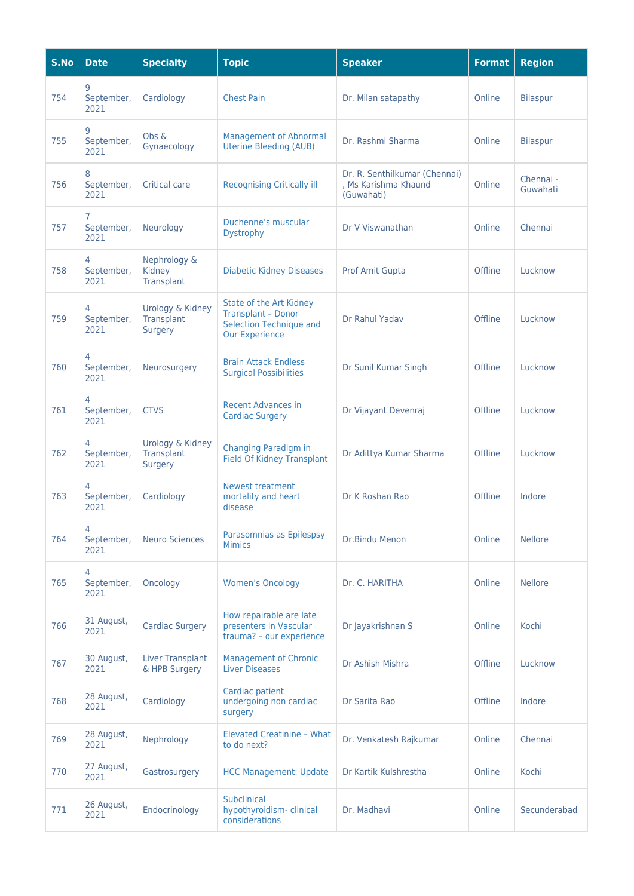| S.No | Date | Specialty | Topic | Speaker | Format | Region |
|---|---|---|---|---|---|---|
| 754 | 9 September, 2021 | Cardiology | Chest Pain | Dr. Milan satapathy | Online | Bilaspur |
| 755 | 9 September, 2021 | Obs & Gynaecology | Management of Abnormal Uterine Bleeding (AUB) | Dr. Rashmi Sharma | Online | Bilaspur |
| 756 | 8 September, 2021 | Critical care | Recognising Critically ill | Dr. R. Senthilkumar (Chennai) , Ms Karishma Khaund (Guwahati) | Online | Chennai - Guwahati |
| 757 | 7 September, 2021 | Neurology | Duchenne's muscular Dystrophy | Dr V Viswanathan | Online | Chennai |
| 758 | 4 September, 2021 | Nephrology & Kidney Transplant | Diabetic Kidney Diseases | Prof Amit Gupta | Offline | Lucknow |
| 759 | 4 September, 2021 | Urology & Kidney Transplant Surgery | State of the Art Kidney Transplant – Donor Selection Technique and Our Experience | Dr Rahul Yadav | Offline | Lucknow |
| 760 | 4 September, 2021 | Neurosurgery | Brain Attack Endless Surgical Possibilities | Dr Sunil Kumar Singh | Offline | Lucknow |
| 761 | 4 September, 2021 | CTVS | Recent Advances in Cardiac Surgery | Dr Vijayant Devenraj | Offline | Lucknow |
| 762 | 4 September, 2021 | Urology & Kidney Transplant Surgery | Changing Paradigm in Field Of Kidney Transplant | Dr Adittya Kumar Sharma | Offline | Lucknow |
| 763 | 4 September, 2021 | Cardiology | Newest treatment mortality and heart disease | Dr K Roshan Rao | Offline | Indore |
| 764 | 4 September, 2021 | Neuro Sciences | Parasomnias as Epilespsy Mimics | Dr.Bindu Menon | Online | Nellore |
| 765 | 4 September, 2021 | Oncology | Women's Oncology | Dr. C. HARITHA | Online | Nellore |
| 766 | 31 August, 2021 | Cardiac Surgery | How repairable are late presenters in Vascular trauma? – our experience | Dr Jayakrishnan S | Online | Kochi |
| 767 | 30 August, 2021 | Liver Transplant & HPB Surgery | Management of Chronic Liver Diseases | Dr Ashish Mishra | Offline | Lucknow |
| 768 | 28 August, 2021 | Cardiology | Cardiac patient undergoing non cardiac surgery | Dr Sarita Rao | Offline | Indore |
| 769 | 28 August, 2021 | Nephrology | Elevated Creatinine – What to do next? | Dr. Venkatesh Rajkumar | Online | Chennai |
| 770 | 27 August, 2021 | Gastrosurgery | HCC Management: Update | Dr Kartik Kulshrestha | Online | Kochi |
| 771 | 26 August, 2021 | Endocrinology | Subclinical hypothyroidism- clinical considerations | Dr. Madhavi | Online | Secunderabad |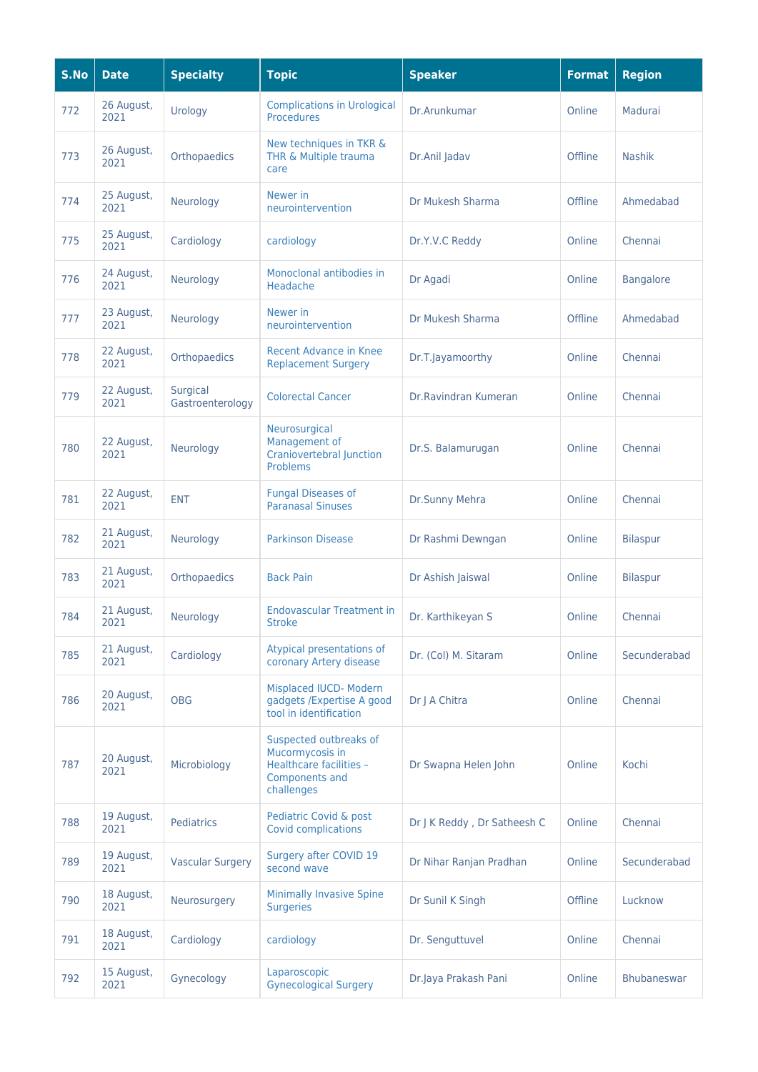| S.No | Date | Specialty | Topic | Speaker | Format | Region |
|---|---|---|---|---|---|---|
| 772 | 26 August, 2021 | Urology | Complications in Urological Procedures | Dr.Arunkumar | Online | Madurai |
| 773 | 26 August, 2021 | Orthopaedics | New techniques in TKR & THR & Multiple trauma care | Dr.Anil Jadav | Offline | Nashik |
| 774 | 25 August, 2021 | Neurology | Newer in neurointervention | Dr Mukesh Sharma | Offline | Ahmedabad |
| 775 | 25 August, 2021 | Cardiology | cardiology | Dr.Y.V.C Reddy | Online | Chennai |
| 776 | 24 August, 2021 | Neurology | Monoclonal antibodies in Headache | Dr Agadi | Online | Bangalore |
| 777 | 23 August, 2021 | Neurology | Newer in neurointervention | Dr Mukesh Sharma | Offline | Ahmedabad |
| 778 | 22 August, 2021 | Orthopaedics | Recent Advance in Knee Replacement Surgery | Dr.T.Jayamoorthy | Online | Chennai |
| 779 | 22 August, 2021 | Surgical Gastroenterology | Colorectal Cancer | Dr.Ravindran Kumeran | Online | Chennai |
| 780 | 22 August, 2021 | Neurology | Neurosurgical Management of Craniovertebral Junction Problems | Dr.S. Balamurugan | Online | Chennai |
| 781 | 22 August, 2021 | ENT | Fungal Diseases of Paranasal Sinuses | Dr.Sunny Mehra | Online | Chennai |
| 782 | 21 August, 2021 | Neurology | Parkinson Disease | Dr Rashmi Dewngan | Online | Bilaspur |
| 783 | 21 August, 2021 | Orthopaedics | Back Pain | Dr Ashish Jaiswal | Online | Bilaspur |
| 784 | 21 August, 2021 | Neurology | Endovascular Treatment in Stroke | Dr. Karthikeyan S | Online | Chennai |
| 785 | 21 August, 2021 | Cardiology | Atypical presentations of coronary Artery disease | Dr. (Col) M. Sitaram | Online | Secunderabad |
| 786 | 20 August, 2021 | OBG | Misplaced IUCD- Modern gadgets /Expertise A good tool in identification | Dr J A Chitra | Online | Chennai |
| 787 | 20 August, 2021 | Microbiology | Suspected outbreaks of Mucormycosis in Healthcare facilities – Components and challenges | Dr Swapna Helen John | Online | Kochi |
| 788 | 19 August, 2021 | Pediatrics | Pediatric Covid & post Covid complications | Dr J K Reddy , Dr Satheesh C | Online | Chennai |
| 789 | 19 August, 2021 | Vascular Surgery | Surgery after COVID 19 second wave | Dr Nihar Ranjan Pradhan | Online | Secunderabad |
| 790 | 18 August, 2021 | Neurosurgery | Minimally Invasive Spine Surgeries | Dr Sunil K Singh | Offline | Lucknow |
| 791 | 18 August, 2021 | Cardiology | cardiology | Dr. Senguttuvel | Online | Chennai |
| 792 | 15 August, 2021 | Gynecology | Laparoscopic Gynecological Surgery | Dr.Jaya Prakash Pani | Online | Bhubaneswar |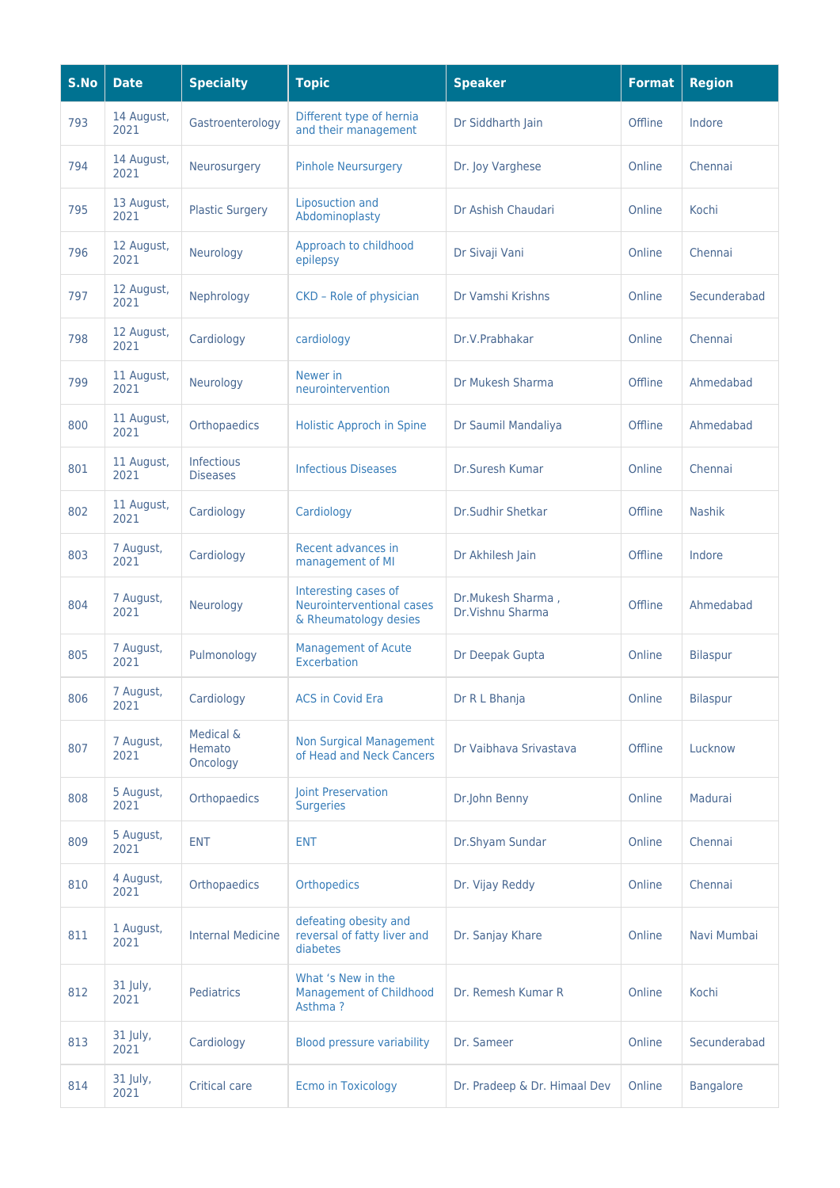| S.No | Date | Specialty | Topic | Speaker | Format | Region |
|---|---|---|---|---|---|---|
| 793 | 14 August, 2021 | Gastroenterology | Different type of hernia and their management | Dr Siddharth Jain | Offline | Indore |
| 794 | 14 August, 2021 | Neurosurgery | Pinhole Neursurgery | Dr. Joy Varghese | Online | Chennai |
| 795 | 13 August, 2021 | Plastic Surgery | Liposuction and Abdominoplasty | Dr Ashish Chaudari | Online | Kochi |
| 796 | 12 August, 2021 | Neurology | Approach to childhood epilepsy | Dr Sivaji Vani | Online | Chennai |
| 797 | 12 August, 2021 | Nephrology | CKD – Role of physician | Dr Vamshi Krishns | Online | Secunderabad |
| 798 | 12 August, 2021 | Cardiology | cardiology | Dr.V.Prabhakar | Online | Chennai |
| 799 | 11 August, 2021 | Neurology | Newer in neurointervention | Dr Mukesh Sharma | Offline | Ahmedabad |
| 800 | 11 August, 2021 | Orthopaedics | Holistic Approch in Spine | Dr Saumil Mandaliya | Offline | Ahmedabad |
| 801 | 11 August, 2021 | Infectious Diseases | Infectious Diseases | Dr.Suresh Kumar | Online | Chennai |
| 802 | 11 August, 2021 | Cardiology | Cardiology | Dr.Sudhir Shetkar | Offline | Nashik |
| 803 | 7 August, 2021 | Cardiology | Recent advances in management of MI | Dr Akhilesh Jain | Offline | Indore |
| 804 | 7 August, 2021 | Neurology | Interesting cases of Neurointerventional cases & Rheumatology desies | Dr.Mukesh Sharma , Dr.Vishnu Sharma | Offline | Ahmedabad |
| 805 | 7 August, 2021 | Pulmonology | Management of Acute Excerbation | Dr Deepak Gupta | Online | Bilaspur |
| 806 | 7 August, 2021 | Cardiology | ACS in Covid Era | Dr R L Bhanja | Online | Bilaspur |
| 807 | 7 August, 2021 | Medical & Hemato Oncology | Non Surgical Management of Head and Neck Cancers | Dr Vaibhava Srivastava | Offline | Lucknow |
| 808 | 5 August, 2021 | Orthopaedics | Joint Preservation Surgeries | Dr.John Benny | Online | Madurai |
| 809 | 5 August, 2021 | ENT | ENT | Dr.Shyam Sundar | Online | Chennai |
| 810 | 4 August, 2021 | Orthopaedics | Orthopedics | Dr. Vijay Reddy | Online | Chennai |
| 811 | 1 August, 2021 | Internal Medicine | defeating obesity and reversal of fatty liver and diabetes | Dr. Sanjay Khare | Online | Navi Mumbai |
| 812 | 31 July, 2021 | Pediatrics | What 's New in the Management of Childhood Asthma ? | Dr. Remesh Kumar R | Online | Kochi |
| 813 | 31 July, 2021 | Cardiology | Blood pressure variability | Dr. Sameer | Online | Secunderabad |
| 814 | 31 July, 2021 | Critical care | Ecmo in Toxicology | Dr. Pradeep & Dr. Himaal Dev | Online | Bangalore |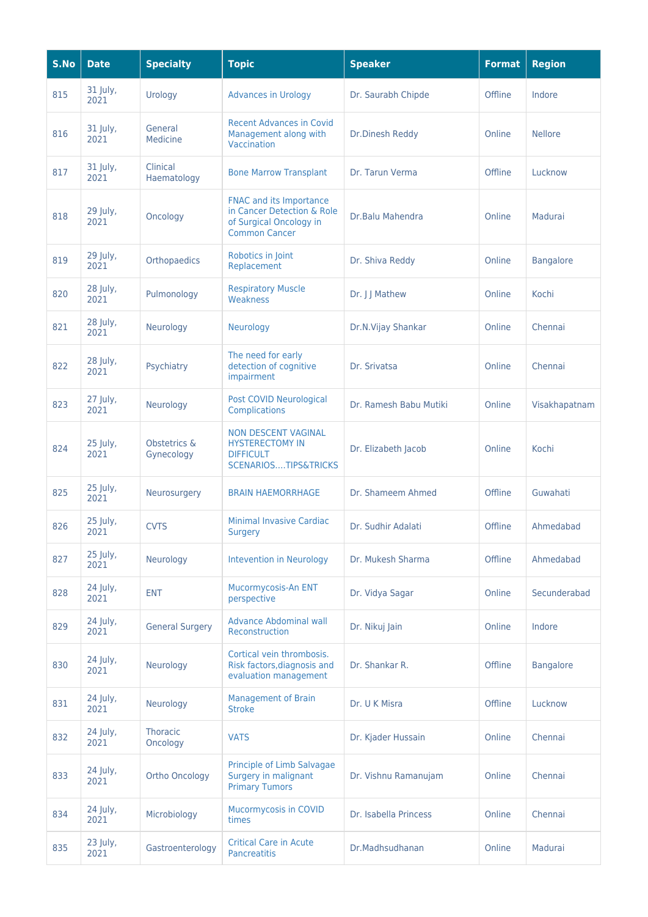| S.No | Date | Specialty | Topic | Speaker | Format | Region |
|---|---|---|---|---|---|---|
| 815 | 31 July, 2021 | Urology | Advances in Urology | Dr. Saurabh Chipde | Offline | Indore |
| 816 | 31 July, 2021 | General Medicine | Recent Advances in Covid Management along with Vaccination | Dr.Dinesh Reddy | Online | Nellore |
| 817 | 31 July, 2021 | Clinical Haematology | Bone Marrow Transplant | Dr. Tarun Verma | Offline | Lucknow |
| 818 | 29 July, 2021 | Oncology | FNAC and its Importance in Cancer Detection & Role of Surgical Oncology in Common Cancer | Dr.Balu Mahendra | Online | Madurai |
| 819 | 29 July, 2021 | Orthopaedics | Robotics in Joint Replacement | Dr. Shiva Reddy | Online | Bangalore |
| 820 | 28 July, 2021 | Pulmonology | Respiratory Muscle Weakness | Dr. J J Mathew | Online | Kochi |
| 821 | 28 July, 2021 | Neurology | Neurology | Dr.N.Vijay Shankar | Online | Chennai |
| 822 | 28 July, 2021 | Psychiatry | The need for early detection of cognitive impairment | Dr. Srivatsa | Online | Chennai |
| 823 | 27 July, 2021 | Neurology | Post COVID Neurological Complications | Dr. Ramesh Babu Mutiki | Online | Visakhapatnam |
| 824 | 25 July, 2021 | Obstetrics & Gynecology | NON DESCENT VAGINAL HYSTERECTOMY IN DIFFICULT SCENARIOS....TIPS&TRICKS | Dr. Elizabeth Jacob | Online | Kochi |
| 825 | 25 July, 2021 | Neurosurgery | BRAIN HAEMORRHAGE | Dr. Shameem Ahmed | Offline | Guwahati |
| 826 | 25 July, 2021 | CVTS | Minimal Invasive Cardiac Surgery | Dr. Sudhir Adalati | Offline | Ahmedabad |
| 827 | 25 July, 2021 | Neurology | Intevention in Neurology | Dr. Mukesh Sharma | Offline | Ahmedabad |
| 828 | 24 July, 2021 | ENT | Mucormycosis-An ENT perspective | Dr. Vidya Sagar | Online | Secunderabad |
| 829 | 24 July, 2021 | General Surgery | Advance Abdominal wall Reconstruction | Dr. Nikuj Jain | Online | Indore |
| 830 | 24 July, 2021 | Neurology | Cortical vein thrombosis. Risk factors,diagnosis and evaluation management | Dr. Shankar R. | Offline | Bangalore |
| 831 | 24 July, 2021 | Neurology | Management of Brain Stroke | Dr. U K Misra | Offline | Lucknow |
| 832 | 24 July, 2021 | Thoracic Oncology | VATS | Dr. Kjader Hussain | Online | Chennai |
| 833 | 24 July, 2021 | Ortho Oncology | Principle of Limb Salvagae Surgery in malignant Primary Tumors | Dr. Vishnu Ramanujam | Online | Chennai |
| 834 | 24 July, 2021 | Microbiology | Mucormycosis in COVID times | Dr. Isabella Princess | Online | Chennai |
| 835 | 23 July, 2021 | Gastroenterology | Critical Care in Acute Pancreatitis | Dr.Madhsudhanan | Online | Madurai |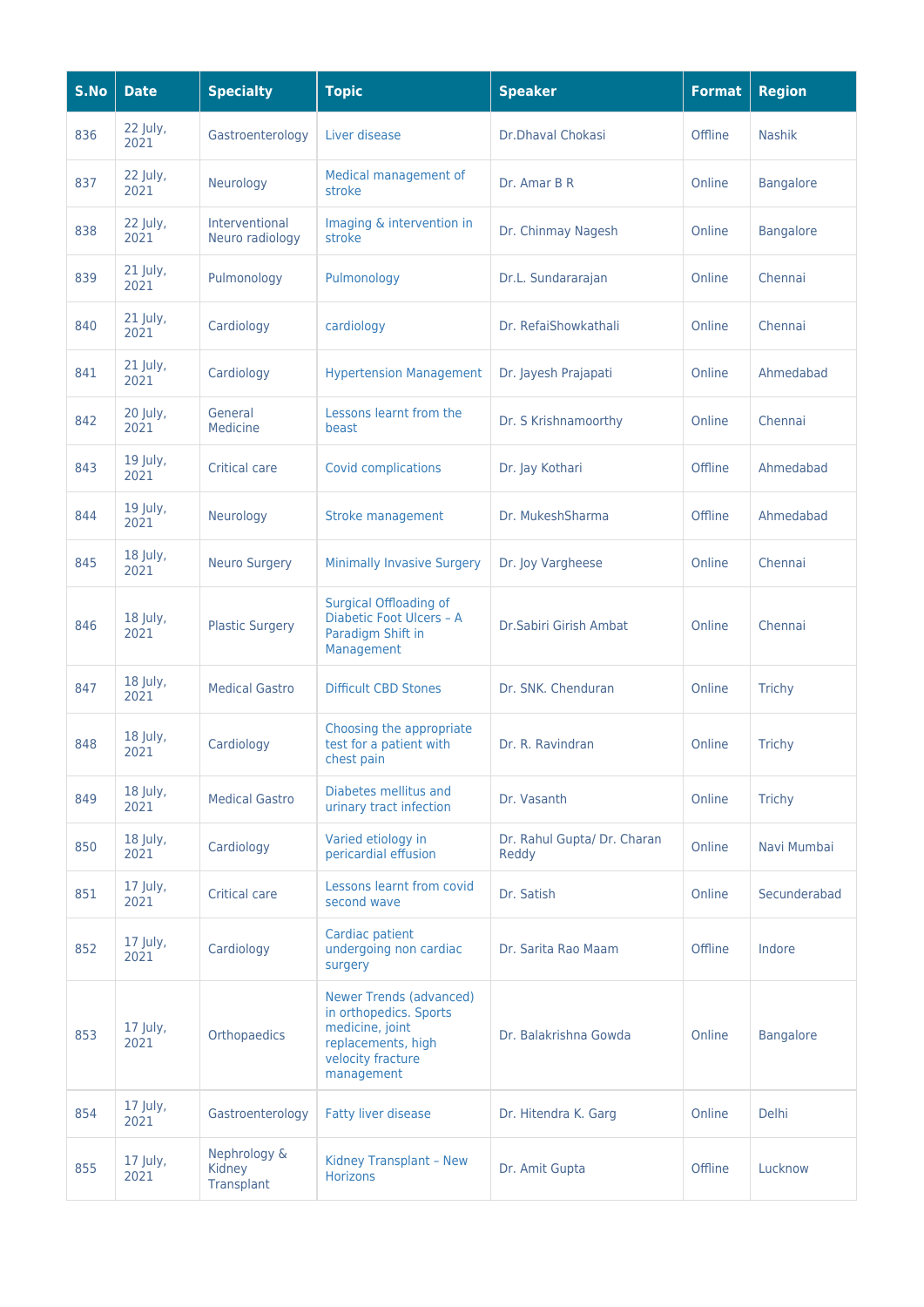| S.No | Date | Specialty | Topic | Speaker | Format | Region |
|---|---|---|---|---|---|---|
| 836 | 22 July, 2021 | Gastroenterology | Liver disease | Dr.Dhaval Chokasi | Offline | Nashik |
| 837 | 22 July, 2021 | Neurology | Medical management of stroke | Dr. Amar B R | Online | Bangalore |
| 838 | 22 July, 2021 | Interventional Neuro radiology | Imaging & intervention in stroke | Dr. Chinmay Nagesh | Online | Bangalore |
| 839 | 21 July, 2021 | Pulmonology | Pulmonology | Dr.L. Sundararajan | Online | Chennai |
| 840 | 21 July, 2021 | Cardiology | cardiology | Dr. RefaiShowkathali | Online | Chennai |
| 841 | 21 July, 2021 | Cardiology | Hypertension Management | Dr. Jayesh Prajapati | Online | Ahmedabad |
| 842 | 20 July, 2021 | General Medicine | Lessons learnt from the beast | Dr. S Krishnamoorthy | Online | Chennai |
| 843 | 19 July, 2021 | Critical care | Covid complications | Dr. Jay Kothari | Offline | Ahmedabad |
| 844 | 19 July, 2021 | Neurology | Stroke management | Dr. MukeshSharma | Offline | Ahmedabad |
| 845 | 18 July, 2021 | Neuro Surgery | Minimally Invasive Surgery | Dr. Joy Vargheese | Online | Chennai |
| 846 | 18 July, 2021 | Plastic Surgery | Surgical Offloading of Diabetic Foot Ulcers – A Paradigm Shift in Management | Dr.Sabiri Girish Ambat | Online | Chennai |
| 847 | 18 July, 2021 | Medical Gastro | Difficult CBD Stones | Dr. SNK. Chenduran | Online | Trichy |
| 848 | 18 July, 2021 | Cardiology | Choosing the appropriate test for a patient with chest pain | Dr. R. Ravindran | Online | Trichy |
| 849 | 18 July, 2021 | Medical Gastro | Diabetes mellitus and urinary tract infection | Dr. Vasanth | Online | Trichy |
| 850 | 18 July, 2021 | Cardiology | Varied etiology in pericardial effusion | Dr. Rahul Gupta/ Dr. Charan Reddy | Online | Navi Mumbai |
| 851 | 17 July, 2021 | Critical care | Lessons learnt from covid second wave | Dr. Satish | Online | Secunderabad |
| 852 | 17 July, 2021 | Cardiology | Cardiac patient undergoing non cardiac surgery | Dr. Sarita Rao Maam | Offline | Indore |
| 853 | 17 July, 2021 | Orthopaedics | Newer Trends (advanced) in orthopedics. Sports medicine, joint replacements, high velocity fracture management | Dr. Balakrishna Gowda | Online | Bangalore |
| 854 | 17 July, 2021 | Gastroenterology | Fatty liver disease | Dr. Hitendra K. Garg | Online | Delhi |
| 855 | 17 July, 2021 | Nephrology & Kidney Transplant | Kidney Transplant – New Horizons | Dr. Amit Gupta | Offline | Lucknow |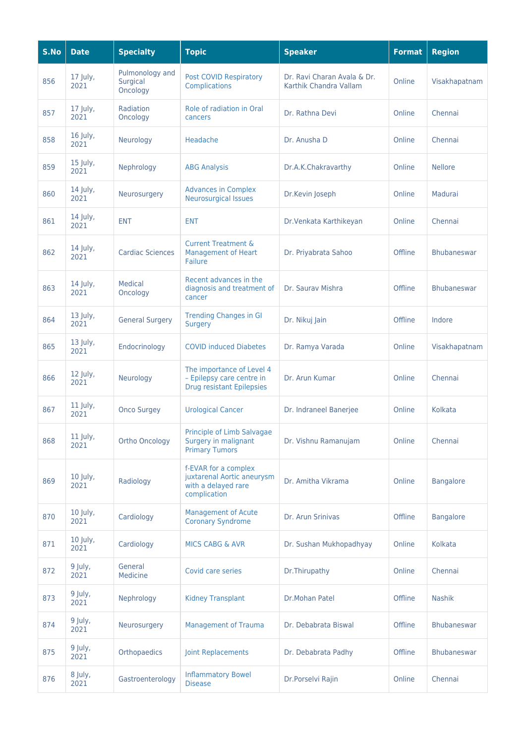| S.No | Date | Specialty | Topic | Speaker | Format | Region |
|---|---|---|---|---|---|---|
| 856 | 17 July, 2021 | Pulmonology and Surgical Oncology | Post COVID Respiratory Complications | Dr. Ravi Charan Avala & Dr. Karthik Chandra Vallam | Online | Visakhapatnam |
| 857 | 17 July, 2021 | Radiation Oncology | Role of radiation in Oral cancers | Dr. Rathna Devi | Online | Chennai |
| 858 | 16 July, 2021 | Neurology | Headache | Dr. Anusha D | Online | Chennai |
| 859 | 15 July, 2021 | Nephrology | ABG Analysis | Dr.A.K.Chakravarthy | Online | Nellore |
| 860 | 14 July, 2021 | Neurosurgery | Advances in Complex Neurosurgical Issues | Dr.Kevin Joseph | Online | Madurai |
| 861 | 14 July, 2021 | ENT | ENT | Dr.Venkata Karthikeyan | Online | Chennai |
| 862 | 14 July, 2021 | Cardiac Sciences | Current Treatment & Management of Heart Failure | Dr. Priyabrata Sahoo | Offline | Bhubaneswar |
| 863 | 14 July, 2021 | Medical Oncology | Recent advances in the diagnosis and treatment of cancer | Dr. Saurav Mishra | Offline | Bhubaneswar |
| 864 | 13 July, 2021 | General Surgery | Trending Changes in GI Surgery | Dr. Nikuj Jain | Offline | Indore |
| 865 | 13 July, 2021 | Endocrinology | COVID induced Diabetes | Dr. Ramya Varada | Online | Visakhapatnam |
| 866 | 12 July, 2021 | Neurology | The importance of Level 4 – Epilepsy care centre in Drug resistant Epilepsies | Dr. Arun Kumar | Online | Chennai |
| 867 | 11 July, 2021 | Onco Surgey | Urological Cancer | Dr. Indraneel Banerjee | Online | Kolkata |
| 868 | 11 July, 2021 | Ortho Oncology | Principle of Limb Salvagae Surgery in malignant Primary Tumors | Dr. Vishnu Ramanujam | Online | Chennai |
| 869 | 10 July, 2021 | Radiology | f-EVAR for a complex juxtarenal Aortic aneurysm with a delayed rare complication | Dr. Amitha Vikrama | Online | Bangalore |
| 870 | 10 July, 2021 | Cardiology | Management of Acute Coronary Syndrome | Dr. Arun Srinivas | Offline | Bangalore |
| 871 | 10 July, 2021 | Cardiology | MICS CABG & AVR | Dr. Sushan Mukhopadhyay | Online | Kolkata |
| 872 | 9 July, 2021 | General Medicine | Covid care series | Dr.Thirupathy | Online | Chennai |
| 873 | 9 July, 2021 | Nephrology | Kidney Transplant | Dr.Mohan Patel | Offline | Nashik |
| 874 | 9 July, 2021 | Neurosurgery | Management of Trauma | Dr. Debabrata Biswal | Offline | Bhubaneswar |
| 875 | 9 July, 2021 | Orthopaedics | Joint Replacements | Dr. Debabrata Padhy | Offline | Bhubaneswar |
| 876 | 8 July, 2021 | Gastroenterology | Inflammatory Bowel Disease | Dr.Porselvi Rajin | Online | Chennai |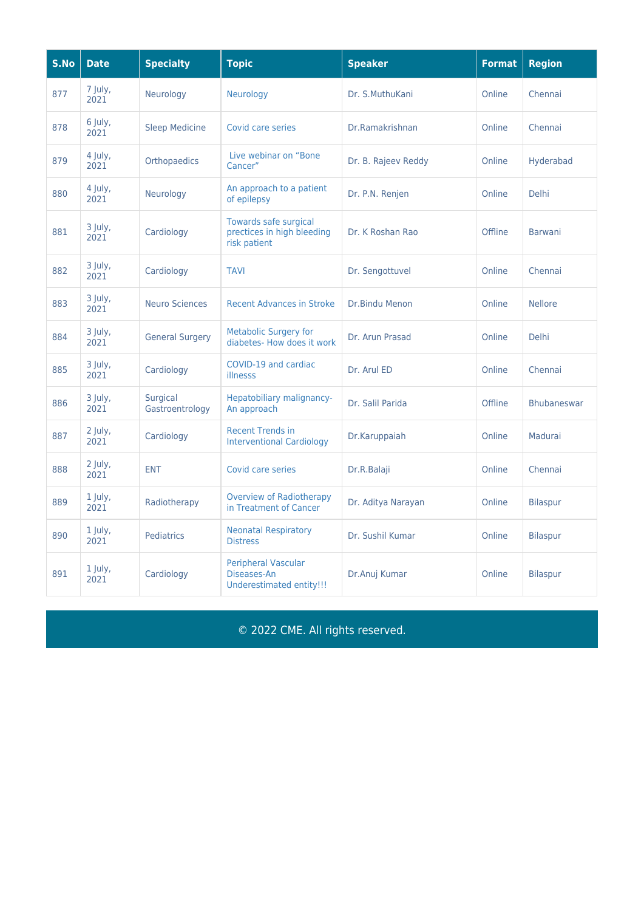| S.No | Date | Specialty | Topic | Speaker | Format | Region |
|---|---|---|---|---|---|---|
| 877 | 7 July, 2021 | Neurology | Neurology | Dr. S.MuthuKani | Online | Chennai |
| 878 | 6 July, 2021 | Sleep Medicine | Covid care series | Dr.Ramakrishnan | Online | Chennai |
| 879 | 4 July, 2021 | Orthopaedics | Live webinar on "Bone Cancer" | Dr. B. Rajeev Reddy | Online | Hyderabad |
| 880 | 4 July, 2021 | Neurology | An approach to a patient of epilepsy | Dr. P.N. Renjen | Online | Delhi |
| 881 | 3 July, 2021 | Cardiology | Towards safe surgical prectices in high bleeding risk patient | Dr. K Roshan Rao | Offline | Barwani |
| 882 | 3 July, 2021 | Cardiology | TAVI | Dr. Sengottuvel | Online | Chennai |
| 883 | 3 July, 2021 | Neuro Sciences | Recent Advances in Stroke | Dr.Bindu Menon | Online | Nellore |
| 884 | 3 July, 2021 | General Surgery | Metabolic Surgery for diabetes- How does it work | Dr. Arun Prasad | Online | Delhi |
| 885 | 3 July, 2021 | Cardiology | COVID-19 and cardiac illnesss | Dr. Arul ED | Online | Chennai |
| 886 | 3 July, 2021 | Surgical Gastroentrology | Hepatobiliary malignancy- An approach | Dr. Salil Parida | Offline | Bhubaneswar |
| 887 | 2 July, 2021 | Cardiology | Recent Trends in Interventional Cardiology | Dr.Karuppaiah | Online | Madurai |
| 888 | 2 July, 2021 | ENT | Covid care series | Dr.R.Balaji | Online | Chennai |
| 889 | 1 July, 2021 | Radiotherapy | Overview of Radiotherapy in Treatment of Cancer | Dr. Aditya Narayan | Online | Bilaspur |
| 890 | 1 July, 2021 | Pediatrics | Neonatal Respiratory Distress | Dr. Sushil Kumar | Online | Bilaspur |
| 891 | 1 July, 2021 | Cardiology | Peripheral Vascular Diseases-An Underestimated entity!!! | Dr.Anuj Kumar | Online | Bilaspur |

© 2022 CME. All rights reserved.